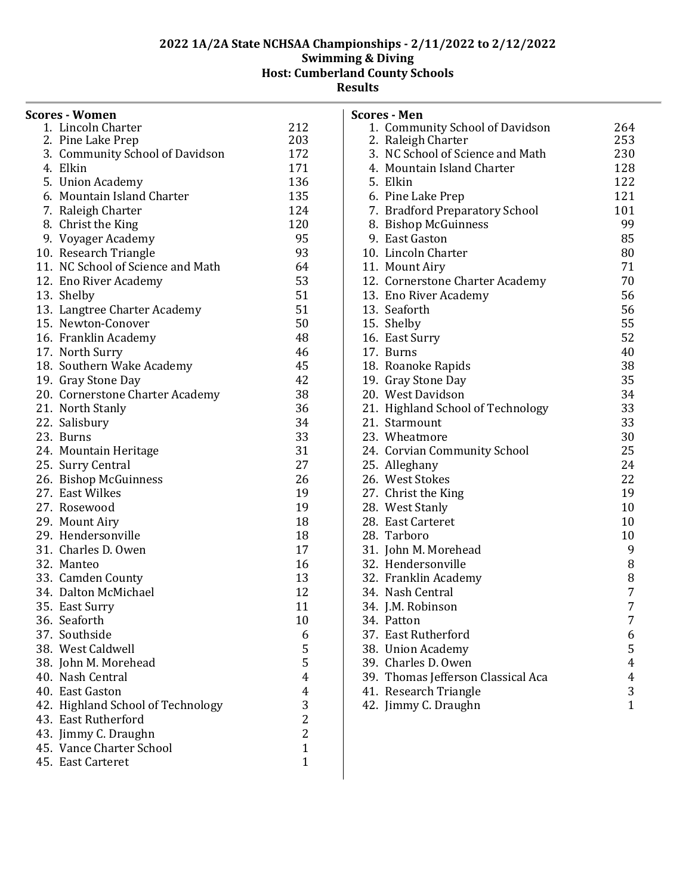# 2022 1A/2A State NCHSAA Championships - 2/11/2022 to 2/12/2022
## Swimming & Diving
## Host: Cumberland County Schools
## Results

### Scores - Women

| Place | School | Points |
|---|---|---|
| 1. | Lincoln Charter | 212 |
| 2. | Pine Lake Prep | 203 |
| 3. | Community School of Davidson | 172 |
| 4. | Elkin | 171 |
| 5. | Union Academy | 136 |
| 6. | Mountain Island Charter | 135 |
| 7. | Raleigh Charter | 124 |
| 8. | Christ the King | 120 |
| 9. | Voyager Academy | 95 |
| 10. | Research Triangle | 93 |
| 11. | NC School of Science and Math | 64 |
| 12. | Eno River Academy | 53 |
| 13. | Shelby | 51 |
| 13. | Langtree Charter Academy | 51 |
| 15. | Newton-Conover | 50 |
| 16. | Franklin Academy | 48 |
| 17. | North Surry | 46 |
| 18. | Southern Wake Academy | 45 |
| 19. | Gray Stone Day | 42 |
| 20. | Cornerstone Charter Academy | 38 |
| 21. | North Stanly | 36 |
| 22. | Salisbury | 34 |
| 23. | Burns | 33 |
| 24. | Mountain Heritage | 31 |
| 25. | Surry Central | 27 |
| 26. | Bishop McGuinness | 26 |
| 27. | East Wilkes | 19 |
| 27. | Rosewood | 19 |
| 29. | Mount Airy | 18 |
| 29. | Hendersonville | 18 |
| 31. | Charles D. Owen | 17 |
| 32. | Manteo | 16 |
| 33. | Camden County | 13 |
| 34. | Dalton McMichael | 12 |
| 35. | East Surry | 11 |
| 36. | Seaforth | 10 |
| 37. | Southside | 6 |
| 38. | West Caldwell | 5 |
| 38. | John M. Morehead | 5 |
| 40. | Nash Central | 4 |
| 40. | East Gaston | 4 |
| 42. | Highland School of Technology | 3 |
| 43. | East Rutherford | 2 |
| 43. | Jimmy C. Draughn | 2 |
| 45. | Vance Charter School | 1 |
| 45. | East Carteret | 1 |

### Scores - Men

| Place | School | Points |
|---|---|---|
| 1. | Community School of Davidson | 264 |
| 2. | Raleigh Charter | 253 |
| 3. | NC School of Science and Math | 230 |
| 4. | Mountain Island Charter | 128 |
| 5. | Elkin | 122 |
| 6. | Pine Lake Prep | 121 |
| 7. | Bradford Preparatory School | 101 |
| 8. | Bishop McGuinness | 99 |
| 9. | East Gaston | 85 |
| 10. | Lincoln Charter | 80 |
| 11. | Mount Airy | 71 |
| 12. | Cornerstone Charter Academy | 70 |
| 13. | Eno River Academy | 56 |
| 13. | Seaforth | 56 |
| 15. | Shelby | 55 |
| 16. | East Surry | 52 |
| 17. | Burns | 40 |
| 18. | Roanoke Rapids | 38 |
| 19. | Gray Stone Day | 35 |
| 20. | West Davidson | 34 |
| 21. | Highland School of Technology | 33 |
| 21. | Starmount | 33 |
| 23. | Wheatmore | 30 |
| 24. | Corvian Community School | 25 |
| 25. | Alleghany | 24 |
| 26. | West Stokes | 22 |
| 27. | Christ the King | 19 |
| 28. | West Stanly | 10 |
| 28. | East Carteret | 10 |
| 28. | Tarboro | 10 |
| 31. | John M. Morehead | 9 |
| 32. | Hendersonville | 8 |
| 32. | Franklin Academy | 8 |
| 34. | Nash Central | 7 |
| 34. | J.M. Robinson | 7 |
| 34. | Patton | 7 |
| 37. | East Rutherford | 6 |
| 38. | Union Academy | 5 |
| 39. | Charles D. Owen | 4 |
| 39. | Thomas Jefferson Classical Aca | 4 |
| 41. | Research Triangle | 3 |
| 42. | Jimmy C. Draughn | 1 |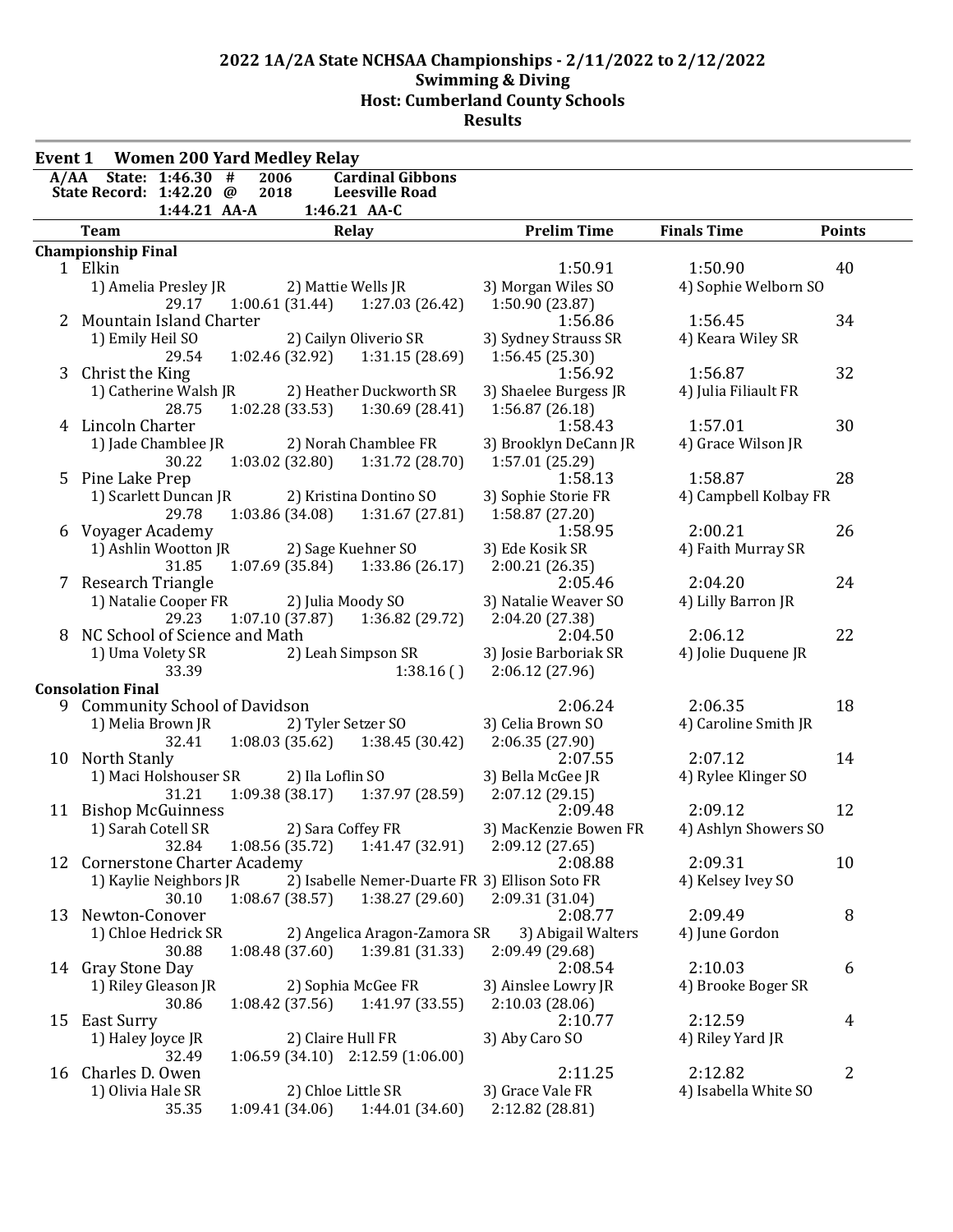# 2022 1A/2A State NCHSAA Championships - 2/11/2022 to 2/12/2022
## Swimming & Diving
## Host: Cumberland County Schools
## Results

**Event 1 Women 200 Yard Medley Relay**

| | | | |
|---|---|---|---|
| A/AA State: | 1:46.30 # | 2006 | Cardinal Gibbons |
| State Record: | 1:42.20 @ | 2018 | Leesville Road |
| | 1:44.21 AA-A | 1:46.21 AA-C | |

| | Team | Relay | Prelim Time | Finals Time | Points |
|---|---|---|---|---|---|
| **Championship Final** | | | | | |
| 1 | Elkin | | 1:50.91 | 1:50.90 | 40 |
| | 1) Amelia Presley JR | 2) Mattie Wells JR | 3) Morgan Wiles SO | 4) Sophie Welborn SO | |
| | 29.17 | 1:00.61 (31.44) 1:27.03 (26.42) | 1:50.90 (23.87) | | |
| 2 | Mountain Island Charter | | 1:56.86 | 1:56.45 | 34 |
| | 1) Emily Heil SO | 2) Cailyn Oliverio SR | 3) Sydney Strauss SR | 4) Keara Wiley SR | |
| | 29.54 | 1:02.46 (32.92) 1:31.15 (28.69) | 1:56.45 (25.30) | | |
| 3 | Christ the King | | 1:56.92 | 1:56.87 | 32 |
| | 1) Catherine Walsh JR | 2) Heather Duckworth SR | 3) Shaelee Burgess JR | 4) Julia Filiault FR | |
| | 28.75 | 1:02.28 (33.53) 1:30.69 (28.41) | 1:56.87 (26.18) | | |
| 4 | Lincoln Charter | | 1:58.43 | 1:57.01 | 30 |
| | 1) Jade Chamblee JR | 2) Norah Chamblee FR | 3) Brooklyn DeCann JR | 4) Grace Wilson JR | |
| | 30.22 | 1:03.02 (32.80) 1:31.72 (28.70) | 1:57.01 (25.29) | | |
| 5 | Pine Lake Prep | | 1:58.13 | 1:58.87 | 28 |
| | 1) Scarlett Duncan JR | 2) Kristina Dontino SO | 3) Sophie Storie FR | 4) Campbell Kolbay FR | |
| | 29.78 | 1:03.86 (34.08) 1:31.67 (27.81) | 1:58.87 (27.20) | | |
| 6 | Voyager Academy | | 1:58.95 | 2:00.21 | 26 |
| | 1) Ashlin Wootton JR | 2) Sage Kuehner SO | 3) Ede Kosik SR | 4) Faith Murray SR | |
| | 31.85 | 1:07.69 (35.84) 1:33.86 (26.17) | 2:00.21 (26.35) | | |
| 7 | Research Triangle | | 2:05.46 | 2:04.20 | 24 |
| | 1) Natalie Cooper FR | 2) Julia Moody SO | 3) Natalie Weaver SO | 4) Lilly Barron JR | |
| | 29.23 | 1:07.10 (37.87) 1:36.82 (29.72) | 2:04.20 (27.38) | | |
| 8 | NC School of Science and Math | | 2:04.50 | 2:06.12 | 22 |
| | 1) Uma Volety SR | 2) Leah Simpson SR | 3) Josie Barboriak SR | 4) Jolie Duquene JR | |
| | 33.39 | 1:38.16 ( ) | 2:06.12 (27.96) | | |
| **Consolation Final** | | | | | |
| 9 | Community School of Davidson | | 2:06.24 | 2:06.35 | 18 |
| | 1) Melia Brown JR | 2) Tyler Setzer SO | 3) Celia Brown SO | 4) Caroline Smith JR | |
| | 32.41 | 1:08.03 (35.62) 1:38.45 (30.42) | 2:06.35 (27.90) | | |
| 10 | North Stanly | | 2:07.55 | 2:07.12 | 14 |
| | 1) Maci Holshouser SR | 2) Ila Loflin SO | 3) Bella McGee JR | 4) Rylee Klinger SO | |
| | 31.21 | 1:09.38 (38.17) 1:37.97 (28.59) | 2:07.12 (29.15) | | |
| 11 | Bishop McGuinness | | 2:09.48 | 2:09.12 | 12 |
| | 1) Sarah Cotell SR | 2) Sara Coffey FR | 3) MacKenzie Bowen FR | 4) Ashlyn Showers SO | |
| | 32.84 | 1:08.56 (35.72) 1:41.47 (32.91) | 2:09.12 (27.65) | | |
| 12 | Cornerstone Charter Academy | | 2:08.88 | 2:09.31 | 10 |
| | 1) Kaylie Neighbors JR | 2) Isabelle Nemer-Duarte FR | 3) Ellison Soto FR | 4) Kelsey Ivey SO | |
| | 30.10 | 1:08.67 (38.57) 1:38.27 (29.60) | 2:09.31 (31.04) | | |
| 13 | Newton-Conover | | 2:08.77 | 2:09.49 | 8 |
| | 1) Chloe Hedrick SR | 2) Angelica Aragon-Zamora SR | 3) Abigail Walters | 4) June Gordon | |
| | 30.88 | 1:08.48 (37.60) 1:39.81 (31.33) | 2:09.49 (29.68) | | |
| 14 | Gray Stone Day | | 2:08.54 | 2:10.03 | 6 |
| | 1) Riley Gleason JR | 2) Sophia McGee FR | 3) Ainslee Lowry JR | 4) Brooke Boger SR | |
| | 30.86 | 1:08.42 (37.56) 1:41.97 (33.55) | 2:10.03 (28.06) | | |
| 15 | East Surry | | 2:10.77 | 2:12.59 | 4 |
| | 1) Haley Joyce JR | 2) Claire Hull FR | 3) Aby Caro SO | 4) Riley Yard JR | |
| | 32.49 | 1:06.59 (34.10) 2:12.59 (1:06.00) | | | |
| 16 | Charles D. Owen | | 2:11.25 | 2:12.82 | 2 |
| | 1) Olivia Hale SR | 2) Chloe Little SR | 3) Grace Vale FR | 4) Isabella White SO | |
| | 35.35 | 1:09.41 (34.06) 1:44.01 (34.60) | 2:12.82 (28.81) | | |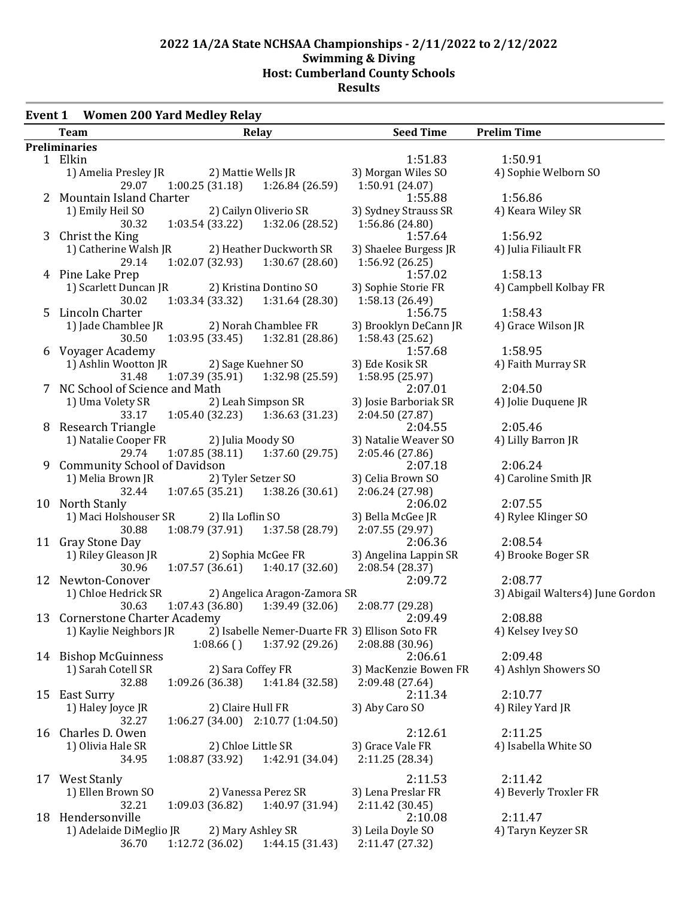# 2022 1A/2A State NCHSAA Championships - 2/11/2022 to 2/12/2022
## Swimming & Diving
## Host: Cumberland County Schools
## Results

### Event 1 Women 200 Yard Medley Relay

| | Team | Relay | | Seed Time | Prelim Time |
|---|---|---|---|---|---|
| **Preliminaries** | | | | | |
| 1 | Elkin | | | 1:51.83 | 1:50.91 |
| | 1) Amelia Presley JR | 2) Mattie Wells JR | | 3) Morgan Wiles SO | 4) Sophie Welborn SO |
| | 29.07 | 1:00.25 (31.18) | 1:26.84 (26.59) | 1:50.91 (24.07) | |
| 2 | Mountain Island Charter | | | 1:55.88 | 1:56.86 |
| | 1) Emily Heil SO | 2) Cailyn Oliverio SR | | 3) Sydney Strauss SR | 4) Keara Wiley SR |
| | 30.32 | 1:03.54 (33.22) | 1:32.06 (28.52) | 1:56.86 (24.80) | |
| 3 | Christ the King | | | 1:57.64 | 1:56.92 |
| | 1) Catherine Walsh JR | 2) Heather Duckworth SR | | 3) Shaelee Burgess JR | 4) Julia Filiault FR |
| | 29.14 | 1:02.07 (32.93) | 1:30.67 (28.60) | 1:56.92 (26.25) | |
| 4 | Pine Lake Prep | | | 1:57.02 | 1:58.13 |
| | 1) Scarlett Duncan JR | 2) Kristina Dontino SO | | 3) Sophie Storie FR | 4) Campbell Kolbay FR |
| | 30.02 | 1:03.34 (33.32) | 1:31.64 (28.30) | 1:58.13 (26.49) | |
| 5 | Lincoln Charter | | | 1:56.75 | 1:58.43 |
| | 1) Jade Chamblee JR | 2) Norah Chamblee FR | | 3) Brooklyn DeCann JR | 4) Grace Wilson JR |
| | 30.50 | 1:03.95 (33.45) | 1:32.81 (28.86) | 1:58.43 (25.62) | |
| 6 | Voyager Academy | | | 1:57.68 | 1:58.95 |
| | 1) Ashlin Wootton JR | 2) Sage Kuehner SO | | 3) Ede Kosik SR | 4) Faith Murray SR |
| | 31.48 | 1:07.39 (35.91) | 1:32.98 (25.59) | 1:58.95 (25.97) | |
| 7 | NC School of Science and Math | | | 2:07.01 | 2:04.50 |
| | 1) Uma Volety SR | 2) Leah Simpson SR | | 3) Josie Barboriak SR | 4) Jolie Duquene JR |
| | 33.17 | 1:05.40 (32.23) | 1:36.63 (31.23) | 2:04.50 (27.87) | |
| 8 | Research Triangle | | | 2:04.55 | 2:05.46 |
| | 1) Natalie Cooper FR | 2) Julia Moody SO | | 3) Natalie Weaver SO | 4) Lilly Barron JR |
| | 29.74 | 1:07.85 (38.11) | 1:37.60 (29.75) | 2:05.46 (27.86) | |
| 9 | Community School of Davidson | | | 2:07.18 | 2:06.24 |
| | 1) Melia Brown JR | 2) Tyler Setzer SO | | 3) Celia Brown SO | 4) Caroline Smith JR |
| | 32.44 | 1:07.65 (35.21) | 1:38.26 (30.61) | 2:06.24 (27.98) | |
| 10 | North Stanly | | | 2:06.02 | 2:07.55 |
| | 1) Maci Holshouser SR | 2) Ila Loflin SO | | 3) Bella McGee JR | 4) Rylee Klinger SO |
| | 30.88 | 1:08.79 (37.91) | 1:37.58 (28.79) | 2:07.55 (29.97) | |
| 11 | Gray Stone Day | | | 2:06.36 | 2:08.54 |
| | 1) Riley Gleason JR | 2) Sophia McGee FR | | 3) Angelina Lappin SR | 4) Brooke Boger SR |
| | 30.96 | 1:07.57 (36.61) | 1:40.17 (32.60) | 2:08.54 (28.37) | |
| 12 | Newton-Conover | | | 2:09.72 | 2:08.77 |
| | 1) Chloe Hedrick SR | 2) Angelica Aragon-Zamora SR | | | 3) Abigail Walters4) June Gordon |
| | 30.63 | 1:07.43 (36.80) | 1:39.49 (32.06) | 2:08.77 (29.28) | |
| 13 | Cornerstone Charter Academy | | | 2:09.49 | 2:08.88 |
| | 1) Kaylie Neighbors JR | 2) Isabelle Nemer-Duarte FR | | 3) Ellison Soto FR | 4) Kelsey Ivey SO |
| | | 1:08.66 ( ) | 1:37.92 (29.26) | 2:08.88 (30.96) | |
| 14 | Bishop McGuinness | | | 2:06.61 | 2:09.48 |
| | 1) Sarah Cotell SR | 2) Sara Coffey FR | | 3) MacKenzie Bowen FR | 4) Ashlyn Showers SO |
| | 32.88 | 1:09.26 (36.38) | 1:41.84 (32.58) | 2:09.48 (27.64) | |
| 15 | East Surry | | | 2:11.34 | 2:10.77 |
| | 1) Haley Joyce JR | 2) Claire Hull FR | | 3) Aby Caro SO | 4) Riley Yard JR |
| | 32.27 | 1:06.27 (34.00) | 2:10.77 (1:04.50) | | |
| 16 | Charles D. Owen | | | 2:12.61 | 2:11.25 |
| | 1) Olivia Hale SR | 2) Chloe Little SR | | 3) Grace Vale FR | 4) Isabella White SO |
| | 34.95 | 1:08.87 (33.92) | 1:42.91 (34.04) | 2:11.25 (28.34) | |
| 17 | West Stanly | | | 2:11.53 | 2:11.42 |
| | 1) Ellen Brown SO | 2) Vanessa Perez SR | | 3) Lena Preslar FR | 4) Beverly Troxler FR |
| | 32.21 | 1:09.03 (36.82) | 1:40.97 (31.94) | 2:11.42 (30.45) | |
| 18 | Hendersonville | | | 2:10.08 | 2:11.47 |
| | 1) Adelaide DiMeglio JR | 2) Mary Ashley SR | | 3) Leila Doyle SO | 4) Taryn Keyzer SR |
| | 36.70 | 1:12.72 (36.02) | 1:44.15 (31.43) | 2:11.47 (27.32) | |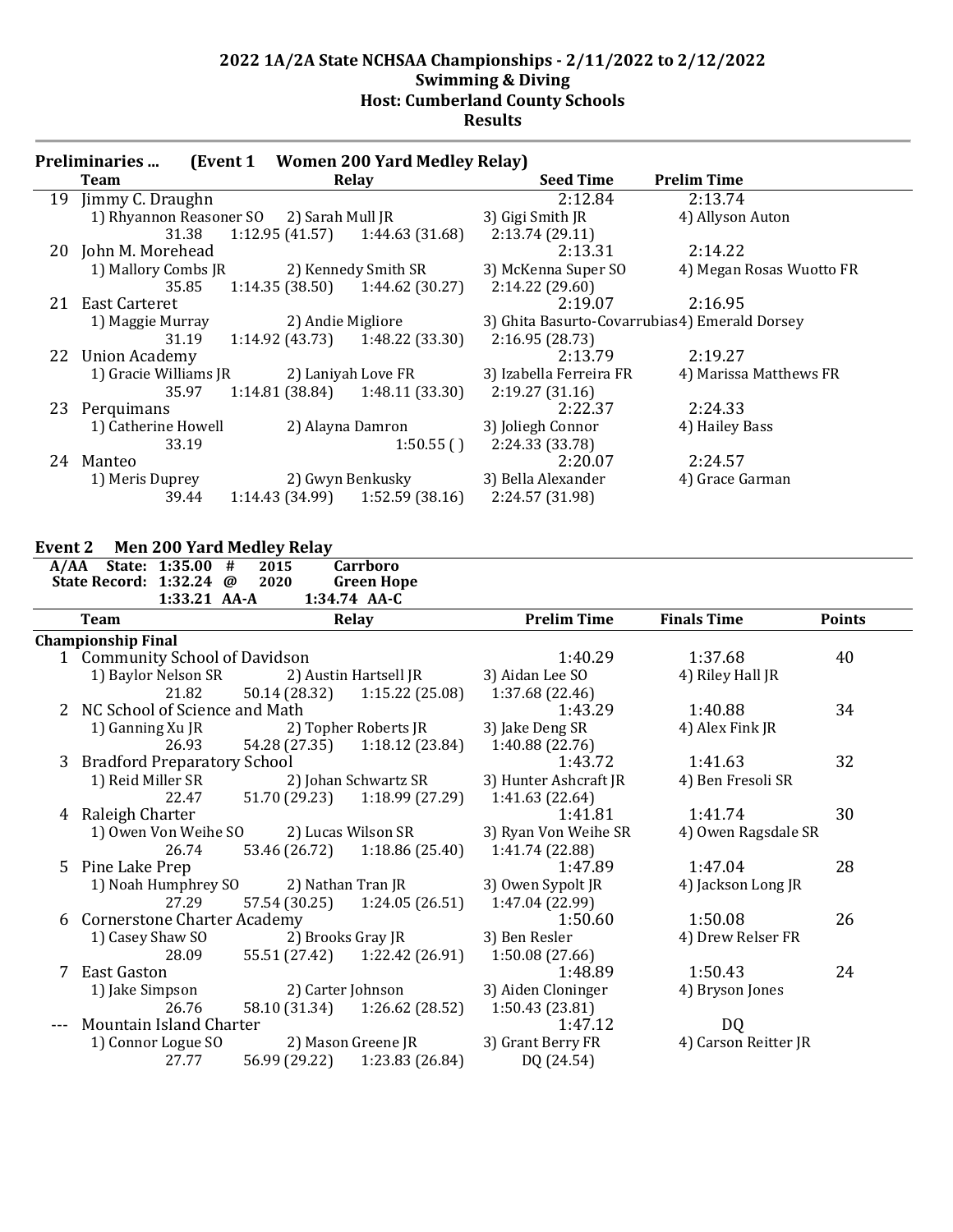## 2022 1A/2A State NCHSAA Championships - 2/11/2022 to 2/12/2022
## Swimming & Diving
## Host: Cumberland County Schools
## Results

### Preliminaries ... (Event 1 Women 200 Yard Medley Relay)

| | Team | Relay | | Seed Time | Prelim Time |
|---|---|---|---|---|---|
| 19 | Jimmy C. Draughn | | | 2:12.84 | 2:13.74 |
| | 1) Rhyannon Reasoner SO | 2) Sarah Mull JR | | 3) Gigi Smith JR | 4) Allyson Auton |
| | 31.38 | 1:12.95 (41.57) | 1:44.63 (31.68) | 2:13.74 (29.11) | |
| 20 | John M. Morehead | | | 2:13.31 | 2:14.22 |
| | 1) Mallory Combs JR | 2) Kennedy Smith SR | | 3) McKenna Super SO | 4) Megan Rosas Wuotto FR |
| | 35.85 | 1:14.35 (38.50) | 1:44.62 (30.27) | 2:14.22 (29.60) | |
| 21 | East Carteret | | | 2:19.07 | 2:16.95 |
| | 1) Maggie Murray | 2) Andie Migliore | | 3) Ghita Basurto-Covarrubias | 4) Emerald Dorsey |
| | 31.19 | 1:14.92 (43.73) | 1:48.22 (33.30) | 2:16.95 (28.73) | |
| 22 | Union Academy | | | 2:13.79 | 2:19.27 |
| | 1) Gracie Williams JR | 2) Laniyah Love FR | | 3) Izabella Ferreira FR | 4) Marissa Matthews FR |
| | 35.97 | 1:14.81 (38.84) | 1:48.11 (33.30) | 2:19.27 (31.16) | |
| 23 | Perquimans | | | 2:22.37 | 2:24.33 |
| | 1) Catherine Howell | 2) Alayna Damron | | 3) Joliegh Connor | 4) Hailey Bass |
| | 33.19 | | 1:50.55 ( ) | 2:24.33 (33.78) | |
| 24 | Manteo | | | 2:20.07 | 2:24.57 |
| | 1) Meris Duprey | 2) Gwyn Benkusky | | 3) Bella Alexander | 4) Grace Garman |
| | 39.44 | 1:14.43 (34.99) | 1:52.59 (38.16) | 2:24.57 (31.98) | |

### Event 2 Men 200 Yard Medley Relay

A/AA State: 1:35.00 # 2015 Carrboro
State Record: 1:32.24 @ 2020 Green Hope
1:33.21 AA-A 1:34.74 AA-C

| | Team | Relay | | Prelim Time | Finals Time | Points |
|---|---|---|---|---|---|---|
| **Championship Final** | | | | | | |
| 1 | Community School of Davidson | | | 1:40.29 | 1:37.68 | 40 |
| | 1) Baylor Nelson SR | 2) Austin Hartsell JR | | 3) Aidan Lee SO | 4) Riley Hall JR | |
| | 21.82 | 50.14 (28.32) | 1:15.22 (25.08) | 1:37.68 (22.46) | | |
| 2 | NC School of Science and Math | | | 1:43.29 | 1:40.88 | 34 |
| | 1) Ganning Xu JR | 2) Topher Roberts JR | | 3) Jake Deng SR | 4) Alex Fink JR | |
| | 26.93 | 54.28 (27.35) | 1:18.12 (23.84) | 1:40.88 (22.76) | | |
| 3 | Bradford Preparatory School | | | 1:43.72 | 1:41.63 | 32 |
| | 1) Reid Miller SR | 2) Johan Schwartz SR | | 3) Hunter Ashcraft JR | 4) Ben Fresoli SR | |
| | 22.47 | 51.70 (29.23) | 1:18.99 (27.29) | 1:41.63 (22.64) | | |
| 4 | Raleigh Charter | | | 1:41.81 | 1:41.74 | 30 |
| | 1) Owen Von Weihe SO | 2) Lucas Wilson SR | | 3) Ryan Von Weihe SR | 4) Owen Ragsdale SR | |
| | 26.74 | 53.46 (26.72) | 1:18.86 (25.40) | 1:41.74 (22.88) | | |
| 5 | Pine Lake Prep | | | 1:47.89 | 1:47.04 | 28 |
| | 1) Noah Humphrey SO | 2) Nathan Tran JR | | 3) Owen Sypolt JR | 4) Jackson Long JR | |
| | 27.29 | 57.54 (30.25) | 1:24.05 (26.51) | 1:47.04 (22.99) | | |
| 6 | Cornerstone Charter Academy | | | 1:50.60 | 1:50.08 | 26 |
| | 1) Casey Shaw SO | 2) Brooks Gray JR | | 3) Ben Resler | 4) Drew Relser FR | |
| | 28.09 | 55.51 (27.42) | 1:22.42 (26.91) | 1:50.08 (27.66) | | |
| 7 | East Gaston | | | 1:48.89 | 1:50.43 | 24 |
| | 1) Jake Simpson | 2) Carter Johnson | | 3) Aiden Cloninger | 4) Bryson Jones | |
| | 26.76 | 58.10 (31.34) | 1:26.62 (28.52) | 1:50.43 (23.81) | | |
| --- | Mountain Island Charter | | | 1:47.12 | DQ | |
| | 1) Connor Logue SO | 2) Mason Greene JR | | 3) Grant Berry FR | 4) Carson Reitter JR | |
| | 27.77 | 56.99 (29.22) | 1:23.83 (26.84) | DQ (24.54) | | |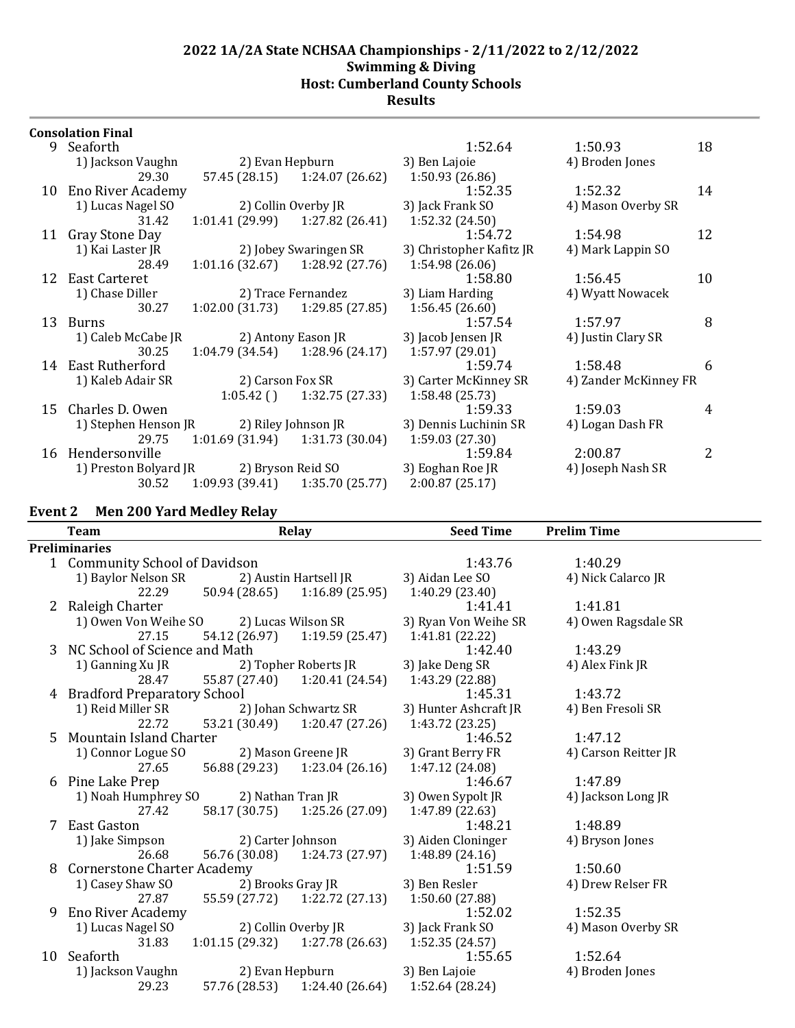## 2022 1A/2A State NCHSAA Championships - 2/11/2022 to 2/12/2022
## Swimming & Diving
## Host: Cumberland County Schools
## Results

**Consolation Final**

| | Team | | | Seed Time | Finals Time | Points |
|---|---|---|---|---|---|---|
| 9 | Seaforth | | | 1:52.64 | 1:50.93 | 18 |
| | 1) Jackson Vaughn | 2) Evan Hepburn | | 3) Ben Lajoie | 4) Broden Jones | |
| | 29.30 | 57.45 (28.15) | 1:24.07 (26.62) | 1:50.93 (26.86) | | |
| 10 | Eno River Academy | | | 1:52.35 | 1:52.32 | 14 |
| | 1) Lucas Nagel SO | 2) Collin Overby JR | | 3) Jack Frank SO | 4) Mason Overby SR | |
| | 31.42 | 1:01.41 (29.99) | 1:27.82 (26.41) | 1:52.32 (24.50) | | |
| 11 | Gray Stone Day | | | 1:54.72 | 1:54.98 | 12 |
| | 1) Kai Laster JR | 2) Jobey Swaringen SR | | 3) Christopher Kafitz JR | 4) Mark Lappin SO | |
| | 28.49 | 1:01.16 (32.67) | 1:28.92 (27.76) | 1:54.98 (26.06) | | |
| 12 | East Carteret | | | 1:58.80 | 1:56.45 | 10 |
| | 1) Chase Diller | 2) Trace Fernandez | | 3) Liam Harding | 4) Wyatt Nowacek | |
| | 30.27 | 1:02.00 (31.73) | 1:29.85 (27.85) | 1:56.45 (26.60) | | |
| 13 | Burns | | | 1:57.54 | 1:57.97 | 8 |
| | 1) Caleb McCabe JR | 2) Antony Eason JR | | 3) Jacob Jensen JR | 4) Justin Clary SR | |
| | 30.25 | 1:04.79 (34.54) | 1:28.96 (24.17) | 1:57.97 (29.01) | | |
| 14 | East Rutherford | | | 1:59.74 | 1:58.48 | 6 |
| | 1) Kaleb Adair SR | 2) Carson Fox SR | | 3) Carter McKinney SR | 4) Zander McKinney FR | |
| | | 1:05.42 ( ) | 1:32.75 (27.33) | 1:58.48 (25.73) | | |
| 15 | Charles D. Owen | | | 1:59.33 | 1:59.03 | 4 |
| | 1) Stephen Henson JR | 2) Riley Johnson JR | | 3) Dennis Luchinin SR | 4) Logan Dash FR | |
| | 29.75 | 1:01.69 (31.94) | 1:31.73 (30.04) | 1:59.03 (27.30) | | |
| 16 | Hendersonville | | | 1:59.84 | 2:00.87 | 2 |
| | 1) Preston Bolyard JR | 2) Bryson Reid SO | | 3) Eoghan Roe JR | 4) Joseph Nash SR | |
| | 30.52 | 1:09.93 (39.41) | 1:35.70 (25.77) | 2:00.87 (25.17) | | |

### Event 2 Men 200 Yard Medley Relay

| | Team | Relay | | Seed Time | Prelim Time |
|---|---|---|---|---|---|
| **Preliminaries** | | | | | |
| 1 | Community School of Davidson | | | 1:43.76 | 1:40.29 |
| | 1) Baylor Nelson SR | 2) Austin Hartsell JR | | 3) Aidan Lee SO | 4) Nick Calarco JR |
| | 22.29 | 50.94 (28.65) | 1:16.89 (25.95) | 1:40.29 (23.40) | |
| 2 | Raleigh Charter | | | 1:41.41 | 1:41.81 |
| | 1) Owen Von Weihe SO | 2) Lucas Wilson SR | | 3) Ryan Von Weihe SR | 4) Owen Ragsdale SR |
| | 27.15 | 54.12 (26.97) | 1:19.59 (25.47) | 1:41.81 (22.22) | |
| 3 | NC School of Science and Math | | | 1:42.40 | 1:43.29 |
| | 1) Ganning Xu JR | 2) Topher Roberts JR | | 3) Jake Deng SR | 4) Alex Fink JR |
| | 28.47 | 55.87 (27.40) | 1:20.41 (24.54) | 1:43.29 (22.88) | |
| 4 | Bradford Preparatory School | | | 1:45.31 | 1:43.72 |
| | 1) Reid Miller SR | 2) Johan Schwartz SR | | 3) Hunter Ashcraft JR | 4) Ben Fresoli SR |
| | 22.72 | 53.21 (30.49) | 1:20.47 (27.26) | 1:43.72 (23.25) | |
| 5 | Mountain Island Charter | | | 1:46.52 | 1:47.12 |
| | 1) Connor Logue SO | 2) Mason Greene JR | | 3) Grant Berry FR | 4) Carson Reitter JR |
| | 27.65 | 56.88 (29.23) | 1:23.04 (26.16) | 1:47.12 (24.08) | |
| 6 | Pine Lake Prep | | | 1:46.67 | 1:47.89 |
| | 1) Noah Humphrey SO | 2) Nathan Tran JR | | 3) Owen Sypolt JR | 4) Jackson Long JR |
| | 27.42 | 58.17 (30.75) | 1:25.26 (27.09) | 1:47.89 (22.63) | |
| 7 | East Gaston | | | 1:48.21 | 1:48.89 |
| | 1) Jake Simpson | 2) Carter Johnson | | 3) Aiden Cloninger | 4) Bryson Jones |
| | 26.68 | 56.76 (30.08) | 1:24.73 (27.97) | 1:48.89 (24.16) | |
| 8 | Cornerstone Charter Academy | | | 1:51.59 | 1:50.60 |
| | 1) Casey Shaw SO | 2) Brooks Gray JR | | 3) Ben Resler | 4) Drew Relser FR |
| | 27.87 | 55.59 (27.72) | 1:22.72 (27.13) | 1:50.60 (27.88) | |
| 9 | Eno River Academy | | | 1:52.02 | 1:52.35 |
| | 1) Lucas Nagel SO | 2) Collin Overby JR | | 3) Jack Frank SO | 4) Mason Overby SR |
| | 31.83 | 1:01.15 (29.32) | 1:27.78 (26.63) | 1:52.35 (24.57) | |
| 10 | Seaforth | | | 1:55.65 | 1:52.64 |
| | 1) Jackson Vaughn | 2) Evan Hepburn | | 3) Ben Lajoie | 4) Broden Jones |
| | 29.23 | 57.76 (28.53) | 1:24.40 (26.64) | 1:52.64 (28.24) | |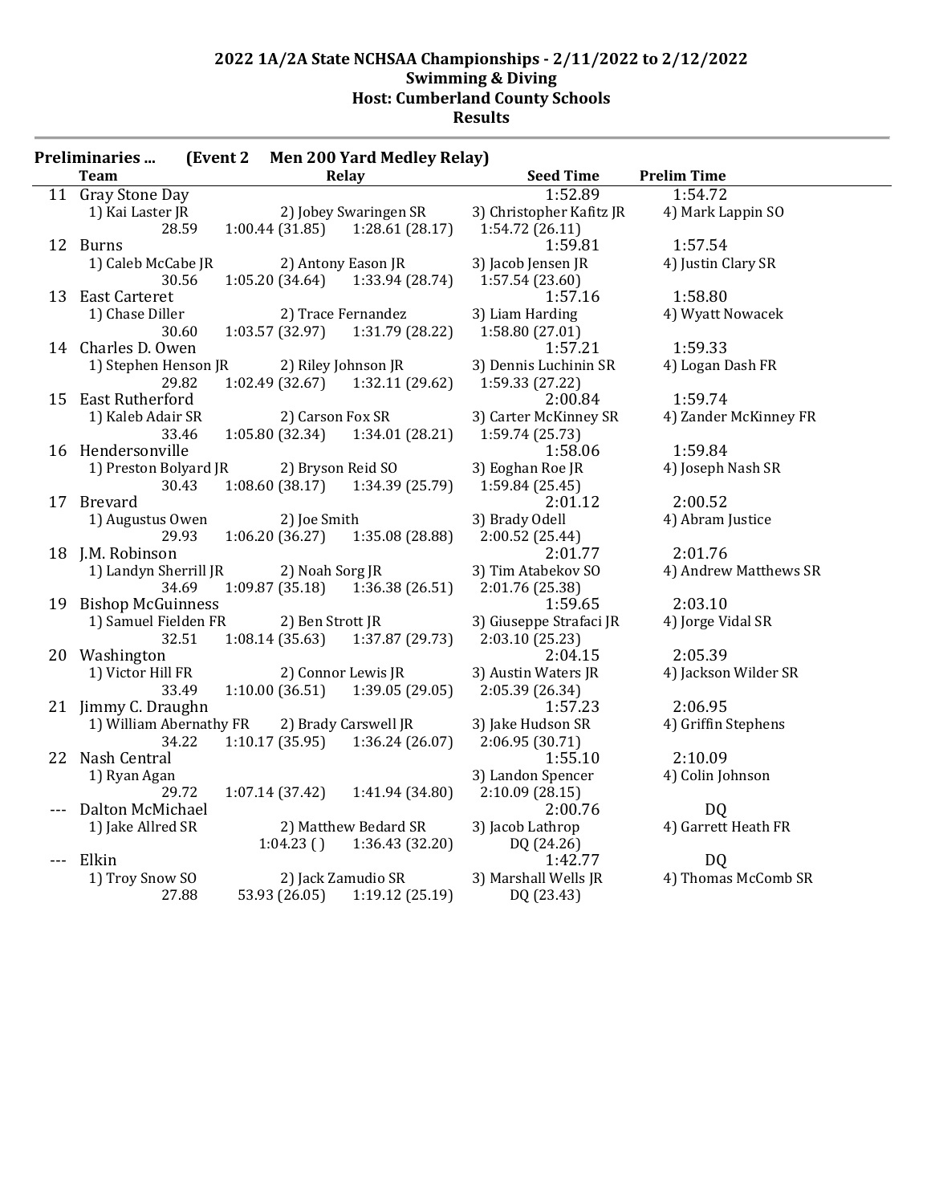## 2022 1A/2A State NCHSAA Championships - 2/11/2022 to 2/12/2022
### Swimming & Diving
### Host: Cumberland County Schools
### Results

**Preliminaries ... (Event 2 Men 200 Yard Medley Relay)**

| | Team | Relay | | Seed Time | Prelim Time |
|---|---|---|---|---|---|
| 11 | Gray Stone Day | | | 1:52.89 | 1:54.72 |
| | 1) Kai Laster JR | 2) Jobey Swaringen SR | | 3) Christopher Kafitz JR | 4) Mark Lappin SO |
| | 28.59 | 1:00.44 (31.85) | 1:28.61 (28.17) | 1:54.72 (26.11) | |
| 12 | Burns | | | 1:59.81 | 1:57.54 |
| | 1) Caleb McCabe JR | 2) Antony Eason JR | | 3) Jacob Jensen JR | 4) Justin Clary SR |
| | 30.56 | 1:05.20 (34.64) | 1:33.94 (28.74) | 1:57.54 (23.60) | |
| 13 | East Carteret | | | 1:57.16 | 1:58.80 |
| | 1) Chase Diller | 2) Trace Fernandez | | 3) Liam Harding | 4) Wyatt Nowacek |
| | 30.60 | 1:03.57 (32.97) | 1:31.79 (28.22) | 1:58.80 (27.01) | |
| 14 | Charles D. Owen | | | 1:57.21 | 1:59.33 |
| | 1) Stephen Henson JR | 2) Riley Johnson JR | | 3) Dennis Luchinin SR | 4) Logan Dash FR |
| | 29.82 | 1:02.49 (32.67) | 1:32.11 (29.62) | 1:59.33 (27.22) | |
| 15 | East Rutherford | | | 2:00.84 | 1:59.74 |
| | 1) Kaleb Adair SR | 2) Carson Fox SR | | 3) Carter McKinney SR | 4) Zander McKinney FR |
| | 33.46 | 1:05.80 (32.34) | 1:34.01 (28.21) | 1:59.74 (25.73) | |
| 16 | Hendersonville | | | 1:58.06 | 1:59.84 |
| | 1) Preston Bolyard JR | 2) Bryson Reid SO | | 3) Eoghan Roe JR | 4) Joseph Nash SR |
| | 30.43 | 1:08.60 (38.17) | 1:34.39 (25.79) | 1:59.84 (25.45) | |
| 17 | Brevard | | | 2:01.12 | 2:00.52 |
| | 1) Augustus Owen | 2) Joe Smith | | 3) Brady Odell | 4) Abram Justice |
| | 29.93 | 1:06.20 (36.27) | 1:35.08 (28.88) | 2:00.52 (25.44) | |
| 18 | J.M. Robinson | | | 2:01.77 | 2:01.76 |
| | 1) Landyn Sherrill JR | 2) Noah Sorg JR | | 3) Tim Atabekov SO | 4) Andrew Matthews SR |
| | 34.69 | 1:09.87 (35.18) | 1:36.38 (26.51) | 2:01.76 (25.38) | |
| 19 | Bishop McGuinness | | | 1:59.65 | 2:03.10 |
| | 1) Samuel Fielden FR | 2) Ben Strott JR | | 3) Giuseppe Strafaci JR | 4) Jorge Vidal SR |
| | 32.51 | 1:08.14 (35.63) | 1:37.87 (29.73) | 2:03.10 (25.23) | |
| 20 | Washington | | | 2:04.15 | 2:05.39 |
| | 1) Victor Hill FR | 2) Connor Lewis JR | | 3) Austin Waters JR | 4) Jackson Wilder SR |
| | 33.49 | 1:10.00 (36.51) | 1:39.05 (29.05) | 2:05.39 (26.34) | |
| 21 | Jimmy C. Draughn | | | 1:57.23 | 2:06.95 |
| | 1) William Abernathy FR | 2) Brady Carswell JR | | 3) Jake Hudson SR | 4) Griffin Stephens |
| | 34.22 | 1:10.17 (35.95) | 1:36.24 (26.07) | 2:06.95 (30.71) | |
| 22 | Nash Central | | | 1:55.10 | 2:10.09 |
| | 1) Ryan Agan | | | 3) Landon Spencer | 4) Colin Johnson |
| | 29.72 | 1:07.14 (37.42) | 1:41.94 (34.80) | 2:10.09 (28.15) | |
| --- | Dalton McMichael | | | 2:00.76 | DQ |
| | 1) Jake Allred SR | 2) Matthew Bedard SR | | 3) Jacob Lathrop | 4) Garrett Heath FR |
| | | 1:04.23 ( ) | 1:36.43 (32.20) | DQ (24.26) | |
| --- | Elkin | | | 1:42.77 | DQ |
| | 1) Troy Snow SO | 2) Jack Zamudio SR | | 3) Marshall Wells JR | 4) Thomas McComb SR |
| | 27.88 | 53.93 (26.05) | 1:19.12 (25.19) | DQ (23.43) | |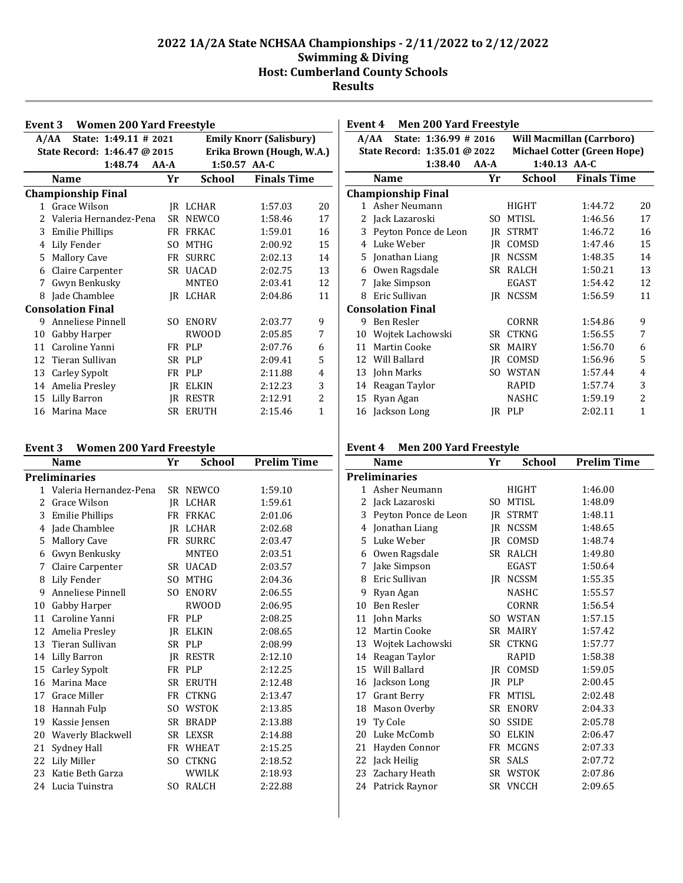# 2022 1A/2A State NCHSAA Championships - 2/11/2022 to 2/12/2022
## Swimming & Diving
## Host: Cumberland County Schools
## Results

### Event 3 Women 200 Yard Freestyle

A/AA State: 1:49.11 # 2021 — Emily Knorr (Salisbury)
State Record: 1:46.47 @ 2015 — Erika Brown (Hough, W.A.)
1:48.74 AA-A — 1:50.57 AA-C

| | Name | Yr | School | Finals Time | |
|---|---|---|---|---|---|
| **Championship Final** | | | | | |
| 1 | Grace Wilson | JR | LCHAR | 1:57.03 | 20 |
| 2 | Valeria Hernandez-Pena | SR | NEWCO | 1:58.46 | 17 |
| 3 | Emilie Phillips | FR | FRKAC | 1:59.01 | 16 |
| 4 | Lily Fender | SO | MTHG | 2:00.92 | 15 |
| 5 | Mallory Cave | FR | SURRC | 2:02.13 | 14 |
| 6 | Claire Carpenter | SR | UACAD | 2:02.75 | 13 |
| 7 | Gwyn Benkusky | | MNTEO | 2:03.41 | 12 |
| 8 | Jade Chamblee | JR | LCHAR | 2:04.86 | 11 |
| **Consolation Final** | | | | | |
| 9 | Anneliese Pinnell | SO | ENORV | 2:03.77 | 9 |
| 10 | Gabby Harper | | RWOOD | 2:05.85 | 7 |
| 11 | Caroline Yanni | FR | PLP | 2:07.76 | 6 |
| 12 | Tieran Sullivan | SR | PLP | 2:09.41 | 5 |
| 13 | Carley Sypolt | FR | PLP | 2:11.88 | 4 |
| 14 | Amelia Presley | JR | ELKIN | 2:12.23 | 3 |
| 15 | Lilly Barron | JR | RESTR | 2:12.91 | 2 |
| 16 | Marina Mace | SR | ERUTH | 2:15.46 | 1 |

### Event 3 Women 200 Yard Freestyle

| | Name | Yr | School | Prelim Time |
|---|---|---|---|---|
| **Preliminaries** | | | | |
| 1 | Valeria Hernandez-Pena | SR | NEWCO | 1:59.10 |
| 2 | Grace Wilson | JR | LCHAR | 1:59.61 |
| 3 | Emilie Phillips | FR | FRKAC | 2:01.06 |
| 4 | Jade Chamblee | JR | LCHAR | 2:02.68 |
| 5 | Mallory Cave | FR | SURRC | 2:03.47 |
| 6 | Gwyn Benkusky | | MNTEO | 2:03.51 |
| 7 | Claire Carpenter | SR | UACAD | 2:03.57 |
| 8 | Lily Fender | SO | MTHG | 2:04.36 |
| 9 | Anneliese Pinnell | SO | ENORV | 2:06.55 |
| 10 | Gabby Harper | | RWOOD | 2:06.95 |
| 11 | Caroline Yanni | FR | PLP | 2:08.25 |
| 12 | Amelia Presley | JR | ELKIN | 2:08.65 |
| 13 | Tieran Sullivan | SR | PLP | 2:08.99 |
| 14 | Lilly Barron | JR | RESTR | 2:12.10 |
| 15 | Carley Sypolt | FR | PLP | 2:12.25 |
| 16 | Marina Mace | SR | ERUTH | 2:12.48 |
| 17 | Grace Miller | FR | CTKNG | 2:13.47 |
| 18 | Hannah Fulp | SO | WSTOK | 2:13.85 |
| 19 | Kassie Jensen | SR | BRADP | 2:13.88 |
| 20 | Waverly Blackwell | SR | LEXSR | 2:14.88 |
| 21 | Sydney Hall | FR | WHEAT | 2:15.25 |
| 22 | Lily Miller | SO | CTKNG | 2:18.52 |
| 23 | Katie Beth Garza | | WWILK | 2:18.93 |
| 24 | Lucia Tuinstra | SO | RALCH | 2:22.88 |

### Event 4 Men 200 Yard Freestyle

A/AA State: 1:36.99 # 2016 — Will Macmillan (Carrboro)
State Record: 1:35.01 @ 2022 — Michael Cotter (Green Hope)
1:38.40 AA-A — 1:40.13 AA-C

| | Name | Yr | School | Finals Time | |
|---|---|---|---|---|---|
| **Championship Final** | | | | | |
| 1 | Asher Neumann | | HIGHT | 1:44.72 | 20 |
| 2 | Jack Lazaroski | SO | MTISL | 1:46.56 | 17 |
| 3 | Peyton Ponce de Leon | JR | STRMT | 1:46.72 | 16 |
| 4 | Luke Weber | JR | COMSD | 1:47.46 | 15 |
| 5 | Jonathan Liang | JR | NCSSM | 1:48.35 | 14 |
| 6 | Owen Ragsdale | SR | RALCH | 1:50.21 | 13 |
| 7 | Jake Simpson | | EGAST | 1:54.42 | 12 |
| 8 | Eric Sullivan | JR | NCSSM | 1:56.59 | 11 |
| **Consolation Final** | | | | | |
| 9 | Ben Resler | | CORNR | 1:54.86 | 9 |
| 10 | Wojtek Lachowski | SR | CTKNG | 1:56.55 | 7 |
| 11 | Martin Cooke | SR | MAIRY | 1:56.70 | 6 |
| 12 | Will Ballard | JR | COMSD | 1:56.96 | 5 |
| 13 | John Marks | SO | WSTAN | 1:57.44 | 4 |
| 14 | Reagan Taylor | | RAPID | 1:57.74 | 3 |
| 15 | Ryan Agan | | NASHC | 1:59.19 | 2 |
| 16 | Jackson Long | JR | PLP | 2:02.11 | 1 |

### Event 4 Men 200 Yard Freestyle

| | Name | Yr | School | Prelim Time |
|---|---|---|---|---|
| **Preliminaries** | | | | |
| 1 | Asher Neumann | | HIGHT | 1:46.00 |
| 2 | Jack Lazaroski | SO | MTISL | 1:48.09 |
| 3 | Peyton Ponce de Leon | JR | STRMT | 1:48.11 |
| 4 | Jonathan Liang | JR | NCSSM | 1:48.65 |
| 5 | Luke Weber | JR | COMSD | 1:48.74 |
| 6 | Owen Ragsdale | SR | RALCH | 1:49.80 |
| 7 | Jake Simpson | | EGAST | 1:50.64 |
| 8 | Eric Sullivan | JR | NCSSM | 1:55.35 |
| 9 | Ryan Agan | | NASHC | 1:55.57 |
| 10 | Ben Resler | | CORNR | 1:56.54 |
| 11 | John Marks | SO | WSTAN | 1:57.15 |
| 12 | Martin Cooke | SR | MAIRY | 1:57.42 |
| 13 | Wojtek Lachowski | SR | CTKNG | 1:57.77 |
| 14 | Reagan Taylor | | RAPID | 1:58.38 |
| 15 | Will Ballard | JR | COMSD | 1:59.05 |
| 16 | Jackson Long | JR | PLP | 2:00.45 |
| 17 | Grant Berry | FR | MTISL | 2:02.48 |
| 18 | Mason Overby | SR | ENORV | 2:04.33 |
| 19 | Ty Cole | SO | SSIDE | 2:05.78 |
| 20 | Luke McComb | SO | ELKIN | 2:06.47 |
| 21 | Hayden Connor | FR | MCGNS | 2:07.33 |
| 22 | Jack Heilig | SR | SALS | 2:07.72 |
| 23 | Zachary Heath | SR | WSTOK | 2:07.86 |
| 24 | Patrick Raynor | SR | VNCCH | 2:09.65 |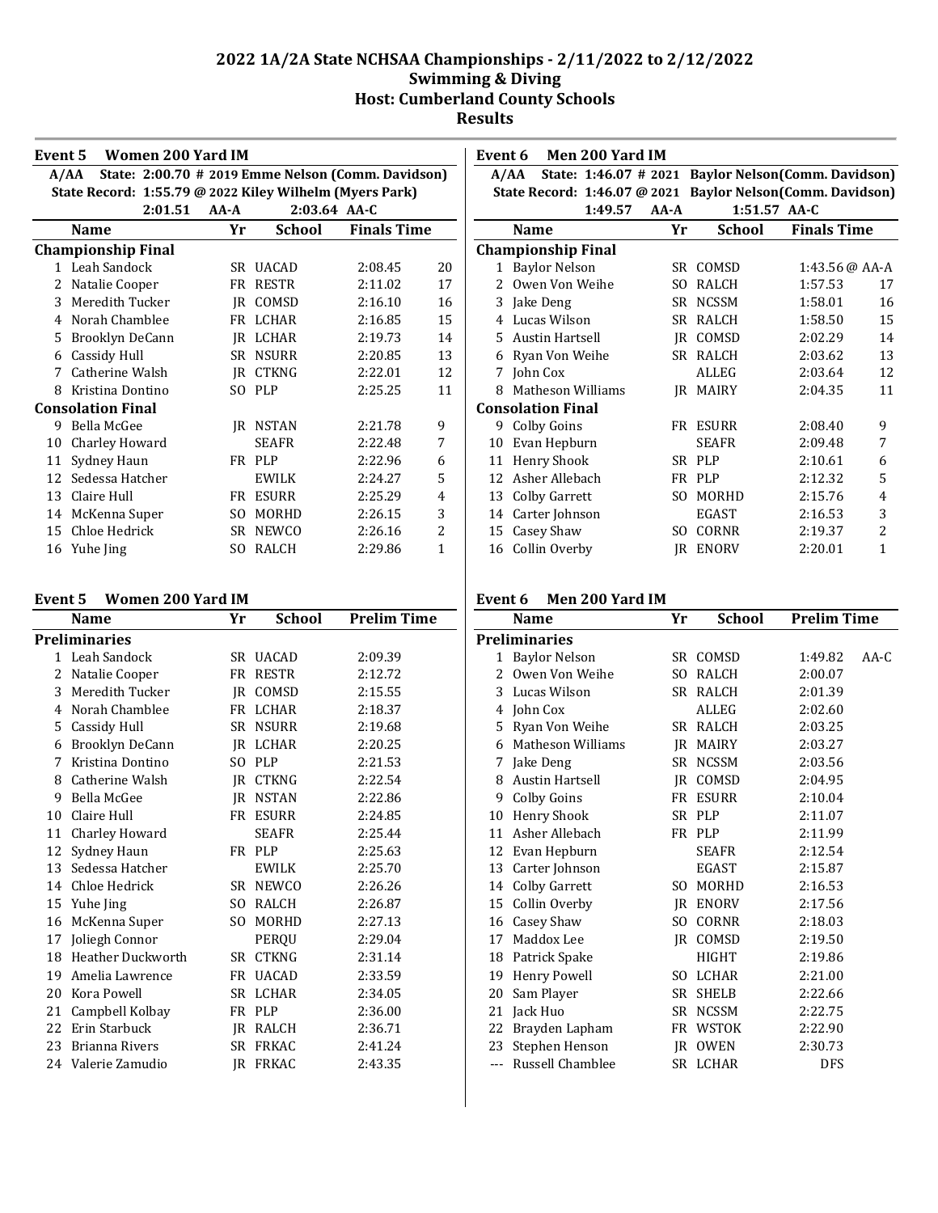# 2022 1A/2A State NCHSAA Championships - 2/11/2022 to 2/12/2022
## Swimming & Diving
## Host: Cumberland County Schools
## Results

### Event 5 Women 200 Yard IM

A/AA State: 2:00.70 # 2019 Emme Nelson (Comm. Davidson)
State Record: 1:55.79 @ 2022 Kiley Wilhelm (Myers Park)
2:01.51 AA-A 2:03.64 AA-C

| | Name | Yr | School | Finals Time | |
|---|---|---|---|---|---|
| **Championship Final** | | | | | |
| 1 | Leah Sandock | SR | UACAD | 2:08.45 | 20 |
| 2 | Natalie Cooper | FR | RESTR | 2:11.02 | 17 |
| 3 | Meredith Tucker | JR | COMSD | 2:16.10 | 16 |
| 4 | Norah Chamblee | FR | LCHAR | 2:16.85 | 15 |
| 5 | Brooklyn DeCann | JR | LCHAR | 2:19.73 | 14 |
| 6 | Cassidy Hull | SR | NSURR | 2:20.85 | 13 |
| 7 | Catherine Walsh | JR | CTKNG | 2:22.01 | 12 |
| 8 | Kristina Dontino | SO | PLP | 2:25.25 | 11 |
| **Consolation Final** | | | | | |
| 9 | Bella McGee | JR | NSTAN | 2:21.78 | 9 |
| 10 | Charley Howard | | SEAFR | 2:22.48 | 7 |
| 11 | Sydney Haun | FR | PLP | 2:22.96 | 6 |
| 12 | Sedessa Hatcher | | EWILK | 2:24.27 | 5 |
| 13 | Claire Hull | FR | ESURR | 2:25.29 | 4 |
| 14 | McKenna Super | SO | MORHD | 2:26.15 | 3 |
| 15 | Chloe Hedrick | SR | NEWCO | 2:26.16 | 2 |
| 16 | Yuhe Jing | SO | RALCH | 2:29.86 | 1 |

### Event 5 Women 200 Yard IM

| | Name | Yr | School | Prelim Time |
|---|---|---|---|---|
| **Preliminaries** | | | | |
| 1 | Leah Sandock | SR | UACAD | 2:09.39 |
| 2 | Natalie Cooper | FR | RESTR | 2:12.72 |
| 3 | Meredith Tucker | JR | COMSD | 2:15.55 |
| 4 | Norah Chamblee | FR | LCHAR | 2:18.37 |
| 5 | Cassidy Hull | SR | NSURR | 2:19.68 |
| 6 | Brooklyn DeCann | JR | LCHAR | 2:20.25 |
| 7 | Kristina Dontino | SO | PLP | 2:21.53 |
| 8 | Catherine Walsh | JR | CTKNG | 2:22.54 |
| 9 | Bella McGee | JR | NSTAN | 2:22.86 |
| 10 | Claire Hull | FR | ESURR | 2:24.85 |
| 11 | Charley Howard | | SEAFR | 2:25.44 |
| 12 | Sydney Haun | FR | PLP | 2:25.63 |
| 13 | Sedessa Hatcher | | EWILK | 2:25.70 |
| 14 | Chloe Hedrick | SR | NEWCO | 2:26.26 |
| 15 | Yuhe Jing | SO | RALCH | 2:26.87 |
| 16 | McKenna Super | SO | MORHD | 2:27.13 |
| 17 | Joliegh Connor | | PERQU | 2:29.04 |
| 18 | Heather Duckworth | SR | CTKNG | 2:31.14 |
| 19 | Amelia Lawrence | FR | UACAD | 2:33.59 |
| 20 | Kora Powell | SR | LCHAR | 2:34.05 |
| 21 | Campbell Kolbay | FR | PLP | 2:36.00 |
| 22 | Erin Starbuck | JR | RALCH | 2:36.71 |
| 23 | Brianna Rivers | SR | FRKAC | 2:41.24 |
| 24 | Valerie Zamudio | JR | FRKAC | 2:43.35 |

### Event 6 Men 200 Yard IM

A/AA State: 1:46.07 # 2021 Baylor Nelson(Comm. Davidson)
State Record: 1:46.07 @ 2021 Baylor Nelson(Comm. Davidson)
1:49.57 AA-A 1:51.57 AA-C

| | Name | Yr | School | Finals Time | |
|---|---|---|---|---|---|
| **Championship Final** | | | | | |
| 1 | Baylor Nelson | SR | COMSD | 1:43.56 @ AA-A | |
| 2 | Owen Von Weihe | SO | RALCH | 1:57.53 | 17 |
| 3 | Jake Deng | SR | NCSSM | 1:58.01 | 16 |
| 4 | Lucas Wilson | SR | RALCH | 1:58.50 | 15 |
| 5 | Austin Hartsell | JR | COMSD | 2:02.29 | 14 |
| 6 | Ryan Von Weihe | SR | RALCH | 2:03.62 | 13 |
| 7 | John Cox | | ALLEG | 2:03.64 | 12 |
| 8 | Matheson Williams | JR | MAIRY | 2:04.35 | 11 |
| **Consolation Final** | | | | | |
| 9 | Colby Goins | FR | ESURR | 2:08.40 | 9 |
| 10 | Evan Hepburn | | SEAFR | 2:09.48 | 7 |
| 11 | Henry Shook | SR | PLP | 2:10.61 | 6 |
| 12 | Asher Allebach | FR | PLP | 2:12.32 | 5 |
| 13 | Colby Garrett | SO | MORHD | 2:15.76 | 4 |
| 14 | Carter Johnson | | EGAST | 2:16.53 | 3 |
| 15 | Casey Shaw | SO | CORNR | 2:19.37 | 2 |
| 16 | Collin Overby | JR | ENORV | 2:20.01 | 1 |

### Event 6 Men 200 Yard IM

| | Name | Yr | School | Prelim Time | |
|---|---|---|---|---|---|
| **Preliminaries** | | | | | |
| 1 | Baylor Nelson | SR | COMSD | 1:49.82 | AA-C |
| 2 | Owen Von Weihe | SO | RALCH | 2:00.07 | |
| 3 | Lucas Wilson | SR | RALCH | 2:01.39 | |
| 4 | John Cox | | ALLEG | 2:02.60 | |
| 5 | Ryan Von Weihe | SR | RALCH | 2:03.25 | |
| 6 | Matheson Williams | JR | MAIRY | 2:03.27 | |
| 7 | Jake Deng | SR | NCSSM | 2:03.56 | |
| 8 | Austin Hartsell | JR | COMSD | 2:04.95 | |
| 9 | Colby Goins | FR | ESURR | 2:10.04 | |
| 10 | Henry Shook | SR | PLP | 2:11.07 | |
| 11 | Asher Allebach | FR | PLP | 2:11.99 | |
| 12 | Evan Hepburn | | SEAFR | 2:12.54 | |
| 13 | Carter Johnson | | EGAST | 2:15.87 | |
| 14 | Colby Garrett | SO | MORHD | 2:16.53 | |
| 15 | Collin Overby | JR | ENORV | 2:17.56 | |
| 16 | Casey Shaw | SO | CORNR | 2:18.03 | |
| 17 | Maddox Lee | JR | COMSD | 2:19.50 | |
| 18 | Patrick Spake | | HIGHT | 2:19.86 | |
| 19 | Henry Powell | SO | LCHAR | 2:21.00 | |
| 20 | Sam Player | SR | SHELB | 2:22.66 | |
| 21 | Jack Huo | SR | NCSSM | 2:22.75 | |
| 22 | Brayden Lapham | FR | WSTOK | 2:22.90 | |
| 23 | Stephen Henson | JR | OWEN | 2:30.73 | |
| --- | Russell Chamblee | SR | LCHAR | DFS | |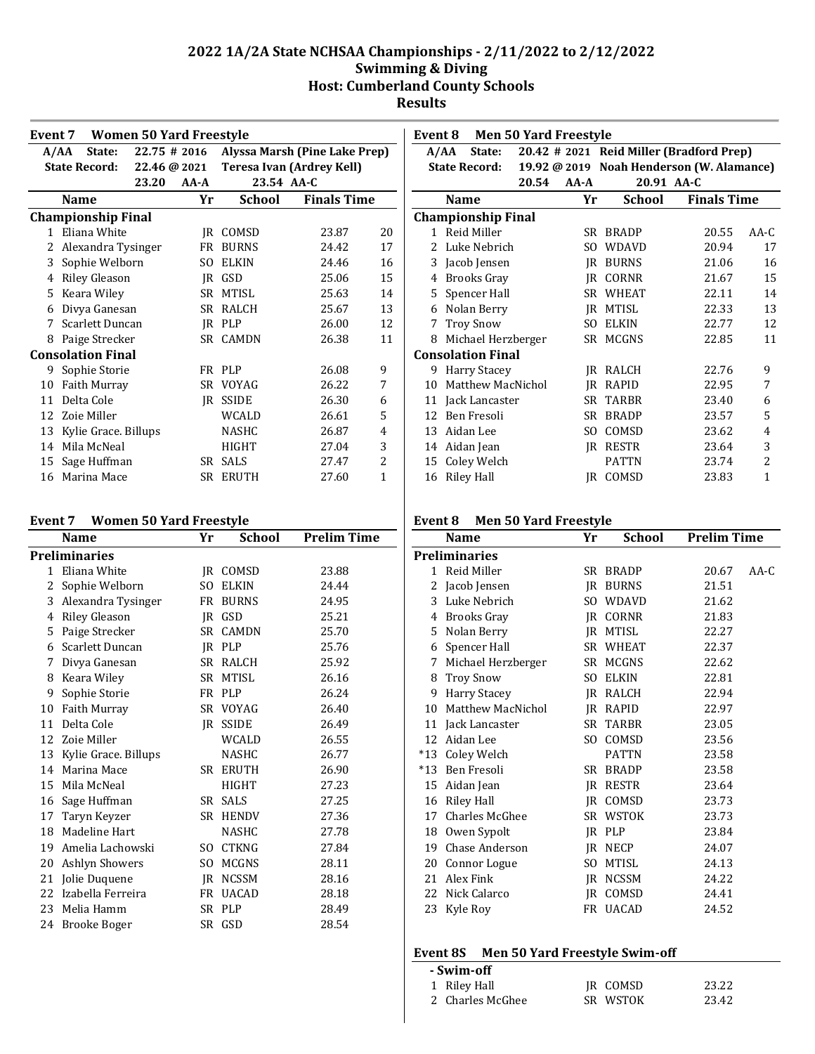# 2022 1A/2A State NCHSAA Championships - 2/11/2022 to 2/12/2022
## Swimming & Diving
## Host: Cumberland County Schools
## Results

### Event 7 Women 50 Yard Freestyle

| A/AA State: | 22.75 # 2016 | Alyssa Marsh (Pine Lake Prep) |
|---|---|---|
| State Record: | 22.46 @ 2021 | Teresa Ivan (Ardrey Kell) |
| | 23.20 AA-A | 23.54 AA-C |

| | Name | Yr | School | Finals Time | |
|---|---|---|---|---|---|
| **Championship Final** | | | | | |
| 1 | Eliana White | JR | COMSD | 23.87 | 20 |
| 2 | Alexandra Tysinger | FR | BURNS | 24.42 | 17 |
| 3 | Sophie Welborn | SO | ELKIN | 24.46 | 16 |
| 4 | Riley Gleason | JR | GSD | 25.06 | 15 |
| 5 | Keara Wiley | SR | MTISL | 25.63 | 14 |
| 6 | Divya Ganesan | SR | RALCH | 25.67 | 13 |
| 7 | Scarlett Duncan | JR | PLP | 26.00 | 12 |
| 8 | Paige Strecker | SR | CAMDN | 26.38 | 11 |
| **Consolation Final** | | | | | |
| 9 | Sophie Storie | FR | PLP | 26.08 | 9 |
| 10 | Faith Murray | SR | VOYAG | 26.22 | 7 |
| 11 | Delta Cole | JR | SSIDE | 26.30 | 6 |
| 12 | Zoie Miller | | WCALD | 26.61 | 5 |
| 13 | Kylie Grace. Billups | | NASHC | 26.87 | 4 |
| 14 | Mila McNeal | | HIGHT | 27.04 | 3 |
| 15 | Sage Huffman | SR | SALS | 27.47 | 2 |
| 16 | Marina Mace | SR | ERUTH | 27.60 | 1 |

### Event 7 Women 50 Yard Freestyle

| | Name | Yr | School | Prelim Time |
|---|---|---|---|---|
| **Preliminaries** | | | | |
| 1 | Eliana White | JR | COMSD | 23.88 |
| 2 | Sophie Welborn | SO | ELKIN | 24.44 |
| 3 | Alexandra Tysinger | FR | BURNS | 24.95 |
| 4 | Riley Gleason | JR | GSD | 25.21 |
| 5 | Paige Strecker | SR | CAMDN | 25.70 |
| 6 | Scarlett Duncan | JR | PLP | 25.76 |
| 7 | Divya Ganesan | SR | RALCH | 25.92 |
| 8 | Keara Wiley | SR | MTISL | 26.16 |
| 9 | Sophie Storie | FR | PLP | 26.24 |
| 10 | Faith Murray | SR | VOYAG | 26.40 |
| 11 | Delta Cole | JR | SSIDE | 26.49 |
| 12 | Zoie Miller | | WCALD | 26.55 |
| 13 | Kylie Grace. Billups | | NASHC | 26.77 |
| 14 | Marina Mace | SR | ERUTH | 26.90 |
| 15 | Mila McNeal | | HIGHT | 27.23 |
| 16 | Sage Huffman | SR | SALS | 27.25 |
| 17 | Taryn Keyzer | SR | HENDV | 27.36 |
| 18 | Madeline Hart | | NASHC | 27.78 |
| 19 | Amelia Lachowski | SO | CTKNG | 27.84 |
| 20 | Ashlyn Showers | SO | MCGNS | 28.11 |
| 21 | Jolie Duquene | JR | NCSSM | 28.16 |
| 22 | Izabella Ferreira | FR | UACAD | 28.18 |
| 23 | Melia Hamm | SR | PLP | 28.49 |
| 24 | Brooke Boger | SR | GSD | 28.54 |

### Event 8 Men 50 Yard Freestyle

| A/AA State: | 20.42 # 2021 | Reid Miller (Bradford Prep) |
|---|---|---|
| State Record: | 19.92 @ 2019 | Noah Henderson (W. Alamance) |
| | 20.54 AA-A | 20.91 AA-C |

| | Name | Yr | School | Finals Time | |
|---|---|---|---|---|---|
| **Championship Final** | | | | | |
| 1 | Reid Miller | SR | BRADP | 20.55 | AA-C |
| 2 | Luke Nebrich | SO | WDAVD | 20.94 | 17 |
| 3 | Jacob Jensen | JR | BURNS | 21.06 | 16 |
| 4 | Brooks Gray | JR | CORNR | 21.67 | 15 |
| 5 | Spencer Hall | SR | WHEAT | 22.11 | 14 |
| 6 | Nolan Berry | JR | MTISL | 22.33 | 13 |
| 7 | Troy Snow | SO | ELKIN | 22.77 | 12 |
| 8 | Michael Herzberger | SR | MCGNS | 22.85 | 11 |
| **Consolation Final** | | | | | |
| 9 | Harry Stacey | JR | RALCH | 22.76 | 9 |
| 10 | Matthew MacNichol | JR | RAPID | 22.95 | 7 |
| 11 | Jack Lancaster | SR | TARBR | 23.40 | 6 |
| 12 | Ben Fresoli | SR | BRADP | 23.57 | 5 |
| 13 | Aidan Lee | SO | COMSD | 23.62 | 4 |
| 14 | Aidan Jean | JR | RESTR | 23.64 | 3 |
| 15 | Coley Welch | | PATTN | 23.74 | 2 |
| 16 | Riley Hall | JR | COMSD | 23.83 | 1 |

### Event 8 Men 50 Yard Freestyle

| | Name | Yr | School | Prelim Time | |
|---|---|---|---|---|---|
| **Preliminaries** | | | | | |
| 1 | Reid Miller | SR | BRADP | 20.67 | AA-C |
| 2 | Jacob Jensen | JR | BURNS | 21.51 | |
| 3 | Luke Nebrich | SO | WDAVD | 21.62 | |
| 4 | Brooks Gray | JR | CORNR | 21.83 | |
| 5 | Nolan Berry | JR | MTISL | 22.27 | |
| 6 | Spencer Hall | SR | WHEAT | 22.37 | |
| 7 | Michael Herzberger | SR | MCGNS | 22.62 | |
| 8 | Troy Snow | SO | ELKIN | 22.81 | |
| 9 | Harry Stacey | JR | RALCH | 22.94 | |
| 10 | Matthew MacNichol | JR | RAPID | 22.97 | |
| 11 | Jack Lancaster | SR | TARBR | 23.05 | |
| 12 | Aidan Lee | SO | COMSD | 23.56 | |
| *13 | Coley Welch | | PATTN | 23.58 | |
| *13 | Ben Fresoli | SR | BRADP | 23.58 | |
| 15 | Aidan Jean | JR | RESTR | 23.64 | |
| 16 | Riley Hall | JR | COMSD | 23.73 | |
| 17 | Charles McGhee | SR | WSTOK | 23.73 | |
| 18 | Owen Sypolt | JR | PLP | 23.84 | |
| 19 | Chase Anderson | JR | NECP | 24.07 | |
| 20 | Connor Logue | SO | MTISL | 24.13 | |
| 21 | Alex Fink | JR | NCSSM | 24.22 | |
| 22 | Nick Calarco | JR | COMSD | 24.41 | |
| 23 | Kyle Roy | FR | UACAD | 24.52 | |

### Event 8S Men 50 Yard Freestyle Swim-off

| | Name | Yr | School | Time |
|---|---|---|---|---|
| **- Swim-off** | | | | |
| 1 | Riley Hall | JR | COMSD | 23.22 |
| 2 | Charles McGhee | SR | WSTOK | 23.42 |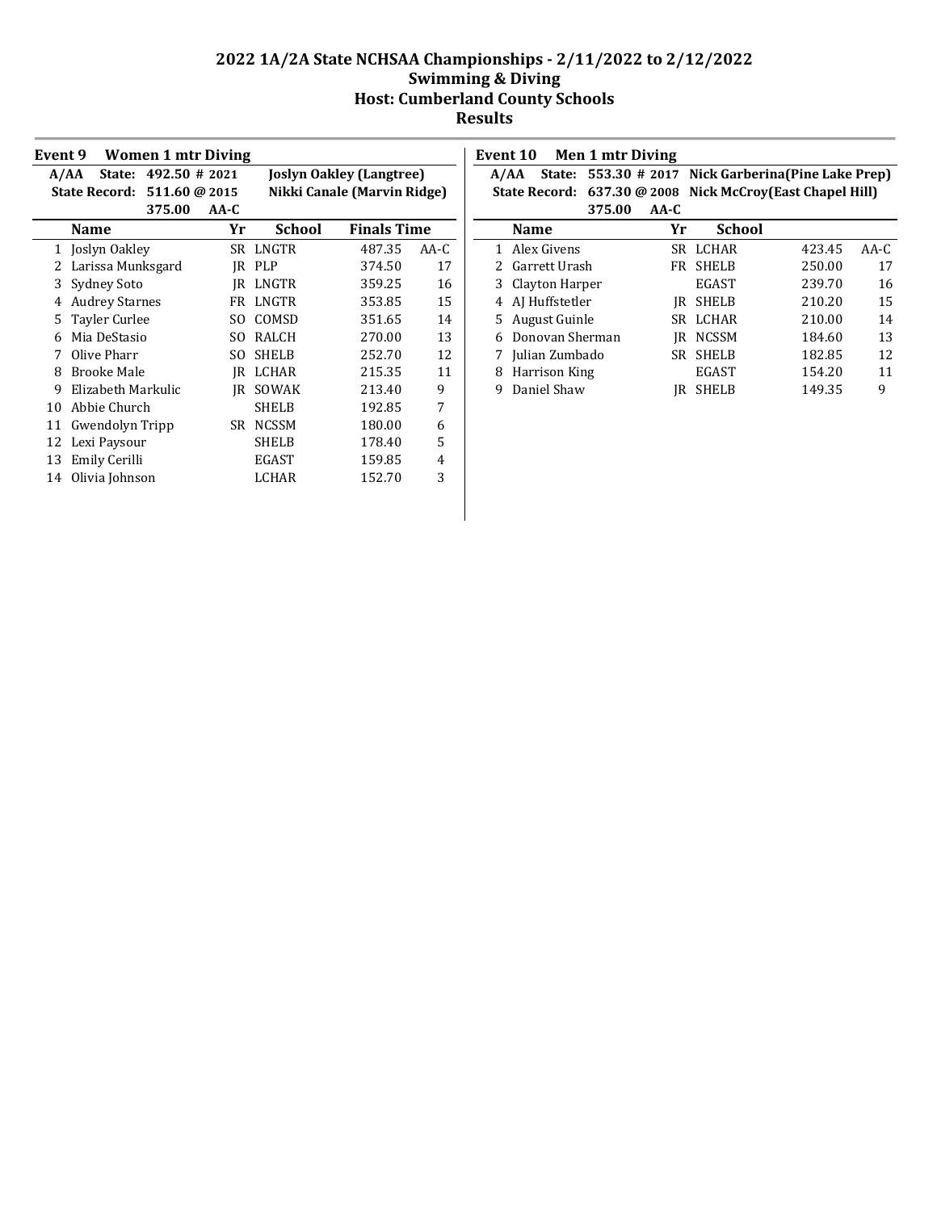# 2022 1A/2A State NCHSAA Championships - 2/11/2022 to 2/12/2022
## Swimming & Diving
## Host: Cumberland County Schools
## Results

### Event 9 Women 1 mtr Diving

**A/AA State: 492.50 # 2021 Joslyn Oakley (Langtree)**
**State Record: 511.60 @ 2015 Nikki Canale (Marvin Ridge)**
**375.00 AA-C**

| | Name | Yr | School | Finals Time | |
|---|---|---|---|---|---|
| 1 | Joslyn Oakley | SR | LNGTR | 487.35 | AA-C |
| 2 | Larissa Munksgard | JR | PLP | 374.50 | 17 |
| 3 | Sydney Soto | JR | LNGTR | 359.25 | 16 |
| 4 | Audrey Starnes | FR | LNGTR | 353.85 | 15 |
| 5 | Tayler Curlee | SO | COMSD | 351.65 | 14 |
| 6 | Mia DeStasio | SO | RALCH | 270.00 | 13 |
| 7 | Olive Pharr | SO | SHELB | 252.70 | 12 |
| 8 | Brooke Male | JR | LCHAR | 215.35 | 11 |
| 9 | Elizabeth Markulic | JR | SOWAK | 213.40 | 9 |
| 10 | Abbie Church | | SHELB | 192.85 | 7 |
| 11 | Gwendolyn Tripp | SR | NCSSM | 180.00 | 6 |
| 12 | Lexi Paysour | | SHELB | 178.40 | 5 |
| 13 | Emily Cerilli | | EGAST | 159.85 | 4 |
| 14 | Olivia Johnson | | LCHAR | 152.70 | 3 |

### Event 10 Men 1 mtr Diving

**A/AA State: 553.30 # 2017 Nick Garberina(Pine Lake Prep)**
**State Record: 637.30 @ 2008 Nick McCroy(East Chapel Hill)**
**375.00 AA-C**

| | Name | Yr | School | | |
|---|---|---|---|---|---|
| 1 | Alex Givens | SR | LCHAR | 423.45 | AA-C |
| 2 | Garrett Urash | FR | SHELB | 250.00 | 17 |
| 3 | Clayton Harper | | EGAST | 239.70 | 16 |
| 4 | AJ Huffstetler | JR | SHELB | 210.20 | 15 |
| 5 | August Guinle | SR | LCHAR | 210.00 | 14 |
| 6 | Donovan Sherman | JR | NCSSM | 184.60 | 13 |
| 7 | Julian Zumbado | SR | SHELB | 182.85 | 12 |
| 8 | Harrison King | | EGAST | 154.20 | 11 |
| 9 | Daniel Shaw | JR | SHELB | 149.35 | 9 |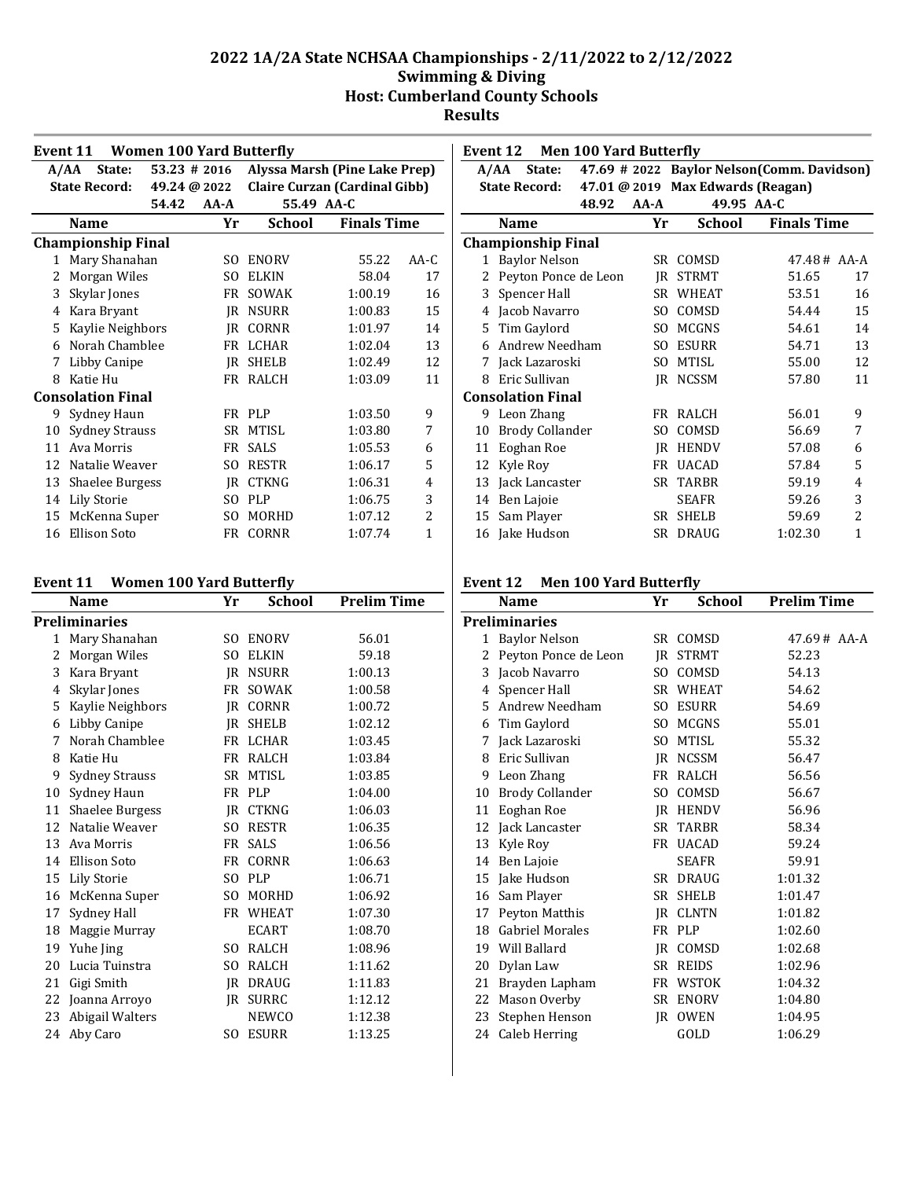# 2022 1A/2A State NCHSAA Championships - 2/11/2022 to 2/12/2022
## Swimming & Diving
## Host: Cumberland County Schools
## Results

### Event 11 Women 100 Yard Butterfly

| | | | |
|---|---|---|---|
| A/AA State: | 53.23 # 2016 | Alyssa Marsh (Pine Lake Prep) | |
| State Record: | 49.24 @ 2022 | Claire Curzan (Cardinal Gibb) | |
| | 54.42 AA-A | 55.49 AA-C | |

| | Name | Yr | School | Finals Time | |
|---|---|---|---|---|---|
| **Championship Final** | | | | | |
| 1 | Mary Shanahan | SO | ENORV | 55.22 | AA-C |
| 2 | Morgan Wiles | SO | ELKIN | 58.04 | 17 |
| 3 | Skylar Jones | FR | SOWAK | 1:00.19 | 16 |
| 4 | Kara Bryant | JR | NSURR | 1:00.83 | 15 |
| 5 | Kaylie Neighbors | JR | CORNR | 1:01.97 | 14 |
| 6 | Norah Chamblee | FR | LCHAR | 1:02.04 | 13 |
| 7 | Libby Canipe | JR | SHELB | 1:02.49 | 12 |
| 8 | Katie Hu | FR | RALCH | 1:03.09 | 11 |
| **Consolation Final** | | | | | |
| 9 | Sydney Haun | FR | PLP | 1:03.50 | 9 |
| 10 | Sydney Strauss | SR | MTISL | 1:03.80 | 7 |
| 11 | Ava Morris | FR | SALS | 1:05.53 | 6 |
| 12 | Natalie Weaver | SO | RESTR | 1:06.17 | 5 |
| 13 | Shaelee Burgess | JR | CTKNG | 1:06.31 | 4 |
| 14 | Lily Storie | SO | PLP | 1:06.75 | 3 |
| 15 | McKenna Super | SO | MORHD | 1:07.12 | 2 |
| 16 | Ellison Soto | FR | CORNR | 1:07.74 | 1 |

### Event 11 Women 100 Yard Butterfly

| | Name | Yr | School | Prelim Time |
|---|---|---|---|---|
| **Preliminaries** | | | | |
| 1 | Mary Shanahan | SO | ENORV | 56.01 |
| 2 | Morgan Wiles | SO | ELKIN | 59.18 |
| 3 | Kara Bryant | JR | NSURR | 1:00.13 |
| 4 | Skylar Jones | FR | SOWAK | 1:00.58 |
| 5 | Kaylie Neighbors | JR | CORNR | 1:00.72 |
| 6 | Libby Canipe | JR | SHELB | 1:02.12 |
| 7 | Norah Chamblee | FR | LCHAR | 1:03.45 |
| 8 | Katie Hu | FR | RALCH | 1:03.84 |
| 9 | Sydney Strauss | SR | MTISL | 1:03.85 |
| 10 | Sydney Haun | FR | PLP | 1:04.00 |
| 11 | Shaelee Burgess | JR | CTKNG | 1:06.03 |
| 12 | Natalie Weaver | SO | RESTR | 1:06.35 |
| 13 | Ava Morris | FR | SALS | 1:06.56 |
| 14 | Ellison Soto | FR | CORNR | 1:06.63 |
| 15 | Lily Storie | SO | PLP | 1:06.71 |
| 16 | McKenna Super | SO | MORHD | 1:06.92 |
| 17 | Sydney Hall | FR | WHEAT | 1:07.30 |
| 18 | Maggie Murray | | ECART | 1:08.70 |
| 19 | Yuhe Jing | SO | RALCH | 1:08.96 |
| 20 | Lucia Tuinstra | SO | RALCH | 1:11.62 |
| 21 | Gigi Smith | JR | DRAUG | 1:11.83 |
| 22 | Joanna Arroyo | JR | SURRC | 1:12.12 |
| 23 | Abigail Walters | | NEWCO | 1:12.38 |
| 24 | Aby Caro | SO | ESURR | 1:13.25 |

### Event 12 Men 100 Yard Butterfly

| | | | |
|---|---|---|---|
| A/AA State: | 47.69 # 2022 | Baylor Nelson(Comm. Davidson) | |
| State Record: | 47.01 @ 2019 | Max Edwards (Reagan) | |
| | 48.92 AA-A | 49.95 AA-C | |

| | Name | Yr | School | Finals Time | |
|---|---|---|---|---|---|
| **Championship Final** | | | | | |
| 1 | Baylor Nelson | SR | COMSD | 47.48 # | AA-A |
| 2 | Peyton Ponce de Leon | JR | STRMT | 51.65 | 17 |
| 3 | Spencer Hall | SR | WHEAT | 53.51 | 16 |
| 4 | Jacob Navarro | SO | COMSD | 54.44 | 15 |
| 5 | Tim Gaylord | SO | MCGNS | 54.61 | 14 |
| 6 | Andrew Needham | SO | ESURR | 54.71 | 13 |
| 7 | Jack Lazaroski | SO | MTISL | 55.00 | 12 |
| 8 | Eric Sullivan | JR | NCSSM | 57.80 | 11 |
| **Consolation Final** | | | | | |
| 9 | Leon Zhang | FR | RALCH | 56.01 | 9 |
| 10 | Brody Collander | SO | COMSD | 56.69 | 7 |
| 11 | Eoghan Roe | JR | HENDV | 57.08 | 6 |
| 12 | Kyle Roy | FR | UACAD | 57.84 | 5 |
| 13 | Jack Lancaster | SR | TARBR | 59.19 | 4 |
| 14 | Ben Lajoie | | SEAFR | 59.26 | 3 |
| 15 | Sam Player | SR | SHELB | 59.69 | 2 |
| 16 | Jake Hudson | SR | DRAUG | 1:02.30 | 1 |

### Event 12 Men 100 Yard Butterfly

| | Name | Yr | School | Prelim Time | |
|---|---|---|---|---|---|
| **Preliminaries** | | | | | |
| 1 | Baylor Nelson | SR | COMSD | 47.69 # | AA-A |
| 2 | Peyton Ponce de Leon | JR | STRMT | 52.23 | |
| 3 | Jacob Navarro | SO | COMSD | 54.13 | |
| 4 | Spencer Hall | SR | WHEAT | 54.62 | |
| 5 | Andrew Needham | SO | ESURR | 54.69 | |
| 6 | Tim Gaylord | SO | MCGNS | 55.01 | |
| 7 | Jack Lazaroski | SO | MTISL | 55.32 | |
| 8 | Eric Sullivan | JR | NCSSM | 56.47 | |
| 9 | Leon Zhang | FR | RALCH | 56.56 | |
| 10 | Brody Collander | SO | COMSD | 56.67 | |
| 11 | Eoghan Roe | JR | HENDV | 56.96 | |
| 12 | Jack Lancaster | SR | TARBR | 58.34 | |
| 13 | Kyle Roy | FR | UACAD | 59.24 | |
| 14 | Ben Lajoie | | SEAFR | 59.91 | |
| 15 | Jake Hudson | SR | DRAUG | 1:01.32 | |
| 16 | Sam Player | SR | SHELB | 1:01.47 | |
| 17 | Peyton Matthis | JR | CLNTN | 1:01.82 | |
| 18 | Gabriel Morales | FR | PLP | 1:02.60 | |
| 19 | Will Ballard | JR | COMSD | 1:02.68 | |
| 20 | Dylan Law | SR | REIDS | 1:02.96 | |
| 21 | Brayden Lapham | FR | WSTOK | 1:04.32 | |
| 22 | Mason Overby | SR | ENORV | 1:04.80 | |
| 23 | Stephen Henson | JR | OWEN | 1:04.95 | |
| 24 | Caleb Herring | | GOLD | 1:06.29 | |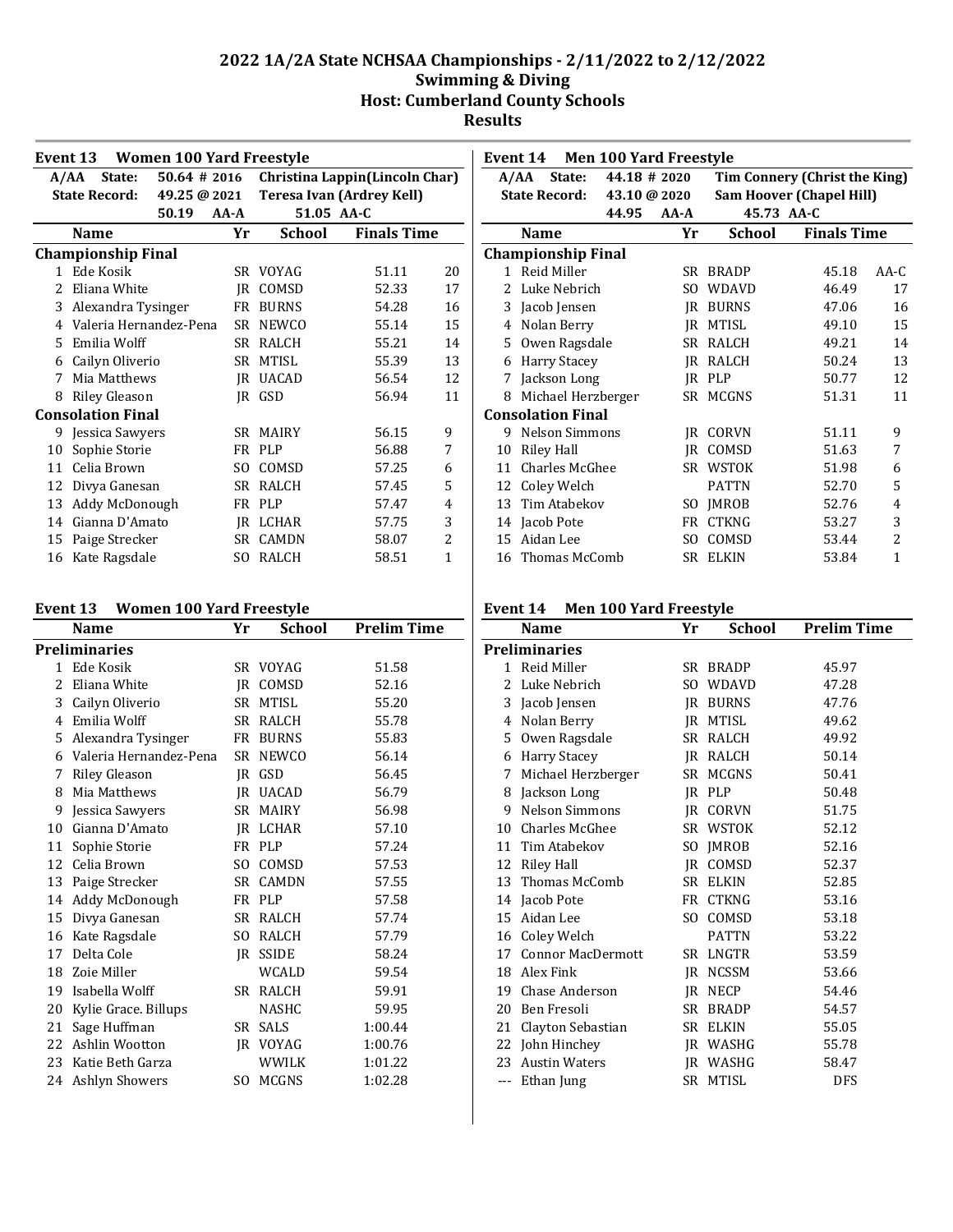# 2022 1A/2A State NCHSAA Championships - 2/11/2022 to 2/12/2022
## Swimming & Diving
## Host: Cumberland County Schools
## Results

### Event 13 Women 100 Yard Freestyle

A/AA State: 50.64 # 2016 Christina Lappin(Lincoln Char)
State Record: 49.25 @ 2021 Teresa Ivan (Ardrey Kell)
50.19 AA-A 51.05 AA-C

| | Name | Yr | School | Finals Time | |
|---|---|---|---|---|---|
| **Championship Final** | | | | | |
| 1 | Ede Kosik | SR | VOYAG | 51.11 | 20 |
| 2 | Eliana White | JR | COMSD | 52.33 | 17 |
| 3 | Alexandra Tysinger | FR | BURNS | 54.28 | 16 |
| 4 | Valeria Hernandez-Pena | SR | NEWCO | 55.14 | 15 |
| 5 | Emilia Wolff | SR | RALCH | 55.21 | 14 |
| 6 | Cailyn Oliverio | SR | MTISL | 55.39 | 13 |
| 7 | Mia Matthews | JR | UACAD | 56.54 | 12 |
| 8 | Riley Gleason | JR | GSD | 56.94 | 11 |
| **Consolation Final** | | | | | |
| 9 | Jessica Sawyers | SR | MAIRY | 56.15 | 9 |
| 10 | Sophie Storie | FR | PLP | 56.88 | 7 |
| 11 | Celia Brown | SO | COMSD | 57.25 | 6 |
| 12 | Divya Ganesan | SR | RALCH | 57.45 | 5 |
| 13 | Addy McDonough | FR | PLP | 57.47 | 4 |
| 14 | Gianna D'Amato | JR | LCHAR | 57.75 | 3 |
| 15 | Paige Strecker | SR | CAMDN | 58.07 | 2 |
| 16 | Kate Ragsdale | SO | RALCH | 58.51 | 1 |

### Event 13 Women 100 Yard Freestyle

| | Name | Yr | School | Prelim Time |
|---|---|---|---|---|
| **Preliminaries** | | | | |
| 1 | Ede Kosik | SR | VOYAG | 51.58 |
| 2 | Eliana White | JR | COMSD | 52.16 |
| 3 | Cailyn Oliverio | SR | MTISL | 55.20 |
| 4 | Emilia Wolff | SR | RALCH | 55.78 |
| 5 | Alexandra Tysinger | FR | BURNS | 55.83 |
| 6 | Valeria Hernandez-Pena | SR | NEWCO | 56.14 |
| 7 | Riley Gleason | JR | GSD | 56.45 |
| 8 | Mia Matthews | JR | UACAD | 56.79 |
| 9 | Jessica Sawyers | SR | MAIRY | 56.98 |
| 10 | Gianna D'Amato | JR | LCHAR | 57.10 |
| 11 | Sophie Storie | FR | PLP | 57.24 |
| 12 | Celia Brown | SO | COMSD | 57.53 |
| 13 | Paige Strecker | SR | CAMDN | 57.55 |
| 14 | Addy McDonough | FR | PLP | 57.58 |
| 15 | Divya Ganesan | SR | RALCH | 57.74 |
| 16 | Kate Ragsdale | SO | RALCH | 57.79 |
| 17 | Delta Cole | JR | SSIDE | 58.24 |
| 18 | Zoie Miller | | WCALD | 59.54 |
| 19 | Isabella Wolff | SR | RALCH | 59.91 |
| 20 | Kylie Grace. Billups | | NASHC | 59.95 |
| 21 | Sage Huffman | SR | SALS | 1:00.44 |
| 22 | Ashlin Wootton | JR | VOYAG | 1:00.76 |
| 23 | Katie Beth Garza | | WWILK | 1:01.22 |
| 24 | Ashlyn Showers | SO | MCGNS | 1:02.28 |

### Event 14 Men 100 Yard Freestyle

A/AA State: 44.18 # 2020 Tim Connery (Christ the King)
State Record: 43.10 @ 2020 Sam Hoover (Chapel Hill)
44.95 AA-A 45.73 AA-C

| | Name | Yr | School | Finals Time | |
|---|---|---|---|---|---|
| **Championship Final** | | | | | |
| 1 | Reid Miller | SR | BRADP | 45.18 | AA-C |
| 2 | Luke Nebrich | SO | WDAVD | 46.49 | 17 |
| 3 | Jacob Jensen | JR | BURNS | 47.06 | 16 |
| 4 | Nolan Berry | JR | MTISL | 49.10 | 15 |
| 5 | Owen Ragsdale | SR | RALCH | 49.21 | 14 |
| 6 | Harry Stacey | JR | RALCH | 50.24 | 13 |
| 7 | Jackson Long | JR | PLP | 50.77 | 12 |
| 8 | Michael Herzberger | SR | MCGNS | 51.31 | 11 |
| **Consolation Final** | | | | | |
| 9 | Nelson Simmons | JR | CORVN | 51.11 | 9 |
| 10 | Riley Hall | JR | COMSD | 51.63 | 7 |
| 11 | Charles McGhee | SR | WSTOK | 51.98 | 6 |
| 12 | Coley Welch | | PATTN | 52.70 | 5 |
| 13 | Tim Atabekov | SO | JMROB | 52.76 | 4 |
| 14 | Jacob Pote | FR | CTKNG | 53.27 | 3 |
| 15 | Aidan Lee | SO | COMSD | 53.44 | 2 |
| 16 | Thomas McComb | SR | ELKIN | 53.84 | 1 |

### Event 14 Men 100 Yard Freestyle

| | Name | Yr | School | Prelim Time |
|---|---|---|---|---|
| **Preliminaries** | | | | |
| 1 | Reid Miller | SR | BRADP | 45.97 |
| 2 | Luke Nebrich | SO | WDAVD | 47.28 |
| 3 | Jacob Jensen | JR | BURNS | 47.76 |
| 4 | Nolan Berry | JR | MTISL | 49.62 |
| 5 | Owen Ragsdale | SR | RALCH | 49.92 |
| 6 | Harry Stacey | JR | RALCH | 50.14 |
| 7 | Michael Herzberger | SR | MCGNS | 50.41 |
| 8 | Jackson Long | JR | PLP | 50.48 |
| 9 | Nelson Simmons | JR | CORVN | 51.75 |
| 10 | Charles McGhee | SR | WSTOK | 52.12 |
| 11 | Tim Atabekov | SO | JMROB | 52.16 |
| 12 | Riley Hall | JR | COMSD | 52.37 |
| 13 | Thomas McComb | SR | ELKIN | 52.85 |
| 14 | Jacob Pote | FR | CTKNG | 53.16 |
| 15 | Aidan Lee | SO | COMSD | 53.18 |
| 16 | Coley Welch | | PATTN | 53.22 |
| 17 | Connor MacDermott | SR | LNGTR | 53.59 |
| 18 | Alex Fink | JR | NCSSM | 53.66 |
| 19 | Chase Anderson | JR | NECP | 54.46 |
| 20 | Ben Fresoli | SR | BRADP | 54.57 |
| 21 | Clayton Sebastian | SR | ELKIN | 55.05 |
| 22 | John Hinchey | JR | WASHG | 55.78 |
| 23 | Austin Waters | JR | WASHG | 58.47 |
| --- | Ethan Jung | SR | MTISL | DFS |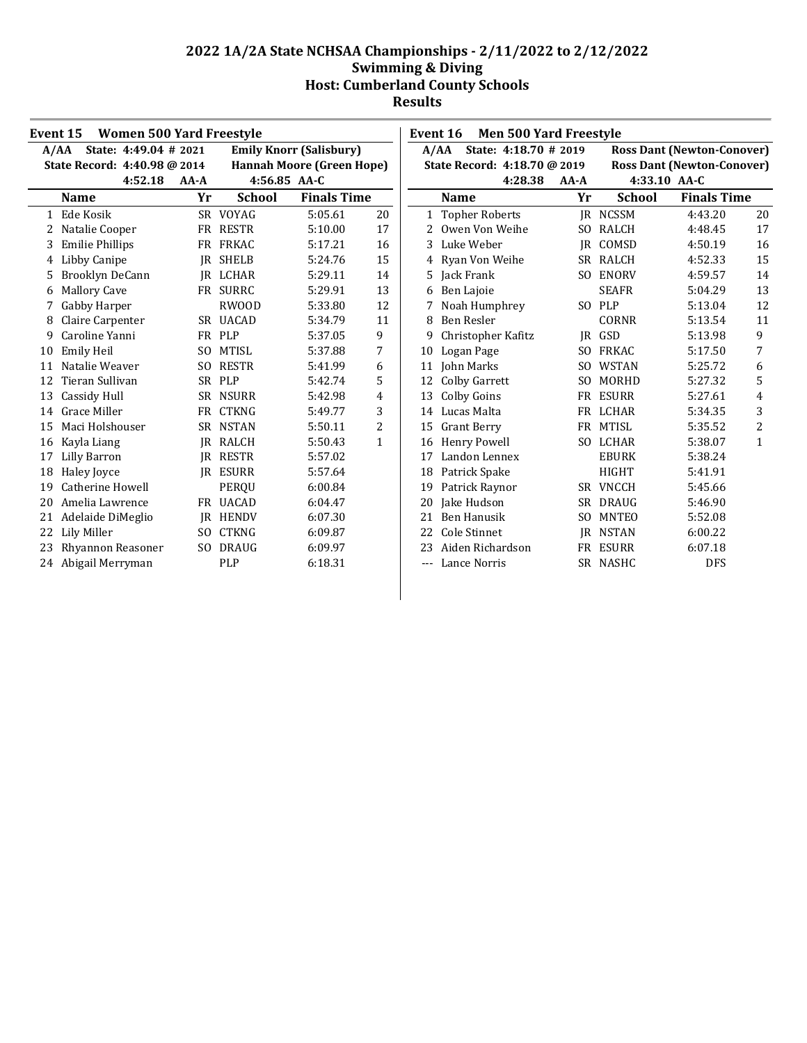# 2022 1A/2A State NCHSAA Championships - 2/11/2022 to 2/12/2022

## Swimming & Diving

## Host: Cumberland County Schools

## Results

### Event 15 Women 500 Yard Freestyle

A/AA State: 4:49.04 # 2021 Emily Knorr (Salisbury)

State Record: 4:40.98 @ 2014 Hannah Moore (Green Hope)

4:52.18 AA-A 4:56.85 AA-C

| | Name | Yr | School | Finals Time | |
|---|---|---|---|---|---|
| 1 | Ede Kosik | SR | VOYAG | 5:05.61 | 20 |
| 2 | Natalie Cooper | FR | RESTR | 5:10.00 | 17 |
| 3 | Emilie Phillips | FR | FRKAC | 5:17.21 | 16 |
| 4 | Libby Canipe | JR | SHELB | 5:24.76 | 15 |
| 5 | Brooklyn DeCann | JR | LCHAR | 5:29.11 | 14 |
| 6 | Mallory Cave | FR | SURRC | 5:29.91 | 13 |
| 7 | Gabby Harper | | RWOOD | 5:33.80 | 12 |
| 8 | Claire Carpenter | SR | UACAD | 5:34.79 | 11 |
| 9 | Caroline Yanni | FR | PLP | 5:37.05 | 9 |
| 10 | Emily Heil | SO | MTISL | 5:37.88 | 7 |
| 11 | Natalie Weaver | SO | RESTR | 5:41.99 | 6 |
| 12 | Tieran Sullivan | SR | PLP | 5:42.74 | 5 |
| 13 | Cassidy Hull | SR | NSURR | 5:42.98 | 4 |
| 14 | Grace Miller | FR | CTKNG | 5:49.77 | 3 |
| 15 | Maci Holshouser | SR | NSTAN | 5:50.11 | 2 |
| 16 | Kayla Liang | JR | RALCH | 5:50.43 | 1 |
| 17 | Lilly Barron | JR | RESTR | 5:57.02 | |
| 18 | Haley Joyce | JR | ESURR | 5:57.64 | |
| 19 | Catherine Howell | | PERQU | 6:00.84 | |
| 20 | Amelia Lawrence | FR | UACAD | 6:04.47 | |
| 21 | Adelaide DiMeglio | JR | HENDV | 6:07.30 | |
| 22 | Lily Miller | SO | CTKNG | 6:09.87 | |
| 23 | Rhyannon Reasoner | SO | DRAUG | 6:09.97 | |
| 24 | Abigail Merryman | | PLP | 6:18.31 | |

### Event 16 Men 500 Yard Freestyle

A/AA State: 4:18.70 # 2019 Ross Dant (Newton-Conover)

State Record: 4:18.70 @ 2019 Ross Dant (Newton-Conover)

4:28.38 AA-A 4:33.10 AA-C

| | Name | Yr | School | Finals Time | |
|---|---|---|---|---|---|
| 1 | Topher Roberts | JR | NCSSM | 4:43.20 | 20 |
| 2 | Owen Von Weihe | SO | RALCH | 4:48.45 | 17 |
| 3 | Luke Weber | JR | COMSD | 4:50.19 | 16 |
| 4 | Ryan Von Weihe | SR | RALCH | 4:52.33 | 15 |
| 5 | Jack Frank | SO | ENORV | 4:59.57 | 14 |
| 6 | Ben Lajoie | | SEAFR | 5:04.29 | 13 |
| 7 | Noah Humphrey | SO | PLP | 5:13.04 | 12 |
| 8 | Ben Resler | | CORNR | 5:13.54 | 11 |
| 9 | Christopher Kafitz | JR | GSD | 5:13.98 | 9 |
| 10 | Logan Page | SO | FRKAC | 5:17.50 | 7 |
| 11 | John Marks | SO | WSTAN | 5:25.72 | 6 |
| 12 | Colby Garrett | SO | MORHD | 5:27.32 | 5 |
| 13 | Colby Goins | FR | ESURR | 5:27.61 | 4 |
| 14 | Lucas Malta | FR | LCHAR | 5:34.35 | 3 |
| 15 | Grant Berry | FR | MTISL | 5:35.52 | 2 |
| 16 | Henry Powell | SO | LCHAR | 5:38.07 | 1 |
| 17 | Landon Lennex | | EBURK | 5:38.24 | |
| 18 | Patrick Spake | | HIGHT | 5:41.91 | |
| 19 | Patrick Raynor | SR | VNCCH | 5:45.66 | |
| 20 | Jake Hudson | SR | DRAUG | 5:46.90 | |
| 21 | Ben Hanusik | SO | MNTEO | 5:52.08 | |
| 22 | Cole Stinnet | JR | NSTAN | 6:00.22 | |
| 23 | Aiden Richardson | FR | ESURR | 6:07.18 | |
| --- | Lance Norris | SR | NASHC | DFS | |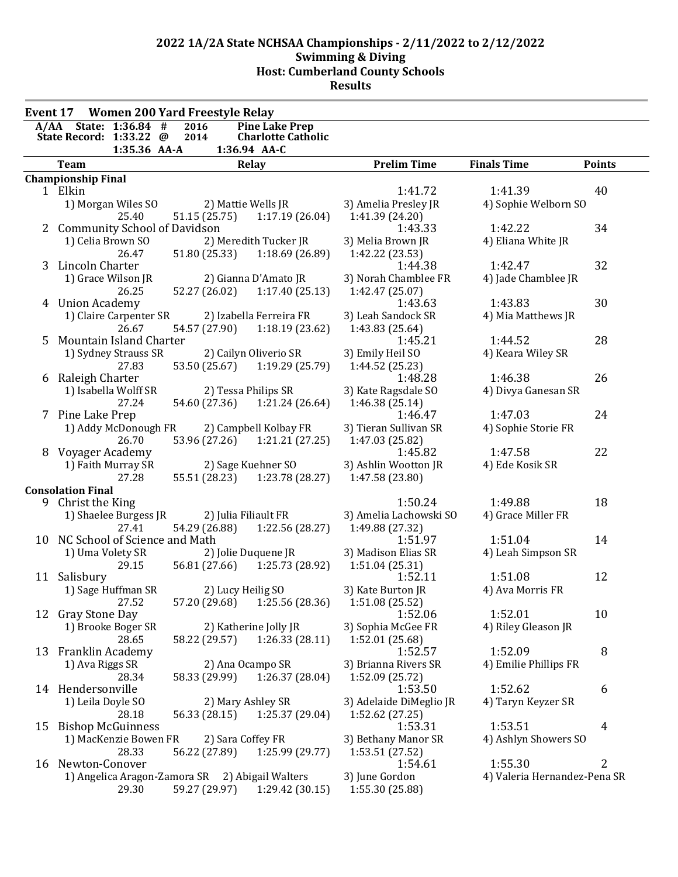# 2022 1A/2A State NCHSAA Championships - 2/11/2022 to 2/12/2022
## Swimming & Diving
## Host: Cumberland County Schools
## Results

### Event 17 Women 200 Yard Freestyle Relay

A/AA State: 1:36.84 # 2016 Pine Lake Prep
State Record: 1:33.22 @ 2014 Charlotte Catholic
1:35.36 AA-A 1:36.94 AA-C

| | Team | Relay | | Prelim Time | Finals Time | Points |
|---|---|---|---|---|---|---|
| **Championship Final** | | | | | | |
| 1 | Elkin | | | 1:41.72 | 1:41.39 | 40 |
| | 1) Morgan Wiles SO | 2) Mattie Wells JR | | 3) Amelia Presley JR | 4) Sophie Welborn SO | |
| | 25.40 | 51.15 (25.75) | 1:17.19 (26.04) | 1:41.39 (24.20) | | |
| 2 | Community School of Davidson | | | 1:43.33 | 1:42.22 | 34 |
| | 1) Celia Brown SO | 2) Meredith Tucker JR | | 3) Melia Brown JR | 4) Eliana White JR | |
| | 26.47 | 51.80 (25.33) | 1:18.69 (26.89) | 1:42.22 (23.53) | | |
| 3 | Lincoln Charter | | | 1:44.38 | 1:42.47 | 32 |
| | 1) Grace Wilson JR | 2) Gianna D'Amato JR | | 3) Norah Chamblee FR | 4) Jade Chamblee JR | |
| | 26.25 | 52.27 (26.02) | 1:17.40 (25.13) | 1:42.47 (25.07) | | |
| 4 | Union Academy | | | 1:43.63 | 1:43.83 | 30 |
| | 1) Claire Carpenter SR | 2) Izabella Ferreira FR | | 3) Leah Sandock SR | 4) Mia Matthews JR | |
| | 26.67 | 54.57 (27.90) | 1:18.19 (23.62) | 1:43.83 (25.64) | | |
| 5 | Mountain Island Charter | | | 1:45.21 | 1:44.52 | 28 |
| | 1) Sydney Strauss SR | 2) Cailyn Oliverio SR | | 3) Emily Heil SO | 4) Keara Wiley SR | |
| | 27.83 | 53.50 (25.67) | 1:19.29 (25.79) | 1:44.52 (25.23) | | |
| 6 | Raleigh Charter | | | 1:48.28 | 1:46.38 | 26 |
| | 1) Isabella Wolff SR | 2) Tessa Philips SR | | 3) Kate Ragsdale SO | 4) Divya Ganesan SR | |
| | 27.24 | 54.60 (27.36) | 1:21.24 (26.64) | 1:46.38 (25.14) | | |
| 7 | Pine Lake Prep | | | 1:46.47 | 1:47.03 | 24 |
| | 1) Addy McDonough FR | 2) Campbell Kolbay FR | | 3) Tieran Sullivan SR | 4) Sophie Storie FR | |
| | 26.70 | 53.96 (27.26) | 1:21.21 (27.25) | 1:47.03 (25.82) | | |
| 8 | Voyager Academy | | | 1:45.82 | 1:47.58 | 22 |
| | 1) Faith Murray SR | 2) Sage Kuehner SO | | 3) Ashlin Wootton JR | 4) Ede Kosik SR | |
| | 27.28 | 55.51 (28.23) | 1:23.78 (28.27) | 1:47.58 (23.80) | | |
| **Consolation Final** | | | | | | |
| 9 | Christ the King | | | 1:50.24 | 1:49.88 | 18 |
| | 1) Shaelee Burgess JR | 2) Julia Filiault FR | | 3) Amelia Lachowski SO | 4) Grace Miller FR | |
| | 27.41 | 54.29 (26.88) | 1:22.56 (28.27) | 1:49.88 (27.32) | | |
| 10 | NC School of Science and Math | | | 1:51.97 | 1:51.04 | 14 |
| | 1) Uma Volety SR | 2) Jolie Duquene JR | | 3) Madison Elias SR | 4) Leah Simpson SR | |
| | 29.15 | 56.81 (27.66) | 1:25.73 (28.92) | 1:51.04 (25.31) | | |
| 11 | Salisbury | | | 1:52.11 | 1:51.08 | 12 |
| | 1) Sage Huffman SR | 2) Lucy Heilig SO | | 3) Kate Burton JR | 4) Ava Morris FR | |
| | 27.52 | 57.20 (29.68) | 1:25.56 (28.36) | 1:51.08 (25.52) | | |
| 12 | Gray Stone Day | | | 1:52.06 | 1:52.01 | 10 |
| | 1) Brooke Boger SR | 2) Katherine Jolly JR | | 3) Sophia McGee FR | 4) Riley Gleason JR | |
| | 28.65 | 58.22 (29.57) | 1:26.33 (28.11) | 1:52.01 (25.68) | | |
| 13 | Franklin Academy | | | 1:52.57 | 1:52.09 | 8 |
| | 1) Ava Riggs SR | 2) Ana Ocampo SR | | 3) Brianna Rivers SR | 4) Emilie Phillips FR | |
| | 28.34 | 58.33 (29.99) | 1:26.37 (28.04) | 1:52.09 (25.72) | | |
| 14 | Hendersonville | | | 1:53.50 | 1:52.62 | 6 |
| | 1) Leila Doyle SO | 2) Mary Ashley SR | | 3) Adelaide DiMeglio JR | 4) Taryn Keyzer SR | |
| | 28.18 | 56.33 (28.15) | 1:25.37 (29.04) | 1:52.62 (27.25) | | |
| 15 | Bishop McGuinness | | | 1:53.31 | 1:53.51 | 4 |
| | 1) MacKenzie Bowen FR | 2) Sara Coffey FR | | 3) Bethany Manor SR | 4) Ashlyn Showers SO | |
| | 28.33 | 56.22 (27.89) | 1:25.99 (29.77) | 1:53.51 (27.52) | | |
| 16 | Newton-Conover | | | 1:54.61 | 1:55.30 | 2 |
| | 1) Angelica Aragon-Zamora SR | 2) Abigail Walters | | 3) June Gordon | 4) Valeria Hernandez-Pena SR | |
| | 29.30 | 59.27 (29.97) | 1:29.42 (30.15) | 1:55.30 (25.88) | | |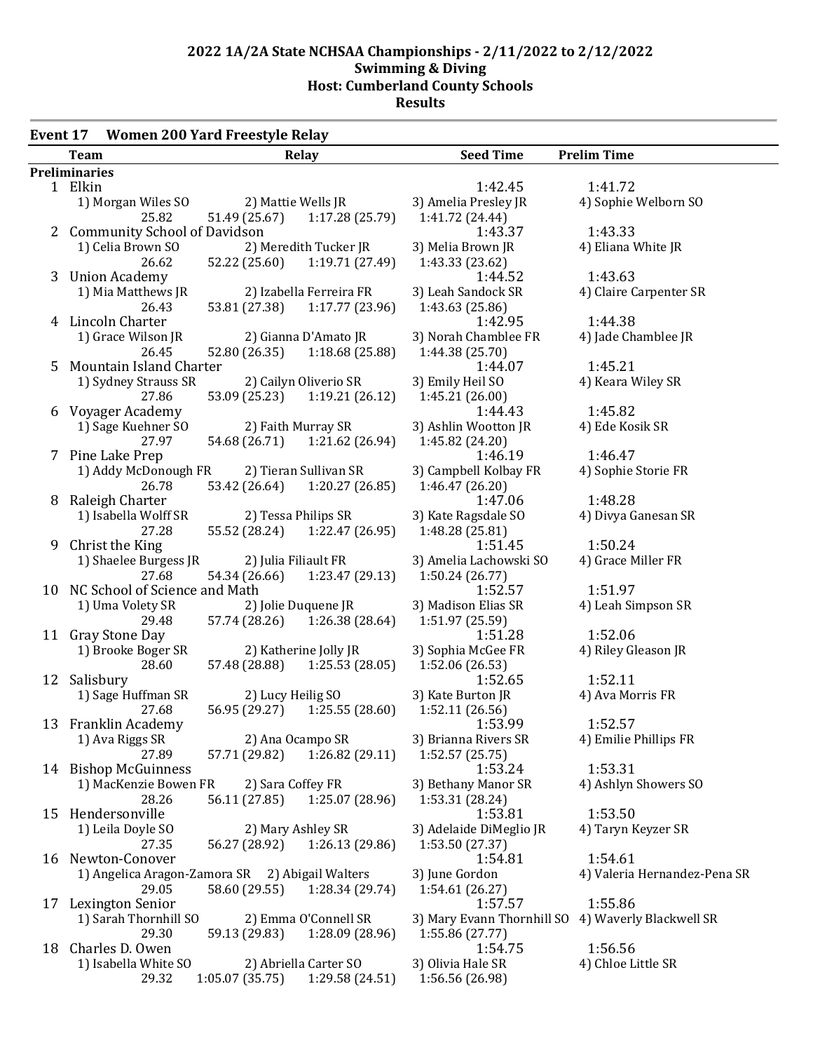## 2022 1A/2A State NCHSAA Championships - 2/11/2022 to 2/12/2022
## Swimming & Diving
## Host: Cumberland County Schools
## Results

### Event 17 Women 200 Yard Freestyle Relay

| | Team | Relay | | Seed Time | Prelim Time |
|---|---|---|---|---|---|
| **Preliminaries** | | | | | |
| 1 | Elkin | | | 1:42.45 | 1:41.72 |
| | 1) Morgan Wiles SO | 2) Mattie Wells JR | | 3) Amelia Presley JR | 4) Sophie Welborn SO |
| | 25.82 | 51.49 (25.67) | 1:17.28 (25.79) | 1:41.72 (24.44) | |
| 2 | Community School of Davidson | | | 1:43.37 | 1:43.33 |
| | 1) Celia Brown SO | 2) Meredith Tucker JR | | 3) Melia Brown JR | 4) Eliana White JR |
| | 26.62 | 52.22 (25.60) | 1:19.71 (27.49) | 1:43.33 (23.62) | |
| 3 | Union Academy | | | 1:44.52 | 1:43.63 |
| | 1) Mia Matthews JR | 2) Izabella Ferreira FR | | 3) Leah Sandock SR | 4) Claire Carpenter SR |
| | 26.43 | 53.81 (27.38) | 1:17.77 (23.96) | 1:43.63 (25.86) | |
| 4 | Lincoln Charter | | | 1:42.95 | 1:44.38 |
| | 1) Grace Wilson JR | 2) Gianna D'Amato JR | | 3) Norah Chamblee FR | 4) Jade Chamblee JR |
| | 26.45 | 52.80 (26.35) | 1:18.68 (25.88) | 1:44.38 (25.70) | |
| 5 | Mountain Island Charter | | | 1:44.07 | 1:45.21 |
| | 1) Sydney Strauss SR | 2) Cailyn Oliverio SR | | 3) Emily Heil SO | 4) Keara Wiley SR |
| | 27.86 | 53.09 (25.23) | 1:19.21 (26.12) | 1:45.21 (26.00) | |
| 6 | Voyager Academy | | | 1:44.43 | 1:45.82 |
| | 1) Sage Kuehner SO | 2) Faith Murray SR | | 3) Ashlin Wootton JR | 4) Ede Kosik SR |
| | 27.97 | 54.68 (26.71) | 1:21.62 (26.94) | 1:45.82 (24.20) | |
| 7 | Pine Lake Prep | | | 1:46.19 | 1:46.47 |
| | 1) Addy McDonough FR | 2) Tieran Sullivan SR | | 3) Campbell Kolbay FR | 4) Sophie Storie FR |
| | 26.78 | 53.42 (26.64) | 1:20.27 (26.85) | 1:46.47 (26.20) | |
| 8 | Raleigh Charter | | | 1:47.06 | 1:48.28 |
| | 1) Isabella Wolff SR | 2) Tessa Philips SR | | 3) Kate Ragsdale SO | 4) Divya Ganesan SR |
| | 27.28 | 55.52 (28.24) | 1:22.47 (26.95) | 1:48.28 (25.81) | |
| 9 | Christ the King | | | 1:51.45 | 1:50.24 |
| | 1) Shaelee Burgess JR | 2) Julia Filiault FR | | 3) Amelia Lachowski SO | 4) Grace Miller FR |
| | 27.68 | 54.34 (26.66) | 1:23.47 (29.13) | 1:50.24 (26.77) | |
| 10 | NC School of Science and Math | | | 1:52.57 | 1:51.97 |
| | 1) Uma Volety SR | 2) Jolie Duquene JR | | 3) Madison Elias SR | 4) Leah Simpson SR |
| | 29.48 | 57.74 (28.26) | 1:26.38 (28.64) | 1:51.97 (25.59) | |
| 11 | Gray Stone Day | | | 1:51.28 | 1:52.06 |
| | 1) Brooke Boger SR | 2) Katherine Jolly JR | | 3) Sophia McGee FR | 4) Riley Gleason JR |
| | 28.60 | 57.48 (28.88) | 1:25.53 (28.05) | 1:52.06 (26.53) | |
| 12 | Salisbury | | | 1:52.65 | 1:52.11 |
| | 1) Sage Huffman SR | 2) Lucy Heilig SO | | 3) Kate Burton JR | 4) Ava Morris FR |
| | 27.68 | 56.95 (29.27) | 1:25.55 (28.60) | 1:52.11 (26.56) | |
| 13 | Franklin Academy | | | 1:53.99 | 1:52.57 |
| | 1) Ava Riggs SR | 2) Ana Ocampo SR | | 3) Brianna Rivers SR | 4) Emilie Phillips FR |
| | 27.89 | 57.71 (29.82) | 1:26.82 (29.11) | 1:52.57 (25.75) | |
| 14 | Bishop McGuinness | | | 1:53.24 | 1:53.31 |
| | 1) MacKenzie Bowen FR | 2) Sara Coffey FR | | 3) Bethany Manor SR | 4) Ashlyn Showers SO |
| | 28.26 | 56.11 (27.85) | 1:25.07 (28.96) | 1:53.31 (28.24) | |
| 15 | Hendersonville | | | 1:53.81 | 1:53.50 |
| | 1) Leila Doyle SO | 2) Mary Ashley SR | | 3) Adelaide DiMeglio JR | 4) Taryn Keyzer SR |
| | 27.35 | 56.27 (28.92) | 1:26.13 (29.86) | 1:53.50 (27.37) | |
| 16 | Newton-Conover | | | 1:54.81 | 1:54.61 |
| | 1) Angelica Aragon-Zamora SR | 2) Abigail Walters | | 3) June Gordon | 4) Valeria Hernandez-Pena SR |
| | 29.05 | 58.60 (29.55) | 1:28.34 (29.74) | 1:54.61 (26.27) | |
| 17 | Lexington Senior | | | 1:57.57 | 1:55.86 |
| | 1) Sarah Thornhill SO | 2) Emma O'Connell SR | | 3) Mary Evann Thornhill SO | 4) Waverly Blackwell SR |
| | 29.30 | 59.13 (29.83) | 1:28.09 (28.96) | 1:55.86 (27.77) | |
| 18 | Charles D. Owen | | | 1:54.75 | 1:56.56 |
| | 1) Isabella White SO | 2) Abriella Carter SO | | 3) Olivia Hale SR | 4) Chloe Little SR |
| | 29.32 | 1:05.07 (35.75) | 1:29.58 (24.51) | 1:56.56 (26.98) | |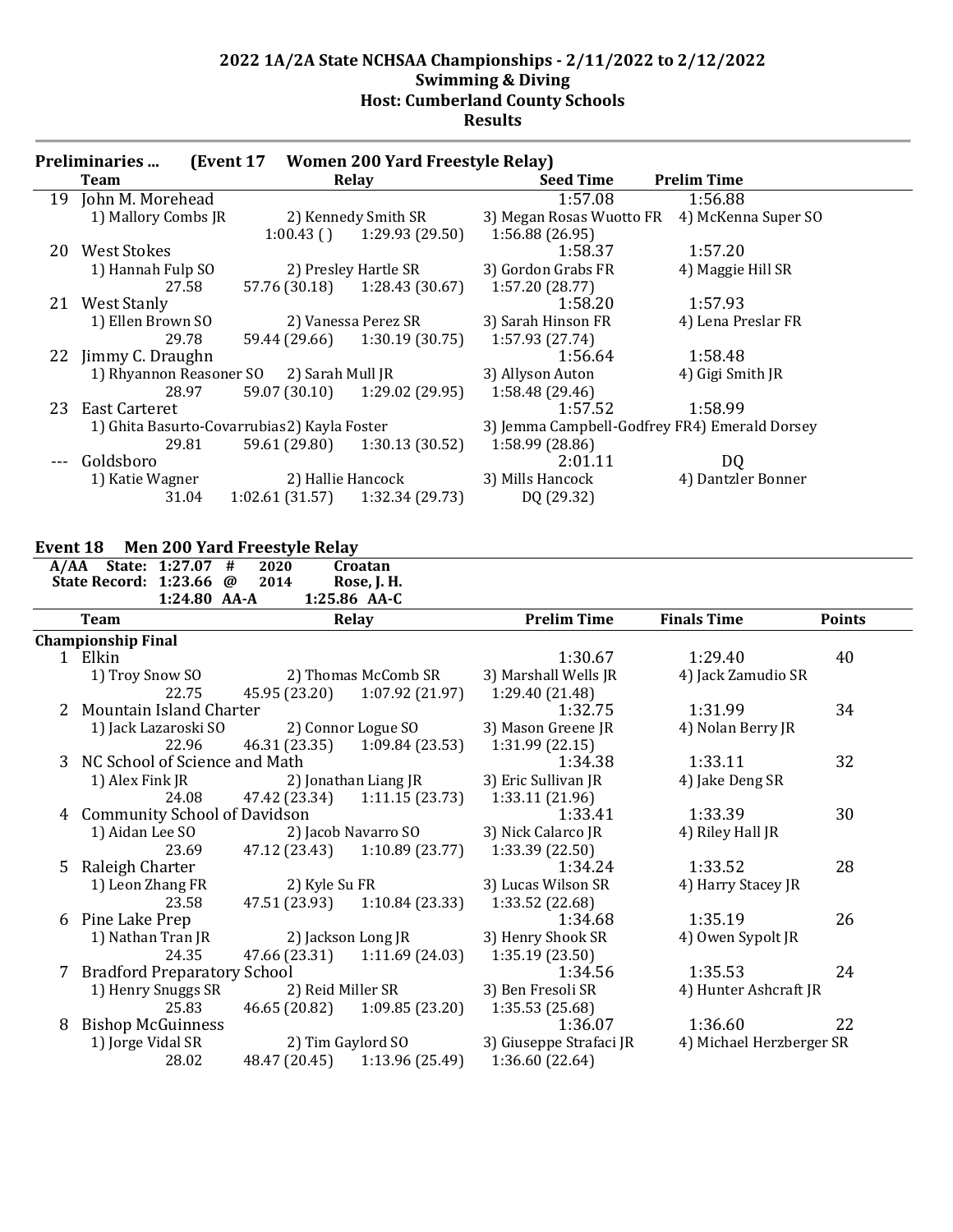## 2022 1A/2A State NCHSAA Championships - 2/11/2022 to 2/12/2022
## Swimming & Diving
## Host: Cumberland County Schools
## Results

### Preliminaries ... (Event 17 Women 200 Yard Freestyle Relay)

| | Team | Relay | | Seed Time | Prelim Time |
|---|---|---|---|---|---|
| 19 | John M. Morehead | | | 1:57.08 | 1:56.88 |
| | 1) Mallory Combs JR | 2) Kennedy Smith SR | | 3) Megan Rosas Wuotto FR | 4) McKenna Super SO |
| | | 1:00.43 ( ) | 1:29.93 (29.50) | 1:56.88 (26.95) | |
| 20 | West Stokes | | | 1:58.37 | 1:57.20 |
| | 1) Hannah Fulp SO | 2) Presley Hartle SR | | 3) Gordon Grabs FR | 4) Maggie Hill SR |
| | 27.58 | 57.76 (30.18) | 1:28.43 (30.67) | 1:57.20 (28.77) | |
| 21 | West Stanly | | | 1:58.20 | 1:57.93 |
| | 1) Ellen Brown SO | 2) Vanessa Perez SR | | 3) Sarah Hinson FR | 4) Lena Preslar FR |
| | 29.78 | 59.44 (29.66) | 1:30.19 (30.75) | 1:57.93 (27.74) | |
| 22 | Jimmy C. Draughn | | | 1:56.64 | 1:58.48 |
| | 1) Rhyannon Reasoner SO | 2) Sarah Mull JR | | 3) Allyson Auton | 4) Gigi Smith JR |
| | 28.97 | 59.07 (30.10) | 1:29.02 (29.95) | 1:58.48 (29.46) | |
| 23 | East Carteret | | | 1:57.52 | 1:58.99 |
| | 1) Ghita Basurto-Covarrubias | 2) Kayla Foster | | 3) Jemma Campbell-Godfrey FR | 4) Emerald Dorsey |
| | 29.81 | 59.61 (29.80) | 1:30.13 (30.52) | 1:58.99 (28.86) | |
| --- | Goldsboro | | | 2:01.11 | DQ |
| | 1) Katie Wagner | 2) Hallie Hancock | | 3) Mills Hancock | 4) Dantzler Bonner |
| | 31.04 | 1:02.61 (31.57) | 1:32.34 (29.73) | DQ (29.32) | |

### Event 18 Men 200 Yard Freestyle Relay

A/AA State: 1:27.07 # 2020 Croatan
State Record: 1:23.66 @ 2014 Rose, J. H.
1:24.80 AA-A 1:25.86 AA-C

| | Team | Relay | | Prelim Time | Finals Time | Points |
|---|---|---|---|---|---|---|
| **Championship Final** | | | | | | |
| 1 | Elkin | | | 1:30.67 | 1:29.40 | 40 |
| | 1) Troy Snow SO | 2) Thomas McComb SR | | 3) Marshall Wells JR | 4) Jack Zamudio SR | |
| | 22.75 | 45.95 (23.20) | 1:07.92 (21.97) | 1:29.40 (21.48) | | |
| 2 | Mountain Island Charter | | | 1:32.75 | 1:31.99 | 34 |
| | 1) Jack Lazaroski SO | 2) Connor Logue SO | | 3) Mason Greene JR | 4) Nolan Berry JR | |
| | 22.96 | 46.31 (23.35) | 1:09.84 (23.53) | 1:31.99 (22.15) | | |
| 3 | NC School of Science and Math | | | 1:34.38 | 1:33.11 | 32 |
| | 1) Alex Fink JR | 2) Jonathan Liang JR | | 3) Eric Sullivan JR | 4) Jake Deng SR | |
| | 24.08 | 47.42 (23.34) | 1:11.15 (23.73) | 1:33.11 (21.96) | | |
| 4 | Community School of Davidson | | | 1:33.41 | 1:33.39 | 30 |
| | 1) Aidan Lee SO | 2) Jacob Navarro SO | | 3) Nick Calarco JR | 4) Riley Hall JR | |
| | 23.69 | 47.12 (23.43) | 1:10.89 (23.77) | 1:33.39 (22.50) | | |
| 5 | Raleigh Charter | | | 1:34.24 | 1:33.52 | 28 |
| | 1) Leon Zhang FR | 2) Kyle Su FR | | 3) Lucas Wilson SR | 4) Harry Stacey JR | |
| | 23.58 | 47.51 (23.93) | 1:10.84 (23.33) | 1:33.52 (22.68) | | |
| 6 | Pine Lake Prep | | | 1:34.68 | 1:35.19 | 26 |
| | 1) Nathan Tran JR | 2) Jackson Long JR | | 3) Henry Shook SR | 4) Owen Sypolt JR | |
| | 24.35 | 47.66 (23.31) | 1:11.69 (24.03) | 1:35.19 (23.50) | | |
| 7 | Bradford Preparatory School | | | 1:34.56 | 1:35.53 | 24 |
| | 1) Henry Snuggs SR | 2) Reid Miller SR | | 3) Ben Fresoli SR | 4) Hunter Ashcraft JR | |
| | 25.83 | 46.65 (20.82) | 1:09.85 (23.20) | 1:35.53 (25.68) | | |
| 8 | Bishop McGuinness | | | 1:36.07 | 1:36.60 | 22 |
| | 1) Jorge Vidal SR | 2) Tim Gaylord SO | | 3) Giuseppe Strafaci JR | 4) Michael Herzberger SR | |
| | 28.02 | 48.47 (20.45) | 1:13.96 (25.49) | 1:36.60 (22.64) | | |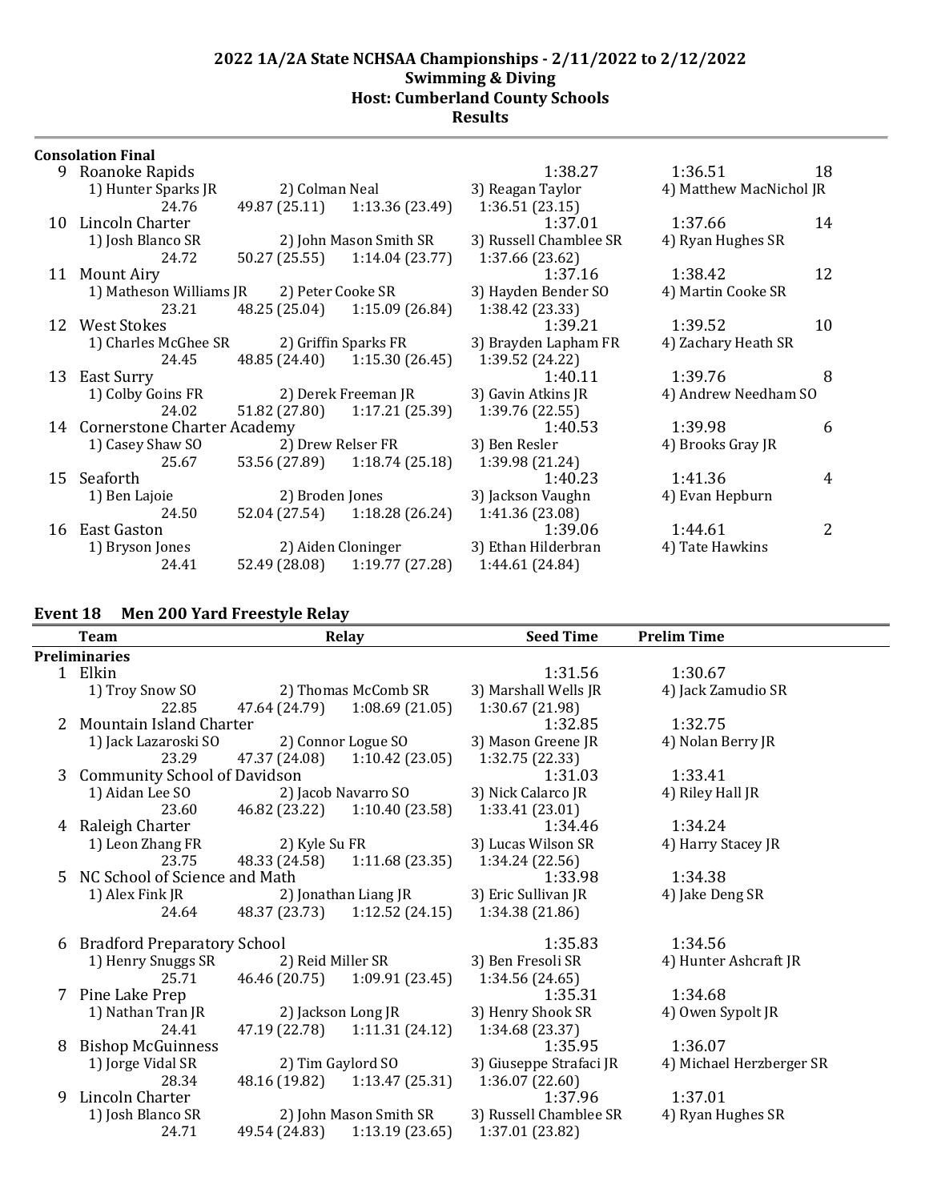# 2022 1A/2A State NCHSAA Championships - 2/11/2022 to 2/12/2022
## Swimming & Diving
## Host: Cumberland County Schools
## Results

**Consolation Final**

| Place | Team | | | Seed Time | Finals Time | Points |
|---|---|---|---|---|---|---|
| 9 | Roanoke Rapids | | | 1:38.27 | 1:36.51 | 18 |
| | 1) Hunter Sparks JR | 2) Colman Neal | 3) Reagan Taylor | 4) Matthew MacNichol JR | | |
| | 24.76 | 49.87 (25.11) | 1:13.36 (23.49) | 1:36.51 (23.15) | | |
| 10 | Lincoln Charter | | | 1:37.01 | 1:37.66 | 14 |
| | 1) Josh Blanco SR | 2) John Mason Smith SR | 3) Russell Chamblee SR | 4) Ryan Hughes SR | | |
| | 24.72 | 50.27 (25.55) | 1:14.04 (23.77) | 1:37.66 (23.62) | | |
| 11 | Mount Airy | | | 1:37.16 | 1:38.42 | 12 |
| | 1) Matheson Williams JR | 2) Peter Cooke SR | 3) Hayden Bender SO | 4) Martin Cooke SR | | |
| | 23.21 | 48.25 (25.04) | 1:15.09 (26.84) | 1:38.42 (23.33) | | |
| 12 | West Stokes | | | 1:39.21 | 1:39.52 | 10 |
| | 1) Charles McGhee SR | 2) Griffin Sparks FR | 3) Brayden Lapham FR | 4) Zachary Heath SR | | |
| | 24.45 | 48.85 (24.40) | 1:15.30 (26.45) | 1:39.52 (24.22) | | |
| 13 | East Surry | | | 1:40.11 | 1:39.76 | 8 |
| | 1) Colby Goins FR | 2) Derek Freeman JR | 3) Gavin Atkins JR | 4) Andrew Needham SO | | |
| | 24.02 | 51.82 (27.80) | 1:17.21 (25.39) | 1:39.76 (22.55) | | |
| 14 | Cornerstone Charter Academy | | | 1:40.53 | 1:39.98 | 6 |
| | 1) Casey Shaw SO | 2) Drew Relser FR | 3) Ben Resler | 4) Brooks Gray JR | | |
| | 25.67 | 53.56 (27.89) | 1:18.74 (25.18) | 1:39.98 (21.24) | | |
| 15 | Seaforth | | | 1:40.23 | 1:41.36 | 4 |
| | 1) Ben Lajoie | 2) Broden Jones | 3) Jackson Vaughn | 4) Evan Hepburn | | |
| | 24.50 | 52.04 (27.54) | 1:18.28 (26.24) | 1:41.36 (23.08) | | |
| 16 | East Gaston | | | 1:39.06 | 1:44.61 | 2 |
| | 1) Bryson Jones | 2) Aiden Cloninger | 3) Ethan Hilderbran | 4) Tate Hawkins | | |
| | 24.41 | 52.49 (28.08) | 1:19.77 (27.28) | 1:44.61 (24.84) | | |

### Event 18 Men 200 Yard Freestyle Relay

| | Team | Relay | | Seed Time | Prelim Time |
|---|---|---|---|---|---|
| **Preliminaries** | | | | | |
| 1 | Elkin | | | 1:31.56 | 1:30.67 |
| | 1) Troy Snow SO | 2) Thomas McComb SR | 3) Marshall Wells JR | 4) Jack Zamudio SR | |
| | 22.85 | 47.64 (24.79) | 1:08.69 (21.05) | 1:30.67 (21.98) | |
| 2 | Mountain Island Charter | | | 1:32.85 | 1:32.75 |
| | 1) Jack Lazaroski SO | 2) Connor Logue SO | 3) Mason Greene JR | 4) Nolan Berry JR | |
| | 23.29 | 47.37 (24.08) | 1:10.42 (23.05) | 1:32.75 (22.33) | |
| 3 | Community School of Davidson | | | 1:31.03 | 1:33.41 |
| | 1) Aidan Lee SO | 2) Jacob Navarro SO | 3) Nick Calarco JR | 4) Riley Hall JR | |
| | 23.60 | 46.82 (23.22) | 1:10.40 (23.58) | 1:33.41 (23.01) | |
| 4 | Raleigh Charter | | | 1:34.46 | 1:34.24 |
| | 1) Leon Zhang FR | 2) Kyle Su FR | 3) Lucas Wilson SR | 4) Harry Stacey JR | |
| | 23.75 | 48.33 (24.58) | 1:11.68 (23.35) | 1:34.24 (22.56) | |
| 5 | NC School of Science and Math | | | 1:33.98 | 1:34.38 |
| | 1) Alex Fink JR | 2) Jonathan Liang JR | 3) Eric Sullivan JR | 4) Jake Deng SR | |
| | 24.64 | 48.37 (23.73) | 1:12.52 (24.15) | 1:34.38 (21.86) | |
| 6 | Bradford Preparatory School | | | 1:35.83 | 1:34.56 |
| | 1) Henry Snuggs SR | 2) Reid Miller SR | 3) Ben Fresoli SR | 4) Hunter Ashcraft JR | |
| | 25.71 | 46.46 (20.75) | 1:09.91 (23.45) | 1:34.56 (24.65) | |
| 7 | Pine Lake Prep | | | 1:35.31 | 1:34.68 |
| | 1) Nathan Tran JR | 2) Jackson Long JR | 3) Henry Shook SR | 4) Owen Sypolt JR | |
| | 24.41 | 47.19 (22.78) | 1:11.31 (24.12) | 1:34.68 (23.37) | |
| 8 | Bishop McGuinness | | | 1:35.95 | 1:36.07 |
| | 1) Jorge Vidal SR | 2) Tim Gaylord SO | 3) Giuseppe Strafaci JR | 4) Michael Herzberger SR | |
| | 28.34 | 48.16 (19.82) | 1:13.47 (25.31) | 1:36.07 (22.60) | |
| 9 | Lincoln Charter | | | 1:37.96 | 1:37.01 |
| | 1) Josh Blanco SR | 2) John Mason Smith SR | 3) Russell Chamblee SR | 4) Ryan Hughes SR | |
| | 24.71 | 49.54 (24.83) | 1:13.19 (23.65) | 1:37.01 (23.82) | |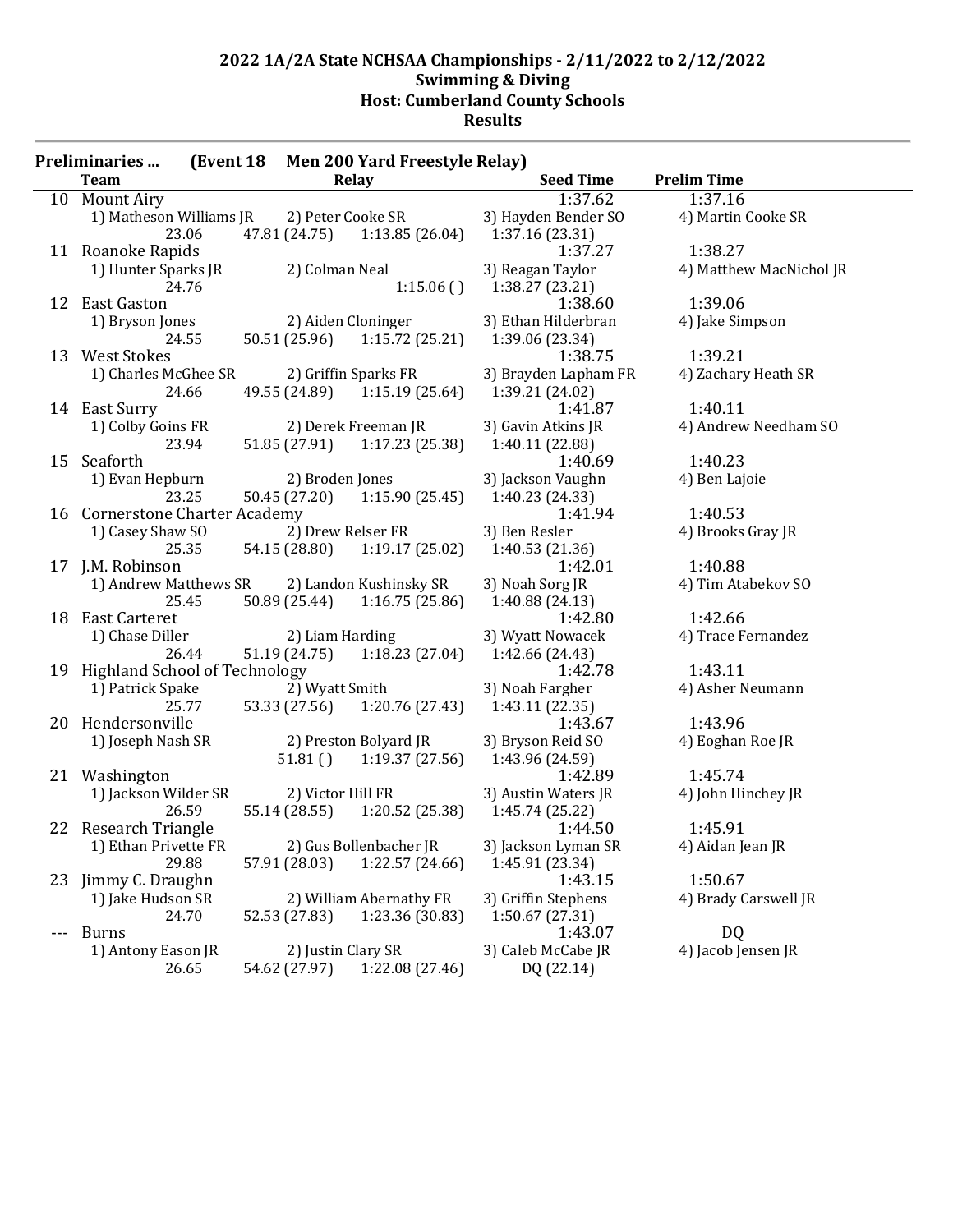## 2022 1A/2A State NCHSAA Championships - 2/11/2022 to 2/12/2022
### Swimming & Diving
### Host: Cumberland County Schools
### Results

**Preliminaries ... (Event 18 Men 200 Yard Freestyle Relay)**

| | Team | Relay | | | Seed Time | Prelim Time |
|---|---|---|---|---|---|---|
| 10 | Mount Airy | | | | 1:37.62 | 1:37.16 |
| | 1) Matheson Williams JR | 2) Peter Cooke SR | | 3) Hayden Bender SO | | 4) Martin Cooke SR |
| | 23.06 | 47.81 (24.75) | 1:13.85 (26.04) | 1:37.16 (23.31) | | |
| 11 | Roanoke Rapids | | | | 1:37.27 | 1:38.27 |
| | 1) Hunter Sparks JR | 2) Colman Neal | | 3) Reagan Taylor | | 4) Matthew MacNichol JR |
| | 24.76 | | 1:15.06 ( ) | 1:38.27 (23.21) | | |
| 12 | East Gaston | | | | 1:38.60 | 1:39.06 |
| | 1) Bryson Jones | 2) Aiden Cloninger | | 3) Ethan Hilderbran | | 4) Jake Simpson |
| | 24.55 | 50.51 (25.96) | 1:15.72 (25.21) | 1:39.06 (23.34) | | |
| 13 | West Stokes | | | | 1:38.75 | 1:39.21 |
| | 1) Charles McGhee SR | 2) Griffin Sparks FR | | 3) Brayden Lapham FR | | 4) Zachary Heath SR |
| | 24.66 | 49.55 (24.89) | 1:15.19 (25.64) | 1:39.21 (24.02) | | |
| 14 | East Surry | | | | 1:41.87 | 1:40.11 |
| | 1) Colby Goins FR | 2) Derek Freeman JR | | 3) Gavin Atkins JR | | 4) Andrew Needham SO |
| | 23.94 | 51.85 (27.91) | 1:17.23 (25.38) | 1:40.11 (22.88) | | |
| 15 | Seaforth | | | | 1:40.69 | 1:40.23 |
| | 1) Evan Hepburn | 2) Broden Jones | | 3) Jackson Vaughn | | 4) Ben Lajoie |
| | 23.25 | 50.45 (27.20) | 1:15.90 (25.45) | 1:40.23 (24.33) | | |
| 16 | Cornerstone Charter Academy | | | | 1:41.94 | 1:40.53 |
| | 1) Casey Shaw SO | 2) Drew Relser FR | | 3) Ben Resler | | 4) Brooks Gray JR |
| | 25.35 | 54.15 (28.80) | 1:19.17 (25.02) | 1:40.53 (21.36) | | |
| 17 | J.M. Robinson | | | | 1:42.01 | 1:40.88 |
| | 1) Andrew Matthews SR | 2) Landon Kushinsky SR | | 3) Noah Sorg JR | | 4) Tim Atabekov SO |
| | 25.45 | 50.89 (25.44) | 1:16.75 (25.86) | 1:40.88 (24.13) | | |
| 18 | East Carteret | | | | 1:42.80 | 1:42.66 |
| | 1) Chase Diller | 2) Liam Harding | | 3) Wyatt Nowacek | | 4) Trace Fernandez |
| | 26.44 | 51.19 (24.75) | 1:18.23 (27.04) | 1:42.66 (24.43) | | |
| 19 | Highland School of Technology | | | | 1:42.78 | 1:43.11 |
| | 1) Patrick Spake | 2) Wyatt Smith | | 3) Noah Fargher | | 4) Asher Neumann |
| | 25.77 | 53.33 (27.56) | 1:20.76 (27.43) | 1:43.11 (22.35) | | |
| 20 | Hendersonville | | | | 1:43.67 | 1:43.96 |
| | 1) Joseph Nash SR | 2) Preston Bolyard JR | | 3) Bryson Reid SO | | 4) Eoghan Roe JR |
| | | 51.81 ( ) | 1:19.37 (27.56) | 1:43.96 (24.59) | | |
| 21 | Washington | | | | 1:42.89 | 1:45.74 |
| | 1) Jackson Wilder SR | 2) Victor Hill FR | | 3) Austin Waters JR | | 4) John Hinchey JR |
| | 26.59 | 55.14 (28.55) | 1:20.52 (25.38) | 1:45.74 (25.22) | | |
| 22 | Research Triangle | | | | 1:44.50 | 1:45.91 |
| | 1) Ethan Privette FR | 2) Gus Bollenbacher JR | | 3) Jackson Lyman SR | | 4) Aidan Jean JR |
| | 29.88 | 57.91 (28.03) | 1:22.57 (24.66) | 1:45.91 (23.34) | | |
| 23 | Jimmy C. Draughn | | | | 1:43.15 | 1:50.67 |
| | 1) Jake Hudson SR | 2) William Abernathy FR | | 3) Griffin Stephens | | 4) Brady Carswell JR |
| | 24.70 | 52.53 (27.83) | 1:23.36 (30.83) | 1:50.67 (27.31) | | |
| --- | Burns | | | | 1:43.07 | DQ |
| | 1) Antony Eason JR | 2) Justin Clary SR | | 3) Caleb McCabe JR | | 4) Jacob Jensen JR |
| | 26.65 | 54.62 (27.97) | 1:22.08 (27.46) | DQ (22.14) | | |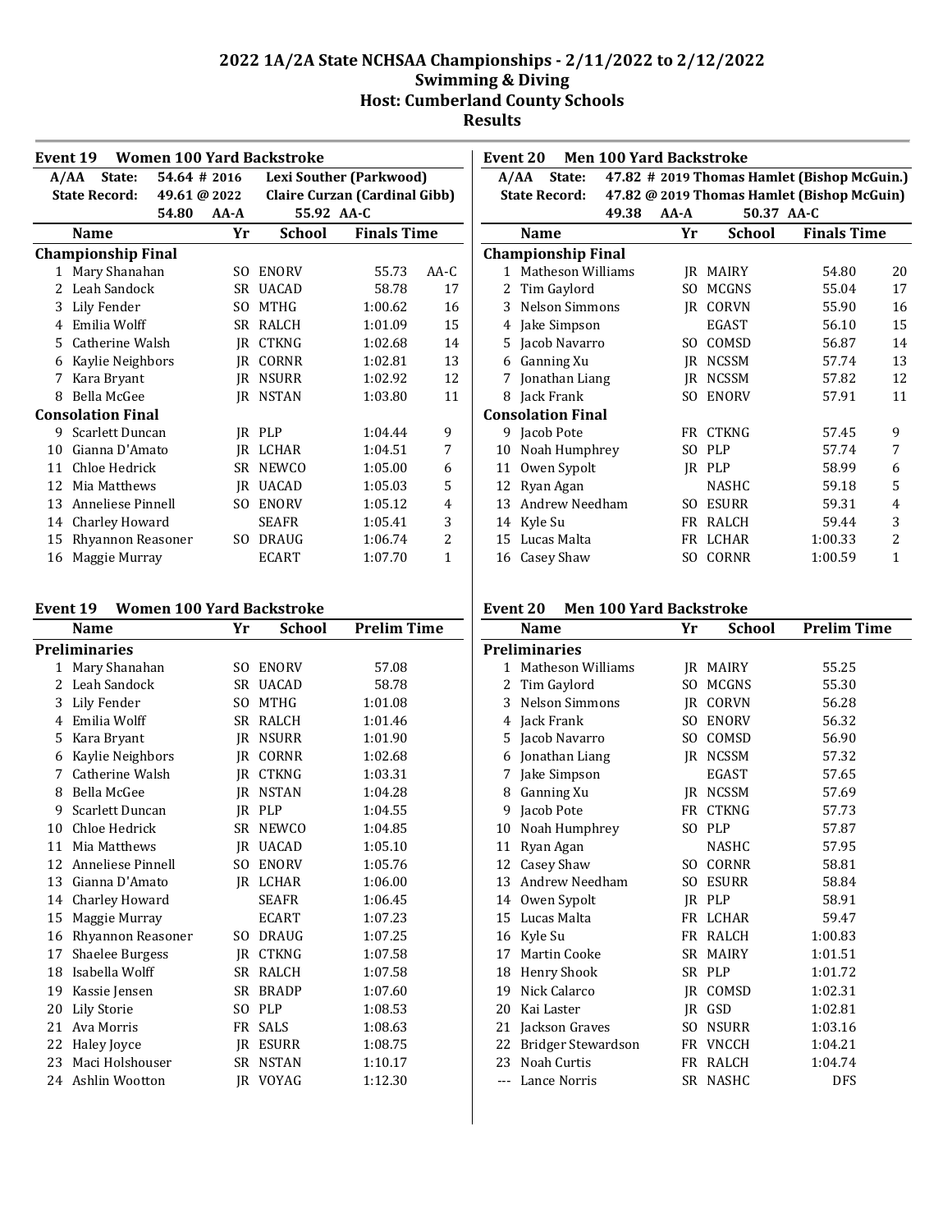# 2022 1A/2A State NCHSAA Championships - 2/11/2022 to 2/12/2022
## Swimming & Diving
## Host: Cumberland County Schools
## Results

### Event 19 Women 100 Yard Backstroke

| A/AA State: | 54.64 # 2016 | Lexi Souther (Parkwood) |
|---|---|---|
| State Record: | 49.61 @ 2022 | Claire Curzan (Cardinal Gibb) |
| | 54.80 AA-A | 55.92 AA-C |

| | Name | Yr | School | Finals Time | |
|---|---|---|---|---|---|
| **Championship Final** | | | | | |
| 1 | Mary Shanahan | SO | ENORV | 55.73 | AA-C |
| 2 | Leah Sandock | SR | UACAD | 58.78 | 17 |
| 3 | Lily Fender | SO | MTHG | 1:00.62 | 16 |
| 4 | Emilia Wolff | SR | RALCH | 1:01.09 | 15 |
| 5 | Catherine Walsh | JR | CTKNG | 1:02.68 | 14 |
| 6 | Kaylie Neighbors | JR | CORNR | 1:02.81 | 13 |
| 7 | Kara Bryant | JR | NSURR | 1:02.92 | 12 |
| 8 | Bella McGee | JR | NSTAN | 1:03.80 | 11 |
| **Consolation Final** | | | | | |
| 9 | Scarlett Duncan | JR | PLP | 1:04.44 | 9 |
| 10 | Gianna D'Amato | JR | LCHAR | 1:04.51 | 7 |
| 11 | Chloe Hedrick | SR | NEWCO | 1:05.00 | 6 |
| 12 | Mia Matthews | JR | UACAD | 1:05.03 | 5 |
| 13 | Anneliese Pinnell | SO | ENORV | 1:05.12 | 4 |
| 14 | Charley Howard | | SEAFR | 1:05.41 | 3 |
| 15 | Rhyannon Reasoner | SO | DRAUG | 1:06.74 | 2 |
| 16 | Maggie Murray | | ECART | 1:07.70 | 1 |

### Event 19 Women 100 Yard Backstroke

| | Name | Yr | School | Prelim Time |
|---|---|---|---|---|
| **Preliminaries** | | | | |
| 1 | Mary Shanahan | SO | ENORV | 57.08 |
| 2 | Leah Sandock | SR | UACAD | 58.78 |
| 3 | Lily Fender | SO | MTHG | 1:01.08 |
| 4 | Emilia Wolff | SR | RALCH | 1:01.46 |
| 5 | Kara Bryant | JR | NSURR | 1:01.90 |
| 6 | Kaylie Neighbors | JR | CORNR | 1:02.68 |
| 7 | Catherine Walsh | JR | CTKNG | 1:03.31 |
| 8 | Bella McGee | JR | NSTAN | 1:04.28 |
| 9 | Scarlett Duncan | JR | PLP | 1:04.55 |
| 10 | Chloe Hedrick | SR | NEWCO | 1:04.85 |
| 11 | Mia Matthews | JR | UACAD | 1:05.10 |
| 12 | Anneliese Pinnell | SO | ENORV | 1:05.76 |
| 13 | Gianna D'Amato | JR | LCHAR | 1:06.00 |
| 14 | Charley Howard | | SEAFR | 1:06.45 |
| 15 | Maggie Murray | | ECART | 1:07.23 |
| 16 | Rhyannon Reasoner | SO | DRAUG | 1:07.25 |
| 17 | Shaelee Burgess | JR | CTKNG | 1:07.58 |
| 18 | Isabella Wolff | SR | RALCH | 1:07.58 |
| 19 | Kassie Jensen | SR | BRADP | 1:07.60 |
| 20 | Lily Storie | SO | PLP | 1:08.53 |
| 21 | Ava Morris | FR | SALS | 1:08.63 |
| 22 | Haley Joyce | JR | ESURR | 1:08.75 |
| 23 | Maci Holshouser | SR | NSTAN | 1:10.17 |
| 24 | Ashlin Wootton | JR | VOYAG | 1:12.30 |

### Event 20 Men 100 Yard Backstroke

| A/AA State: | 47.82 # 2019 | Thomas Hamlet (Bishop McGuin.) |
|---|---|---|
| State Record: | 47.82 @ 2019 | Thomas Hamlet (Bishop McGuin) |
| | 49.38 AA-A | 50.37 AA-C |

| | Name | Yr | School | Finals Time | |
|---|---|---|---|---|---|
| **Championship Final** | | | | | |
| 1 | Matheson Williams | JR | MAIRY | 54.80 | 20 |
| 2 | Tim Gaylord | SO | MCGNS | 55.04 | 17 |
| 3 | Nelson Simmons | JR | CORVN | 55.90 | 16 |
| 4 | Jake Simpson | | EGAST | 56.10 | 15 |
| 5 | Jacob Navarro | SO | COMSD | 56.87 | 14 |
| 6 | Ganning Xu | JR | NCSSM | 57.74 | 13 |
| 7 | Jonathan Liang | JR | NCSSM | 57.82 | 12 |
| 8 | Jack Frank | SO | ENORV | 57.91 | 11 |
| **Consolation Final** | | | | | |
| 9 | Jacob Pote | FR | CTKNG | 57.45 | 9 |
| 10 | Noah Humphrey | SO | PLP | 57.74 | 7 |
| 11 | Owen Sypolt | JR | PLP | 58.99 | 6 |
| 12 | Ryan Agan | | NASHC | 59.18 | 5 |
| 13 | Andrew Needham | SO | ESURR | 59.31 | 4 |
| 14 | Kyle Su | FR | RALCH | 59.44 | 3 |
| 15 | Lucas Malta | FR | LCHAR | 1:00.33 | 2 |
| 16 | Casey Shaw | SO | CORNR | 1:00.59 | 1 |

### Event 20 Men 100 Yard Backstroke

| | Name | Yr | School | Prelim Time |
|---|---|---|---|---|
| **Preliminaries** | | | | |
| 1 | Matheson Williams | JR | MAIRY | 55.25 |
| 2 | Tim Gaylord | SO | MCGNS | 55.30 |
| 3 | Nelson Simmons | JR | CORVN | 56.28 |
| 4 | Jack Frank | SO | ENORV | 56.32 |
| 5 | Jacob Navarro | SO | COMSD | 56.90 |
| 6 | Jonathan Liang | JR | NCSSM | 57.32 |
| 7 | Jake Simpson | | EGAST | 57.65 |
| 8 | Ganning Xu | JR | NCSSM | 57.69 |
| 9 | Jacob Pote | FR | CTKNG | 57.73 |
| 10 | Noah Humphrey | SO | PLP | 57.87 |
| 11 | Ryan Agan | | NASHC | 57.95 |
| 12 | Casey Shaw | SO | CORNR | 58.81 |
| 13 | Andrew Needham | SO | ESURR | 58.84 |
| 14 | Owen Sypolt | JR | PLP | 58.91 |
| 15 | Lucas Malta | FR | LCHAR | 59.47 |
| 16 | Kyle Su | FR | RALCH | 1:00.83 |
| 17 | Martin Cooke | SR | MAIRY | 1:01.51 |
| 18 | Henry Shook | SR | PLP | 1:01.72 |
| 19 | Nick Calarco | JR | COMSD | 1:02.31 |
| 20 | Kai Laster | JR | GSD | 1:02.81 |
| 21 | Jackson Graves | SO | NSURR | 1:03.16 |
| 22 | Bridger Stewardson | FR | VNCCH | 1:04.21 |
| 23 | Noah Curtis | FR | RALCH | 1:04.74 |
| --- | Lance Norris | SR | NASHC | DFS |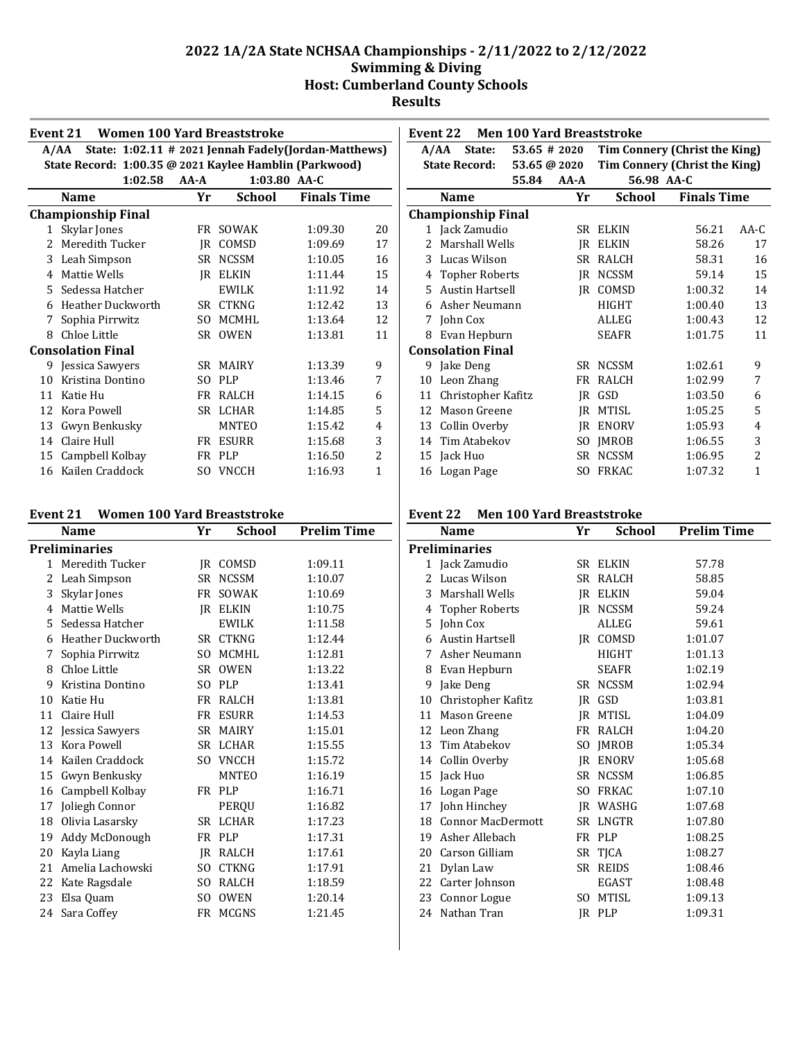# 2022 1A/2A State NCHSAA Championships - 2/11/2022 to 2/12/2022
## Swimming & Diving
## Host: Cumberland County Schools
## Results

### Event 21 Women 100 Yard Breaststroke

A/AA State: 1:02.11 # 2021 Jennah Fadely(Jordan-Matthews)
State Record: 1:00.35 @ 2021 Kaylee Hamblin (Parkwood)
1:02.58 AA-A 1:03.80 AA-C

| | Name | Yr | School | Finals Time | |
|---|---|---|---|---|---|
| **Championship Final** | | | | | |
| 1 | Skylar Jones | FR | SOWAK | 1:09.30 | 20 |
| 2 | Meredith Tucker | JR | COMSD | 1:09.69 | 17 |
| 3 | Leah Simpson | SR | NCSSM | 1:10.05 | 16 |
| 4 | Mattie Wells | JR | ELKIN | 1:11.44 | 15 |
| 5 | Sedessa Hatcher | | EWILK | 1:11.92 | 14 |
| 6 | Heather Duckworth | SR | CTKNG | 1:12.42 | 13 |
| 7 | Sophia Pirrwitz | SO | MCMHL | 1:13.64 | 12 |
| 8 | Chloe Little | SR | OWEN | 1:13.81 | 11 |
| **Consolation Final** | | | | | |
| 9 | Jessica Sawyers | SR | MAIRY | 1:13.39 | 9 |
| 10 | Kristina Dontino | SO | PLP | 1:13.46 | 7 |
| 11 | Katie Hu | FR | RALCH | 1:14.15 | 6 |
| 12 | Kora Powell | SR | LCHAR | 1:14.85 | 5 |
| 13 | Gwyn Benkusky | | MNTEO | 1:15.42 | 4 |
| 14 | Claire Hull | FR | ESURR | 1:15.68 | 3 |
| 15 | Campbell Kolbay | FR | PLP | 1:16.50 | 2 |
| 16 | Kailen Craddock | SO | VNCCH | 1:16.93 | 1 |

### Event 21 Women 100 Yard Breaststroke

| | Name | Yr | School | Prelim Time |
|---|---|---|---|---|
| **Preliminaries** | | | | |
| 1 | Meredith Tucker | JR | COMSD | 1:09.11 |
| 2 | Leah Simpson | SR | NCSSM | 1:10.07 |
| 3 | Skylar Jones | FR | SOWAK | 1:10.69 |
| 4 | Mattie Wells | JR | ELKIN | 1:10.75 |
| 5 | Sedessa Hatcher | | EWILK | 1:11.58 |
| 6 | Heather Duckworth | SR | CTKNG | 1:12.44 |
| 7 | Sophia Pirrwitz | SO | MCMHL | 1:12.81 |
| 8 | Chloe Little | SR | OWEN | 1:13.22 |
| 9 | Kristina Dontino | SO | PLP | 1:13.41 |
| 10 | Katie Hu | FR | RALCH | 1:13.81 |
| 11 | Claire Hull | FR | ESURR | 1:14.53 |
| 12 | Jessica Sawyers | SR | MAIRY | 1:15.01 |
| 13 | Kora Powell | SR | LCHAR | 1:15.55 |
| 14 | Kailen Craddock | SO | VNCCH | 1:15.72 |
| 15 | Gwyn Benkusky | | MNTEO | 1:16.19 |
| 16 | Campbell Kolbay | FR | PLP | 1:16.71 |
| 17 | Joliegh Connor | | PERQU | 1:16.82 |
| 18 | Olivia Lasarsky | SR | LCHAR | 1:17.23 |
| 19 | Addy McDonough | FR | PLP | 1:17.31 |
| 20 | Kayla Liang | JR | RALCH | 1:17.61 |
| 21 | Amelia Lachowski | SO | CTKNG | 1:17.91 |
| 22 | Kate Ragsdale | SO | RALCH | 1:18.59 |
| 23 | Elsa Quam | SO | OWEN | 1:20.14 |
| 24 | Sara Coffey | FR | MCGNS | 1:21.45 |

### Event 22 Men 100 Yard Breaststroke

A/AA State: 53.65 # 2020 Tim Connery (Christ the King)
State Record: 53.65 @ 2020 Tim Connery (Christ the King)
55.84 AA-A 56.98 AA-C

| | Name | Yr | School | Finals Time | |
|---|---|---|---|---|---|
| **Championship Final** | | | | | |
| 1 | Jack Zamudio | SR | ELKIN | 56.21 | AA-C |
| 2 | Marshall Wells | JR | ELKIN | 58.26 | 17 |
| 3 | Lucas Wilson | SR | RALCH | 58.31 | 16 |
| 4 | Topher Roberts | JR | NCSSM | 59.14 | 15 |
| 5 | Austin Hartsell | JR | COMSD | 1:00.32 | 14 |
| 6 | Asher Neumann | | HIGHT | 1:00.40 | 13 |
| 7 | John Cox | | ALLEG | 1:00.43 | 12 |
| 8 | Evan Hepburn | | SEAFR | 1:01.75 | 11 |
| **Consolation Final** | | | | | |
| 9 | Jake Deng | SR | NCSSM | 1:02.61 | 9 |
| 10 | Leon Zhang | FR | RALCH | 1:02.99 | 7 |
| 11 | Christopher Kafitz | JR | GSD | 1:03.50 | 6 |
| 12 | Mason Greene | JR | MTISL | 1:05.25 | 5 |
| 13 | Collin Overby | JR | ENORV | 1:05.93 | 4 |
| 14 | Tim Atabekov | SO | JMROB | 1:06.55 | 3 |
| 15 | Jack Huo | SR | NCSSM | 1:06.95 | 2 |
| 16 | Logan Page | SO | FRKAC | 1:07.32 | 1 |

### Event 22 Men 100 Yard Breaststroke

| | Name | Yr | School | Prelim Time |
|---|---|---|---|---|
| **Preliminaries** | | | | |
| 1 | Jack Zamudio | SR | ELKIN | 57.78 |
| 2 | Lucas Wilson | SR | RALCH | 58.85 |
| 3 | Marshall Wells | JR | ELKIN | 59.04 |
| 4 | Topher Roberts | JR | NCSSM | 59.24 |
| 5 | John Cox | | ALLEG | 59.61 |
| 6 | Austin Hartsell | JR | COMSD | 1:01.07 |
| 7 | Asher Neumann | | HIGHT | 1:01.13 |
| 8 | Evan Hepburn | | SEAFR | 1:02.19 |
| 9 | Jake Deng | SR | NCSSM | 1:02.94 |
| 10 | Christopher Kafitz | JR | GSD | 1:03.81 |
| 11 | Mason Greene | JR | MTISL | 1:04.09 |
| 12 | Leon Zhang | FR | RALCH | 1:04.20 |
| 13 | Tim Atabekov | SO | JMROB | 1:05.34 |
| 14 | Collin Overby | JR | ENORV | 1:05.68 |
| 15 | Jack Huo | SR | NCSSM | 1:06.85 |
| 16 | Logan Page | SO | FRKAC | 1:07.10 |
| 17 | John Hinchey | JR | WASHG | 1:07.68 |
| 18 | Connor MacDermott | SR | LNGTR | 1:07.80 |
| 19 | Asher Allebach | FR | PLP | 1:08.25 |
| 20 | Carson Gilliam | SR | TJCA | 1:08.27 |
| 21 | Dylan Law | SR | REIDS | 1:08.46 |
| 22 | Carter Johnson | | EGAST | 1:08.48 |
| 23 | Connor Logue | SO | MTISL | 1:09.13 |
| 24 | Nathan Tran | JR | PLP | 1:09.31 |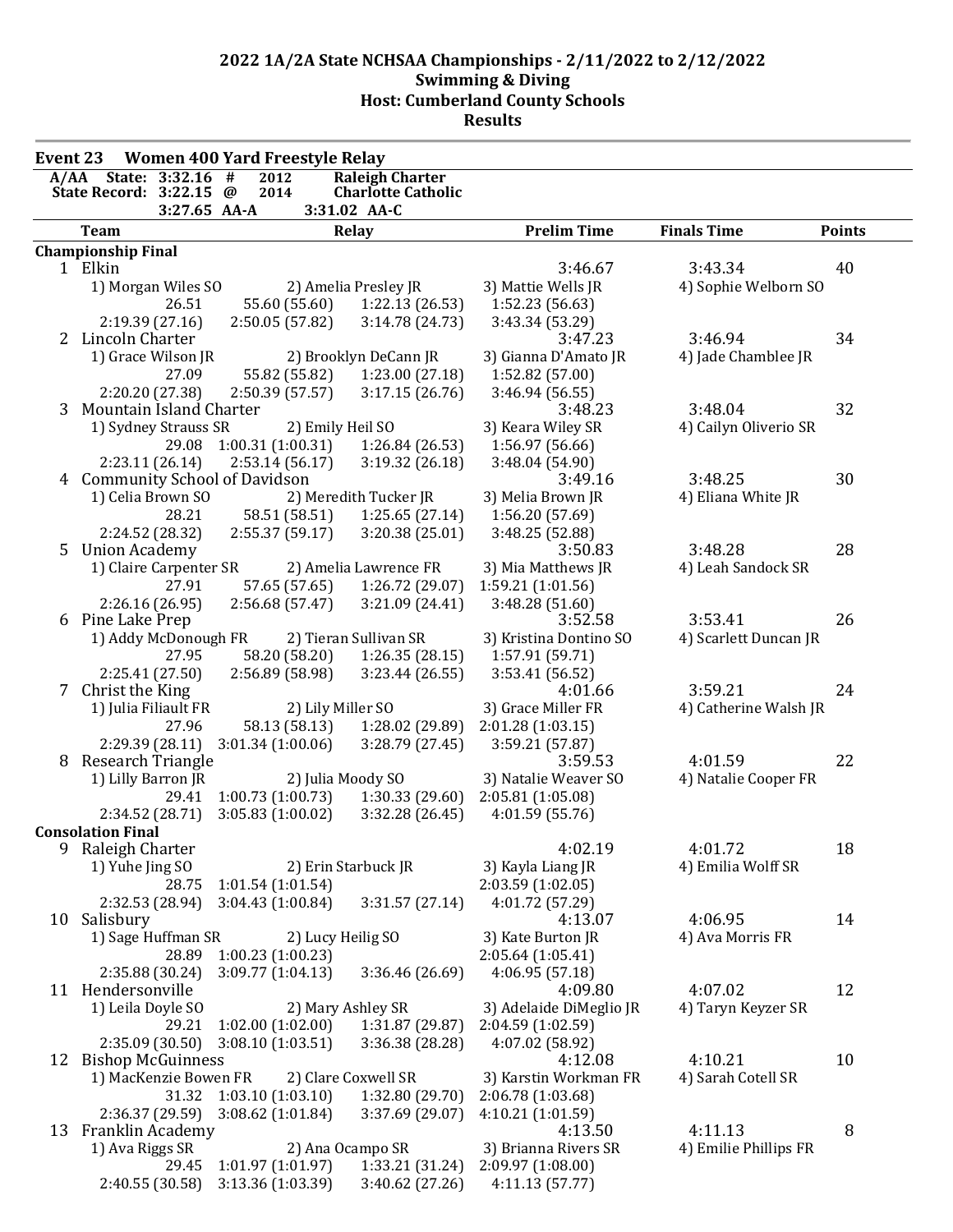# 2022 1A/2A State NCHSAA Championships - 2/11/2022 to 2/12/2022
## Swimming & Diving
## Host: Cumberland County Schools
## Results

### Event 23 Women 400 Yard Freestyle Relay

A/AA State: 3:32.16 # 2012 Raleigh Charter
State Record: 3:22.15 @ 2014 Charlotte Catholic
3:27.65 AA-A 3:31.02 AA-C

| Team | Relay | Prelim Time | Finals Time | Points |
|---|---|---|---|---|
| **Championship Final** | | | | |
| 1 Elkin | | 3:46.67 | 3:43.34 | 40 |
| 1) Morgan Wiles SO | 2) Amelia Presley JR | 3) Mattie Wells JR | 4) Sophie Welborn SO | |
| 26.51 | 55.60 (55.60) 1:22.13 (26.53) | 1:52.23 (56.63) | | |
| 2:19.39 (27.16) | 2:50.05 (57.82) 3:14.78 (24.73) | 3:43.34 (53.29) | | |
| 2 Lincoln Charter | | 3:47.23 | 3:46.94 | 34 |
| 1) Grace Wilson JR | 2) Brooklyn DeCann JR | 3) Gianna D'Amato JR | 4) Jade Chamblee JR | |
| 27.09 | 55.82 (55.82) 1:23.00 (27.18) | 1:52.82 (57.00) | | |
| 2:20.20 (27.38) | 2:50.39 (57.57) 3:17.15 (26.76) | 3:46.94 (56.55) | | |
| 3 Mountain Island Charter | | 3:48.23 | 3:48.04 | 32 |
| 1) Sydney Strauss SR | 2) Emily Heil SO | 3) Keara Wiley SR | 4) Cailyn Oliverio SR | |
| 29.08 | 1:00.31 (1:00.31) 1:26.84 (26.53) | 1:56.97 (56.66) | | |
| 2:23.11 (26.14) | 2:53.14 (56.17) 3:19.32 (26.18) | 3:48.04 (54.90) | | |
| 4 Community School of Davidson | | 3:49.16 | 3:48.25 | 30 |
| 1) Celia Brown SO | 2) Meredith Tucker JR | 3) Melia Brown JR | 4) Eliana White JR | |
| 28.21 | 58.51 (58.51) 1:25.65 (27.14) | 1:56.20 (57.69) | | |
| 2:24.52 (28.32) | 2:55.37 (59.17) 3:20.38 (25.01) | 3:48.25 (52.88) | | |
| 5 Union Academy | | 3:50.83 | 3:48.28 | 28 |
| 1) Claire Carpenter SR | 2) Amelia Lawrence FR | 3) Mia Matthews JR | 4) Leah Sandock SR | |
| 27.91 | 57.65 (57.65) 1:26.72 (29.07) | 1:59.21 (1:01.56) | | |
| 2:26.16 (26.95) | 2:56.68 (57.47) 3:21.09 (24.41) | 3:48.28 (51.60) | | |
| 6 Pine Lake Prep | | 3:52.58 | 3:53.41 | 26 |
| 1) Addy McDonough FR | 2) Tieran Sullivan SR | 3) Kristina Dontino SO | 4) Scarlett Duncan JR | |
| 27.95 | 58.20 (58.20) 1:26.35 (28.15) | 1:57.91 (59.71) | | |
| 2:25.41 (27.50) | 2:56.89 (58.98) 3:23.44 (26.55) | 3:53.41 (56.52) | | |
| 7 Christ the King | | 4:01.66 | 3:59.21 | 24 |
| 1) Julia Filiault FR | 2) Lily Miller SO | 3) Grace Miller FR | 4) Catherine Walsh JR | |
| 27.96 | 58.13 (58.13) 1:28.02 (29.89) | 2:01.28 (1:03.15) | | |
| 2:29.39 (28.11) | 3:01.34 (1:00.06) 3:28.79 (27.45) | 3:59.21 (57.87) | | |
| 8 Research Triangle | | 3:59.53 | 4:01.59 | 22 |
| 1) Lilly Barron JR | 2) Julia Moody SO | 3) Natalie Weaver SO | 4) Natalie Cooper FR | |
| 29.41 | 1:00.73 (1:00.73) 1:30.33 (29.60) | 2:05.81 (1:05.08) | | |
| 2:34.52 (28.71) | 3:05.83 (1:00.02) 3:32.28 (26.45) | 4:01.59 (55.76) | | |
| **Consolation Final** | | | | |
| 9 Raleigh Charter | | 4:02.19 | 4:01.72 | 18 |
| 1) Yuhe Jing SO | 2) Erin Starbuck JR | 3) Kayla Liang JR | 4) Emilia Wolff SR | |
| 28.75 | 1:01.54 (1:01.54) | 2:03.59 (1:02.05) | | |
| 2:32.53 (28.94) | 3:04.43 (1:00.84) 3:31.57 (27.14) | 4:01.72 (57.29) | | |
| 10 Salisbury | | 4:13.07 | 4:06.95 | 14 |
| 1) Sage Huffman SR | 2) Lucy Heilig SO | 3) Kate Burton JR | 4) Ava Morris FR | |
| 28.89 | 1:00.23 (1:00.23) | 2:05.64 (1:05.41) | | |
| 2:35.88 (30.24) | 3:09.77 (1:04.13) 3:36.46 (26.69) | 4:06.95 (57.18) | | |
| 11 Hendersonville | | 4:09.80 | 4:07.02 | 12 |
| 1) Leila Doyle SO | 2) Mary Ashley SR | 3) Adelaide DiMeglio JR | 4) Taryn Keyzer SR | |
| 29.21 | 1:02.00 (1:02.00) 1:31.87 (29.87) | 2:04.59 (1:02.59) | | |
| 2:35.09 (30.50) | 3:08.10 (1:03.51) 3:36.38 (28.28) | 4:07.02 (58.92) | | |
| 12 Bishop McGuinness | | 4:12.08 | 4:10.21 | 10 |
| 1) MacKenzie Bowen FR | 2) Clare Coxwell SR | 3) Karstin Workman FR | 4) Sarah Cotell SR | |
| 31.32 | 1:03.10 (1:03.10) 1:32.80 (29.70) | 2:06.78 (1:03.68) | | |
| 2:36.37 (29.59) | 3:08.62 (1:01.84) 3:37.69 (29.07) | 4:10.21 (1:01.59) | | |
| 13 Franklin Academy | | 4:13.50 | 4:11.13 | 8 |
| 1) Ava Riggs SR | 2) Ana Ocampo SR | 3) Brianna Rivers SR | 4) Emilie Phillips FR | |
| 29.45 | 1:01.97 (1:01.97) 1:33.21 (31.24) | 2:09.97 (1:08.00) | | |
| 2:40.55 (30.58) | 3:13.36 (1:03.39) 3:40.62 (27.26) | 4:11.13 (57.77) | | |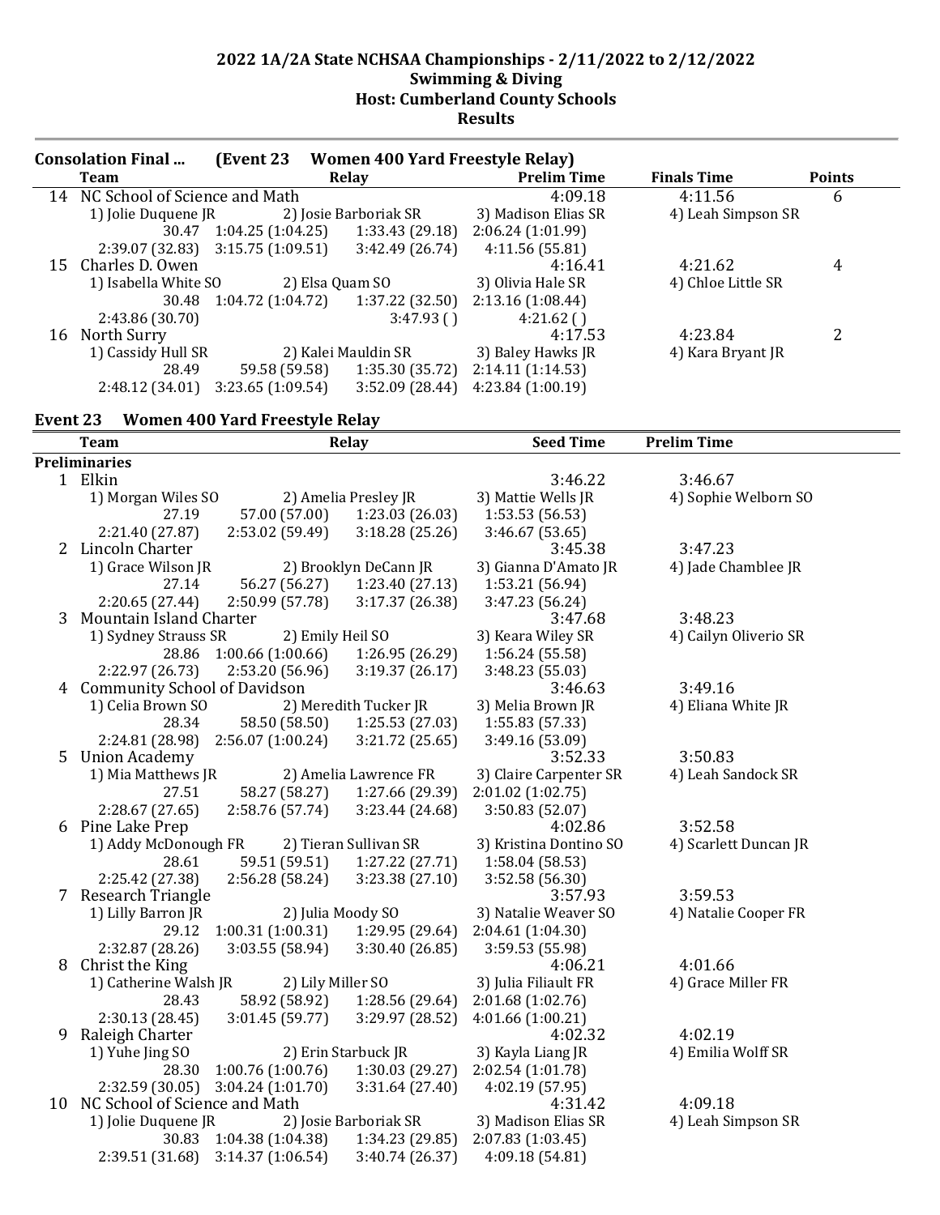# 2022 1A/2A State NCHSAA Championships - 2/11/2022 to 2/12/2022
## Swimming & Diving
## Host: Cumberland County Schools
## Results

**Consolation Final ... (Event 23 Women 400 Yard Freestyle Relay)**

| | Team | Relay | | | Prelim Time | Finals Time | Points |
|---|---|---|---|---|---|---|---|
| 14 | NC School of Science and Math | | | | 4:09.18 | 4:11.56 | 6 |
| | 1) Jolie Duquene JR | 2) Josie Barboriak SR | | 3) Madison Elias SR | | 4) Leah Simpson SR | |
| | 30.47 | 1:04.25 (1:04.25) | 1:33.43 (29.18) | 2:06.24 (1:01.99) | | | |
| | 2:39.07 (32.83) | 3:15.75 (1:09.51) | 3:42.49 (26.74) | 4:11.56 (55.81) | | | |
| 15 | Charles D. Owen | | | | 4:16.41 | 4:21.62 | 4 |
| | 1) Isabella White SO | 2) Elsa Quam SO | | 3) Olivia Hale SR | | 4) Chloe Little SR | |
| | 30.48 | 1:04.72 (1:04.72) | 1:37.22 (32.50) | 2:13.16 (1:08.44) | | | |
| | 2:43.86 (30.70) | | 3:47.93 ( ) | 4:21.62 ( ) | | | |
| 16 | North Surry | | | | 4:17.53 | 4:23.84 | 2 |
| | 1) Cassidy Hull SR | 2) Kalei Mauldin SR | | 3) Baley Hawks JR | | 4) Kara Bryant JR | |
| | 28.49 | 59.58 (59.58) | 1:35.30 (35.72) | 2:14.11 (1:14.53) | | | |
| | 2:48.12 (34.01) | 3:23.65 (1:09.54) | 3:52.09 (28.44) | 4:23.84 (1:00.19) | | | |

## Event 23 Women 400 Yard Freestyle Relay

| | Team | Relay | | | Seed Time | Prelim Time |
|---|---|---|---|---|---|---|
| **Preliminaries** | | | | | | |
| 1 | Elkin | | | | 3:46.22 | 3:46.67 |
| | 1) Morgan Wiles SO | 2) Amelia Presley JR | | 3) Mattie Wells JR | | 4) Sophie Welborn SO |
| | 27.19 | 57.00 (57.00) | 1:23.03 (26.03) | 1:53.53 (56.53) | | |
| | 2:21.40 (27.87) | 2:53.02 (59.49) | 3:18.28 (25.26) | 3:46.67 (53.65) | | |
| 2 | Lincoln Charter | | | | 3:45.38 | 3:47.23 |
| | 1) Grace Wilson JR | 2) Brooklyn DeCann JR | | 3) Gianna D'Amato JR | | 4) Jade Chamblee JR |
| | 27.14 | 56.27 (56.27) | 1:23.40 (27.13) | 1:53.21 (56.94) | | |
| | 2:20.65 (27.44) | 2:50.99 (57.78) | 3:17.37 (26.38) | 3:47.23 (56.24) | | |
| 3 | Mountain Island Charter | | | | 3:47.68 | 3:48.23 |
| | 1) Sydney Strauss SR | 2) Emily Heil SO | | 3) Keara Wiley SR | | 4) Cailyn Oliverio SR |
| | 28.86 | 1:00.66 (1:00.66) | 1:26.95 (26.29) | 1:56.24 (55.58) | | |
| | 2:22.97 (26.73) | 2:53.20 (56.96) | 3:19.37 (26.17) | 3:48.23 (55.03) | | |
| 4 | Community School of Davidson | | | | 3:46.63 | 3:49.16 |
| | 1) Celia Brown SO | 2) Meredith Tucker JR | | 3) Melia Brown JR | | 4) Eliana White JR |
| | 28.34 | 58.50 (58.50) | 1:25.53 (27.03) | 1:55.83 (57.33) | | |
| | 2:24.81 (28.98) | 2:56.07 (1:00.24) | 3:21.72 (25.65) | 3:49.16 (53.09) | | |
| 5 | Union Academy | | | | 3:52.33 | 3:50.83 |
| | 1) Mia Matthews JR | 2) Amelia Lawrence FR | | 3) Claire Carpenter SR | | 4) Leah Sandock SR |
| | 27.51 | 58.27 (58.27) | 1:27.66 (29.39) | 2:01.02 (1:02.75) | | |
| | 2:28.67 (27.65) | 2:58.76 (57.74) | 3:23.44 (24.68) | 3:50.83 (52.07) | | |
| 6 | Pine Lake Prep | | | | 4:02.86 | 3:52.58 |
| | 1) Addy McDonough FR | 2) Tieran Sullivan SR | | 3) Kristina Dontino SO | | 4) Scarlett Duncan JR |
| | 28.61 | 59.51 (59.51) | 1:27.22 (27.71) | 1:58.04 (58.53) | | |
| | 2:25.42 (27.38) | 2:56.28 (58.24) | 3:23.38 (27.10) | 3:52.58 (56.30) | | |
| 7 | Research Triangle | | | | 3:57.93 | 3:59.53 |
| | 1) Lilly Barron JR | 2) Julia Moody SO | | 3) Natalie Weaver SO | | 4) Natalie Cooper FR |
| | 29.12 | 1:00.31 (1:00.31) | 1:29.95 (29.64) | 2:04.61 (1:04.30) | | |
| | 2:32.87 (28.26) | 3:03.55 (58.94) | 3:30.40 (26.85) | 3:59.53 (55.98) | | |
| 8 | Christ the King | | | | 4:06.21 | 4:01.66 |
| | 1) Catherine Walsh JR | 2) Lily Miller SO | | 3) Julia Filiault FR | | 4) Grace Miller FR |
| | 28.43 | 58.92 (58.92) | 1:28.56 (29.64) | 2:01.68 (1:02.76) | | |
| | 2:30.13 (28.45) | 3:01.45 (59.77) | 3:29.97 (28.52) | 4:01.66 (1:00.21) | | |
| 9 | Raleigh Charter | | | | 4:02.32 | 4:02.19 |
| | 1) Yuhe Jing SO | 2) Erin Starbuck JR | | 3) Kayla Liang JR | | 4) Emilia Wolff SR |
| | 28.30 | 1:00.76 (1:00.76) | 1:30.03 (29.27) | 2:02.54 (1:01.78) | | |
| | 2:32.59 (30.05) | 3:04.24 (1:01.70) | 3:31.64 (27.40) | 4:02.19 (57.95) | | |
| 10 | NC School of Science and Math | | | | 4:31.42 | 4:09.18 |
| | 1) Jolie Duquene JR | 2) Josie Barboriak SR | | 3) Madison Elias SR | | 4) Leah Simpson SR |
| | 30.83 | 1:04.38 (1:04.38) | 1:34.23 (29.85) | 2:07.83 (1:03.45) | | |
| | 2:39.51 (31.68) | 3:14.37 (1:06.54) | 3:40.74 (26.37) | 4:09.18 (54.81) | | |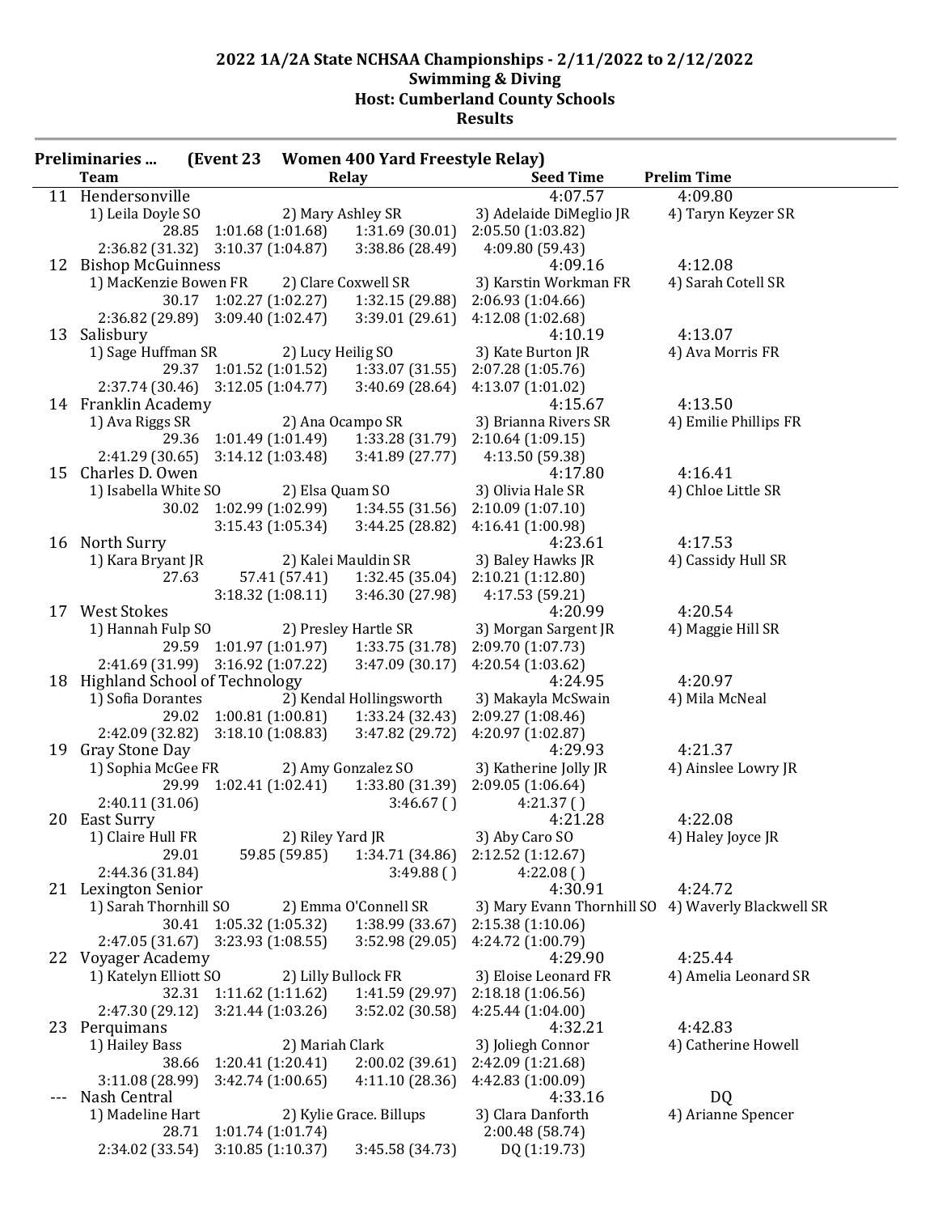# 2022 1A/2A State NCHSAA Championships - 2/11/2022 to 2/12/2022

## Swimming & Diving

## Host: Cumberland County Schools

## Results

**Preliminaries ... (Event 23 Women 400 Yard Freestyle Relay)**

| | Team | Relay | | Seed Time | Prelim Time |
|---|---|---|---|---|---|
| 11 | Hendersonville | | | 4:07.57 | 4:09.80 |
| | 1) Leila Doyle SO | 2) Mary Ashley SR | 3) Adelaide DiMeglio JR | 4) Taryn Keyzer SR | |
| | 28.85 | 1:01.68 (1:01.68) | 1:31.69 (30.01) | 2:05.50 (1:03.82) | |
| | 2:36.82 (31.32) | 3:10.37 (1:04.87) | 3:38.86 (28.49) | 4:09.80 (59.43) | |
| 12 | Bishop McGuinness | | | 4:09.16 | 4:12.08 |
| | 1) MacKenzie Bowen FR | 2) Clare Coxwell SR | 3) Karstin Workman FR | 4) Sarah Cotell SR | |
| | 30.17 | 1:02.27 (1:02.27) | 1:32.15 (29.88) | 2:06.93 (1:04.66) | |
| | 2:36.82 (29.89) | 3:09.40 (1:02.47) | 3:39.01 (29.61) | 4:12.08 (1:02.68) | |
| 13 | Salisbury | | | 4:10.19 | 4:13.07 |
| | 1) Sage Huffman SR | 2) Lucy Heilig SO | 3) Kate Burton JR | 4) Ava Morris FR | |
| | 29.37 | 1:01.52 (1:01.52) | 1:33.07 (31.55) | 2:07.28 (1:05.76) | |
| | 2:37.74 (30.46) | 3:12.05 (1:04.77) | 3:40.69 (28.64) | 4:13.07 (1:01.02) | |
| 14 | Franklin Academy | | | 4:15.67 | 4:13.50 |
| | 1) Ava Riggs SR | 2) Ana Ocampo SR | 3) Brianna Rivers SR | 4) Emilie Phillips FR | |
| | 29.36 | 1:01.49 (1:01.49) | 1:33.28 (31.79) | 2:10.64 (1:09.15) | |
| | 2:41.29 (30.65) | 3:14.12 (1:03.48) | 3:41.89 (27.77) | 4:13.50 (59.38) | |
| 15 | Charles D. Owen | | | 4:17.80 | 4:16.41 |
| | 1) Isabella White SO | 2) Elsa Quam SO | 3) Olivia Hale SR | 4) Chloe Little SR | |
| | 30.02 | 1:02.99 (1:02.99) | 1:34.55 (31.56) | 2:10.09 (1:07.10) | |
| | | 3:15.43 (1:05.34) | 3:44.25 (28.82) | 4:16.41 (1:00.98) | |
| 16 | North Surry | | | 4:23.61 | 4:17.53 |
| | 1) Kara Bryant JR | 2) Kalei Mauldin SR | 3) Baley Hawks JR | 4) Cassidy Hull SR | |
| | 27.63 | 57.41 (57.41) | 1:32.45 (35.04) | 2:10.21 (1:12.80) | |
| | | 3:18.32 (1:08.11) | 3:46.30 (27.98) | 4:17.53 (59.21) | |
| 17 | West Stokes | | | 4:20.99 | 4:20.54 |
| | 1) Hannah Fulp SO | 2) Presley Hartle SR | 3) Morgan Sargent JR | 4) Maggie Hill SR | |
| | 29.59 | 1:01.97 (1:01.97) | 1:33.75 (31.78) | 2:09.70 (1:07.73) | |
| | 2:41.69 (31.99) | 3:16.92 (1:07.22) | 3:47.09 (30.17) | 4:20.54 (1:03.62) | |
| 18 | Highland School of Technology | | | 4:24.95 | 4:20.97 |
| | 1) Sofia Dorantes | 2) Kendal Hollingsworth | 3) Makayla McSwain | 4) Mila McNeal | |
| | 29.02 | 1:00.81 (1:00.81) | 1:33.24 (32.43) | 2:09.27 (1:08.46) | |
| | 2:42.09 (32.82) | 3:18.10 (1:08.83) | 3:47.82 (29.72) | 4:20.97 (1:02.87) | |
| 19 | Gray Stone Day | | | 4:29.93 | 4:21.37 |
| | 1) Sophia McGee FR | 2) Amy Gonzalez SO | 3) Katherine Jolly JR | 4) Ainslee Lowry JR | |
| | 29.99 | 1:02.41 (1:02.41) | 1:33.80 (31.39) | 2:09.05 (1:06.64) | |
| | 2:40.11 (31.06) | | 3:46.67 ( ) | 4:21.37 ( ) | |
| 20 | East Surry | | | 4:21.28 | 4:22.08 |
| | 1) Claire Hull FR | 2) Riley Yard JR | 3) Aby Caro SO | 4) Haley Joyce JR | |
| | 29.01 | 59.85 (59.85) | 1:34.71 (34.86) | 2:12.52 (1:12.67) | |
| | 2:44.36 (31.84) | | 3:49.88 ( ) | 4:22.08 ( ) | |
| 21 | Lexington Senior | | | 4:30.91 | 4:24.72 |
| | 1) Sarah Thornhill SO | 2) Emma O'Connell SR | 3) Mary Evann Thornhill SO | 4) Waverly Blackwell SR | |
| | 30.41 | 1:05.32 (1:05.32) | 1:38.99 (33.67) | 2:15.38 (1:10.06) | |
| | 2:47.05 (31.67) | 3:23.93 (1:08.55) | 3:52.98 (29.05) | 4:24.72 (1:00.79) | |
| 22 | Voyager Academy | | | 4:29.90 | 4:25.44 |
| | 1) Katelyn Elliott SO | 2) Lilly Bullock FR | 3) Eloise Leonard FR | 4) Amelia Leonard SR | |
| | 32.31 | 1:11.62 (1:11.62) | 1:41.59 (29.97) | 2:18.18 (1:06.56) | |
| | 2:47.30 (29.12) | 3:21.44 (1:03.26) | 3:52.02 (30.58) | 4:25.44 (1:04.00) | |
| 23 | Perquimans | | | 4:32.21 | 4:42.83 |
| | 1) Hailey Bass | 2) Mariah Clark | 3) Joliegh Connor | 4) Catherine Howell | |
| | 38.66 | 1:20.41 (1:20.41) | 2:00.02 (39.61) | 2:42.09 (1:21.68) | |
| | 3:11.08 (28.99) | 3:42.74 (1:00.65) | 4:11.10 (28.36) | 4:42.83 (1:00.09) | |
| --- | Nash Central | | | 4:33.16 | DQ |
| | 1) Madeline Hart | 2) Kylie Grace. Billups | 3) Clara Danforth | 4) Arianne Spencer | |
| | 28.71 | 1:01.74 (1:01.74) | | 2:00.48 (58.74) | |
| | 2:34.02 (33.54) | 3:10.85 (1:10.37) | 3:45.58 (34.73) | DQ (1:19.73) | |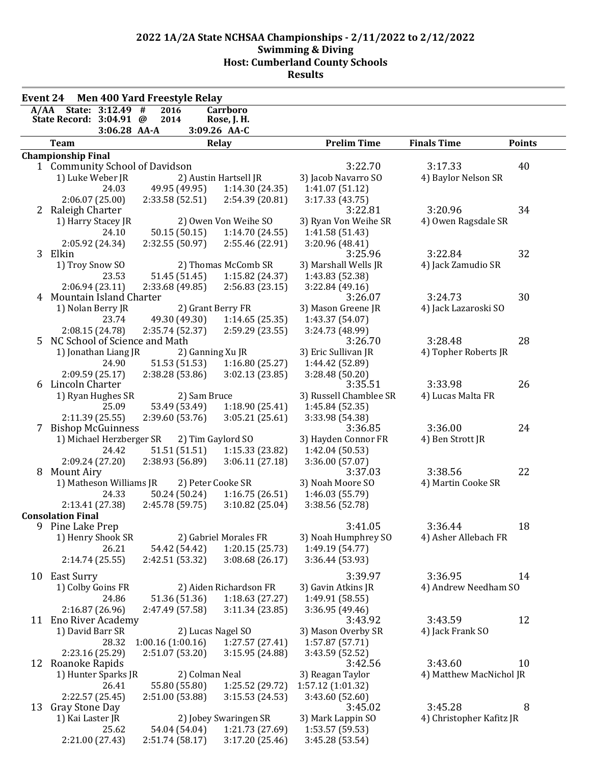# 2022 1A/2A State NCHSAA Championships - 2/11/2022 to 2/12/2022
## Swimming & Diving
## Host: Cumberland County Schools
## Results

### Event 24 Men 400 Yard Freestyle Relay

A/AA State: 3:12.49 # 2016 Carrboro
State Record: 3:04.91 @ 2014 Rose, J. H.
3:06.28 AA-A 3:09.26 AA-C

| | Team | Relay | | Prelim Time | Finals Time | Points |
|---|---|---|---|---|---|---|
| **Championship Final** | | | | | | |
| 1 | Community School of Davidson | | | 3:22.70 | 3:17.33 | 40 |
| | 1) Luke Weber JR | 2) Austin Hartsell JR | | 3) Jacob Navarro SO | 4) Baylor Nelson SR | |
| | 24.03 | 49.95 (49.95) | 1:14.30 (24.35) | 1:41.07 (51.12) | | |
| | 2:06.07 (25.00) | 2:33.58 (52.51) | 2:54.39 (20.81) | 3:17.33 (43.75) | | |
| 2 | Raleigh Charter | | | 3:22.81 | 3:20.96 | 34 |
| | 1) Harry Stacey JR | 2) Owen Von Weihe SO | | 3) Ryan Von Weihe SR | 4) Owen Ragsdale SR | |
| | 24.10 | 50.15 (50.15) | 1:14.70 (24.55) | 1:41.58 (51.43) | | |
| | 2:05.92 (24.34) | 2:32.55 (50.97) | 2:55.46 (22.91) | 3:20.96 (48.41) | | |
| 3 | Elkin | | | 3:25.96 | 3:22.84 | 32 |
| | 1) Troy Snow SO | 2) Thomas McComb SR | | 3) Marshall Wells JR | 4) Jack Zamudio SR | |
| | 23.53 | 51.45 (51.45) | 1:15.82 (24.37) | 1:43.83 (52.38) | | |
| | 2:06.94 (23.11) | 2:33.68 (49.85) | 2:56.83 (23.15) | 3:22.84 (49.16) | | |
| 4 | Mountain Island Charter | | | 3:26.07 | 3:24.73 | 30 |
| | 1) Nolan Berry JR | 2) Grant Berry FR | | 3) Mason Greene JR | 4) Jack Lazaroski SO | |
| | 23.74 | 49.30 (49.30) | 1:14.65 (25.35) | 1:43.37 (54.07) | | |
| | 2:08.15 (24.78) | 2:35.74 (52.37) | 2:59.29 (23.55) | 3:24.73 (48.99) | | |
| 5 | NC School of Science and Math | | | 3:26.70 | 3:28.48 | 28 |
| | 1) Jonathan Liang JR | 2) Ganning Xu JR | | 3) Eric Sullivan JR | 4) Topher Roberts JR | |
| | 24.90 | 51.53 (51.53) | 1:16.80 (25.27) | 1:44.42 (52.89) | | |
| | 2:09.59 (25.17) | 2:38.28 (53.86) | 3:02.13 (23.85) | 3:28.48 (50.20) | | |
| 6 | Lincoln Charter | | | 3:35.51 | 3:33.98 | 26 |
| | 1) Ryan Hughes SR | 2) Sam Bruce | | 3) Russell Chamblee SR | 4) Lucas Malta FR | |
| | 25.09 | 53.49 (53.49) | 1:18.90 (25.41) | 1:45.84 (52.35) | | |
| | 2:11.39 (25.55) | 2:39.60 (53.76) | 3:05.21 (25.61) | 3:33.98 (54.38) | | |
| 7 | Bishop McGuinness | | | 3:36.85 | 3:36.00 | 24 |
| | 1) Michael Herzberger SR | 2) Tim Gaylord SO | | 3) Hayden Connor FR | 4) Ben Strott JR | |
| | 24.42 | 51.51 (51.51) | 1:15.33 (23.82) | 1:42.04 (50.53) | | |
| | 2:09.24 (27.20) | 2:38.93 (56.89) | 3:06.11 (27.18) | 3:36.00 (57.07) | | |
| 8 | Mount Airy | | | 3:37.03 | 3:38.56 | 22 |
| | 1) Matheson Williams JR | 2) Peter Cooke SR | | 3) Noah Moore SO | 4) Martin Cooke SR | |
| | 24.33 | 50.24 (50.24) | 1:16.75 (26.51) | 1:46.03 (55.79) | | |
| | 2:13.41 (27.38) | 2:45.78 (59.75) | 3:10.82 (25.04) | 3:38.56 (52.78) | | |
| **Consolation Final** | | | | | | |
| 9 | Pine Lake Prep | | | 3:41.05 | 3:36.44 | 18 |
| | 1) Henry Shook SR | 2) Gabriel Morales FR | | 3) Noah Humphrey SO | 4) Asher Allebach FR | |
| | 26.21 | 54.42 (54.42) | 1:20.15 (25.73) | 1:49.19 (54.77) | | |
| | 2:14.74 (25.55) | 2:42.51 (53.32) | 3:08.68 (26.17) | 3:36.44 (53.93) | | |
| 10 | East Surry | | | 3:39.97 | 3:36.95 | 14 |
| | 1) Colby Goins FR | 2) Aiden Richardson FR | | 3) Gavin Atkins JR | 4) Andrew Needham SO | |
| | 24.86 | 51.36 (51.36) | 1:18.63 (27.27) | 1:49.91 (58.55) | | |
| | 2:16.87 (26.96) | 2:47.49 (57.58) | 3:11.34 (23.85) | 3:36.95 (49.46) | | |
| 11 | Eno River Academy | | | 3:43.92 | 3:43.59 | 12 |
| | 1) David Barr SR | 2) Lucas Nagel SO | | 3) Mason Overby SR | 4) Jack Frank SO | |
| | 28.32 | 1:00.16 (1:00.16) | 1:27.57 (27.41) | 1:57.87 (57.71) | | |
| | 2:23.16 (25.29) | 2:51.07 (53.20) | 3:15.95 (24.88) | 3:43.59 (52.52) | | |
| 12 | Roanoke Rapids | | | 3:42.56 | 3:43.60 | 10 |
| | 1) Hunter Sparks JR | 2) Colman Neal | | 3) Reagan Taylor | 4) Matthew MacNichol JR | |
| | 26.41 | 55.80 (55.80) | 1:25.52 (29.72) | 1:57.12 (1:01.32) | | |
| | 2:22.57 (25.45) | 2:51.00 (53.88) | 3:15.53 (24.53) | 3:43.60 (52.60) | | |
| 13 | Gray Stone Day | | | 3:45.02 | 3:45.28 | 8 |
| | 1) Kai Laster JR | 2) Jobey Swaringen SR | | 3) Mark Lappin SO | 4) Christopher Kafitz JR | |
| | 25.62 | 54.04 (54.04) | 1:21.73 (27.69) | 1:53.57 (59.53) | | |
| | 2:21.00 (27.43) | 2:51.74 (58.17) | 3:17.20 (25.46) | 3:45.28 (53.54) | | |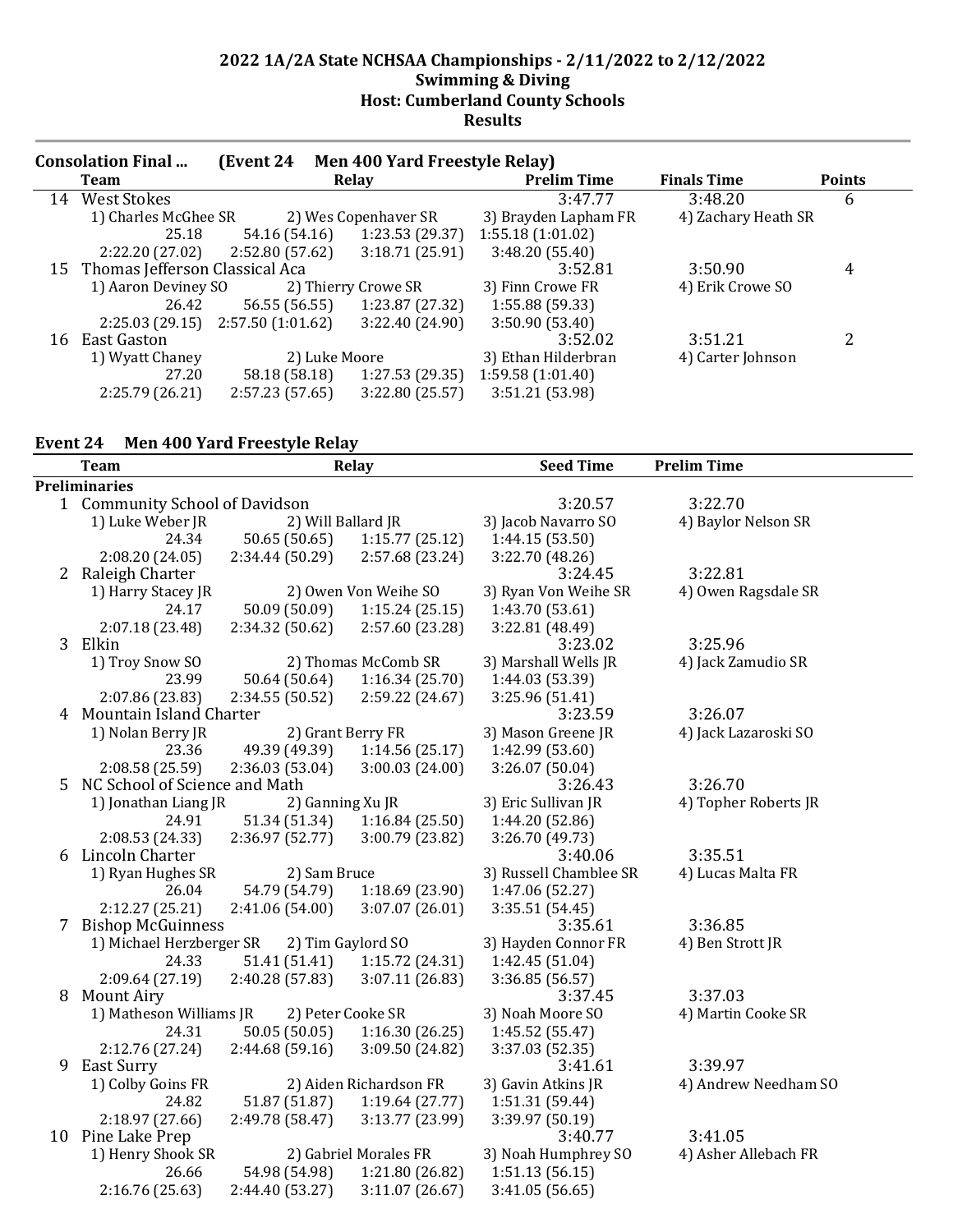## 2022 1A/2A State NCHSAA Championships - 2/11/2022 to 2/12/2022
### Swimming & Diving
### Host: Cumberland County Schools
### Results

**Consolation Final ... (Event 24 Men 400 Yard Freestyle Relay)**

| | Team | Relay | | | Prelim Time | Finals Time | Points |
|---|---|---|---|---|---|---|---|
| 14 | West Stokes | | | | 3:47.77 | 3:48.20 | 6 |
| | 1) Charles McGhee SR | 2) Wes Copenhaver SR | | 3) Brayden Lapham FR | 4) Zachary Heath SR | | |
| | 25.18 | 54.16 (54.16) | 1:23.53 (29.37) | 1:55.18 (1:01.02) | | | |
| | 2:22.20 (27.02) | 2:52.80 (57.62) | 3:18.71 (25.91) | 3:48.20 (55.40) | | | |
| 15 | Thomas Jefferson Classical Aca | | | | 3:52.81 | 3:50.90 | 4 |
| | 1) Aaron Deviney SO | 2) Thierry Crowe SR | | 3) Finn Crowe FR | 4) Erik Crowe SO | | |
| | 26.42 | 56.55 (56.55) | 1:23.87 (27.32) | 1:55.88 (59.33) | | | |
| | 2:25.03 (29.15) | 2:57.50 (1:01.62) | 3:22.40 (24.90) | 3:50.90 (53.40) | | | |
| 16 | East Gaston | | | | 3:52.02 | 3:51.21 | 2 |
| | 1) Wyatt Chaney | 2) Luke Moore | | 3) Ethan Hilderbran | 4) Carter Johnson | | |
| | 27.20 | 58.18 (58.18) | 1:27.53 (29.35) | 1:59.58 (1:01.40) | | | |
| | 2:25.79 (26.21) | 2:57.23 (57.65) | 3:22.80 (25.57) | 3:51.21 (53.98) | | | |

### Event 24 Men 400 Yard Freestyle Relay

| | Team | Relay | | | Seed Time | Prelim Time |
|---|---|---|---|---|---|---|
| **Preliminaries** | | | | | | |
| 1 | Community School of Davidson | | | | 3:20.57 | 3:22.70 |
| | 1) Luke Weber JR | 2) Will Ballard JR | | 3) Jacob Navarro SO | 4) Baylor Nelson SR | |
| | 24.34 | 50.65 (50.65) | 1:15.77 (25.12) | 1:44.15 (53.50) | | |
| | 2:08.20 (24.05) | 2:34.44 (50.29) | 2:57.68 (23.24) | 3:22.70 (48.26) | | |
| 2 | Raleigh Charter | | | | 3:24.45 | 3:22.81 |
| | 1) Harry Stacey JR | 2) Owen Von Weihe SO | | 3) Ryan Von Weihe SR | 4) Owen Ragsdale SR | |
| | 24.17 | 50.09 (50.09) | 1:15.24 (25.15) | 1:43.70 (53.61) | | |
| | 2:07.18 (23.48) | 2:34.32 (50.62) | 2:57.60 (23.28) | 3:22.81 (48.49) | | |
| 3 | Elkin | | | | 3:23.02 | 3:25.96 |
| | 1) Troy Snow SO | 2) Thomas McComb SR | | 3) Marshall Wells JR | 4) Jack Zamudio SR | |
| | 23.99 | 50.64 (50.64) | 1:16.34 (25.70) | 1:44.03 (53.39) | | |
| | 2:07.86 (23.83) | 2:34.55 (50.52) | 2:59.22 (24.67) | 3:25.96 (51.41) | | |
| 4 | Mountain Island Charter | | | | 3:23.59 | 3:26.07 |
| | 1) Nolan Berry JR | 2) Grant Berry FR | | 3) Mason Greene JR | 4) Jack Lazaroski SO | |
| | 23.36 | 49.39 (49.39) | 1:14.56 (25.17) | 1:42.99 (53.60) | | |
| | 2:08.58 (25.59) | 2:36.03 (53.04) | 3:00.03 (24.00) | 3:26.07 (50.04) | | |
| 5 | NC School of Science and Math | | | | 3:26.43 | 3:26.70 |
| | 1) Jonathan Liang JR | 2) Ganning Xu JR | | 3) Eric Sullivan JR | 4) Topher Roberts JR | |
| | 24.91 | 51.34 (51.34) | 1:16.84 (25.50) | 1:44.20 (52.86) | | |
| | 2:08.53 (24.33) | 2:36.97 (52.77) | 3:00.79 (23.82) | 3:26.70 (49.73) | | |
| 6 | Lincoln Charter | | | | 3:40.06 | 3:35.51 |
| | 1) Ryan Hughes SR | 2) Sam Bruce | | 3) Russell Chamblee SR | 4) Lucas Malta FR | |
| | 26.04 | 54.79 (54.79) | 1:18.69 (23.90) | 1:47.06 (52.27) | | |
| | 2:12.27 (25.21) | 2:41.06 (54.00) | 3:07.07 (26.01) | 3:35.51 (54.45) | | |
| 7 | Bishop McGuinness | | | | 3:35.61 | 3:36.85 |
| | 1) Michael Herzberger SR | 2) Tim Gaylord SO | | 3) Hayden Connor FR | 4) Ben Strott JR | |
| | 24.33 | 51.41 (51.41) | 1:15.72 (24.31) | 1:42.45 (51.04) | | |
| | 2:09.64 (27.19) | 2:40.28 (57.83) | 3:07.11 (26.83) | 3:36.85 (56.57) | | |
| 8 | Mount Airy | | | | 3:37.45 | 3:37.03 |
| | 1) Matheson Williams JR | 2) Peter Cooke SR | | 3) Noah Moore SO | 4) Martin Cooke SR | |
| | 24.31 | 50.05 (50.05) | 1:16.30 (26.25) | 1:45.52 (55.47) | | |
| | 2:12.76 (27.24) | 2:44.68 (59.16) | 3:09.50 (24.82) | 3:37.03 (52.35) | | |
| 9 | East Surry | | | | 3:41.61 | 3:39.97 |
| | 1) Colby Goins FR | 2) Aiden Richardson FR | | 3) Gavin Atkins JR | 4) Andrew Needham SO | |
| | 24.82 | 51.87 (51.87) | 1:19.64 (27.77) | 1:51.31 (59.44) | | |
| | 2:18.97 (27.66) | 2:49.78 (58.47) | 3:13.77 (23.99) | 3:39.97 (50.19) | | |
| 10 | Pine Lake Prep | | | | 3:40.77 | 3:41.05 |
| | 1) Henry Shook SR | 2) Gabriel Morales FR | | 3) Noah Humphrey SO | 4) Asher Allebach FR | |
| | 26.66 | 54.98 (54.98) | 1:21.80 (26.82) | 1:51.13 (56.15) | | |
| | 2:16.76 (25.63) | 2:44.40 (53.27) | 3:11.07 (26.67) | 3:41.05 (56.65) | | |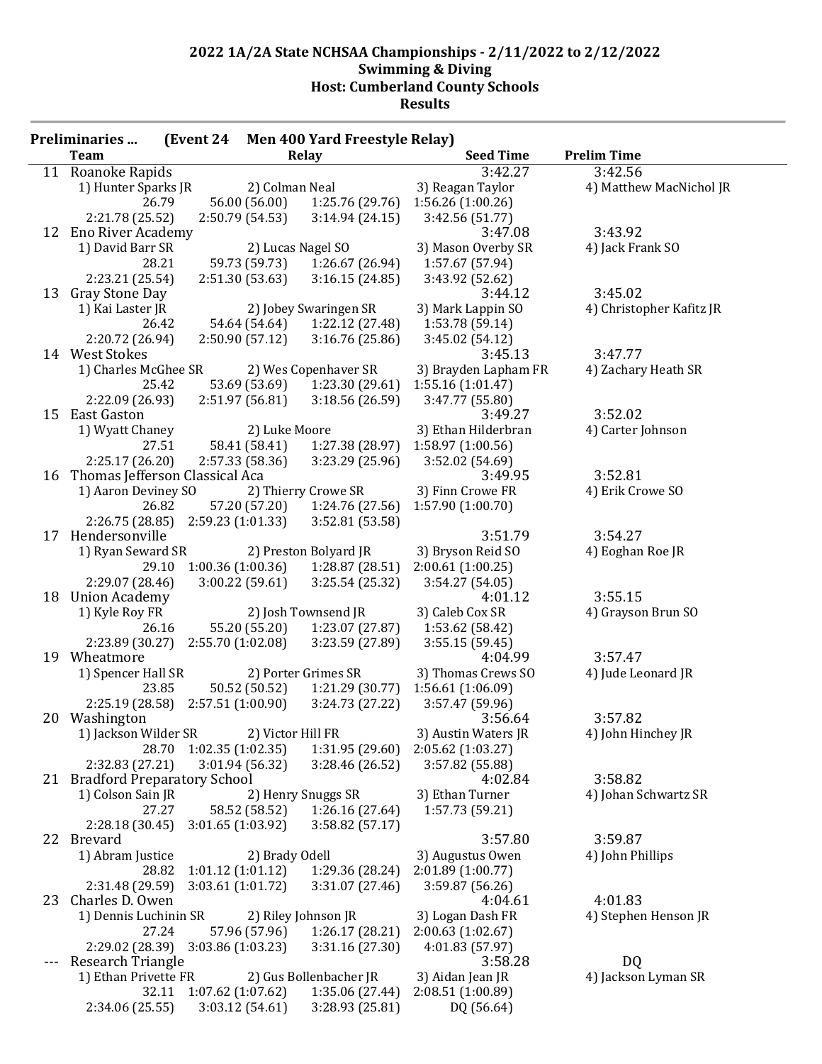# 2022 1A/2A State NCHSAA Championships - 2/11/2022 to 2/12/2022
## Swimming & Diving
## Host: Cumberland County Schools
## Results

**Preliminaries ... (Event 24 Men 400 Yard Freestyle Relay)**

| | Team | Relay | | Seed Time | Prelim Time |
|---|---|---|---|---|---|
| 11 | Roanoke Rapids | | | 3:42.27 | 3:42.56 |
| | 1) Hunter Sparks JR | 2) Colman Neal | 3) Reagan Taylor | 4) Matthew MacNichol JR | |
| | 26.79 | 56.00 (56.00) | 1:25.76 (29.76) | 1:56.26 (1:00.26) | |
| | 2:21.78 (25.52) | 2:50.79 (54.53) | 3:14.94 (24.15) | 3:42.56 (51.77) | |
| 12 | Eno River Academy | | | 3:47.08 | 3:43.92 |
| | 1) David Barr SR | 2) Lucas Nagel SO | 3) Mason Overby SR | 4) Jack Frank SO | |
| | 28.21 | 59.73 (59.73) | 1:26.67 (26.94) | 1:57.67 (57.94) | |
| | 2:23.21 (25.54) | 2:51.30 (53.63) | 3:16.15 (24.85) | 3:43.92 (52.62) | |
| 13 | Gray Stone Day | | | 3:44.12 | 3:45.02 |
| | 1) Kai Laster JR | 2) Jobey Swaringen SR | 3) Mark Lappin SO | 4) Christopher Kafitz JR | |
| | 26.42 | 54.64 (54.64) | 1:22.12 (27.48) | 1:53.78 (59.14) | |
| | 2:20.72 (26.94) | 2:50.90 (57.12) | 3:16.76 (25.86) | 3:45.02 (54.12) | |
| 14 | West Stokes | | | 3:45.13 | 3:47.77 |
| | 1) Charles McGhee SR | 2) Wes Copenhaver SR | 3) Brayden Lapham FR | 4) Zachary Heath SR | |
| | 25.42 | 53.69 (53.69) | 1:23.30 (29.61) | 1:55.16 (1:01.47) | |
| | 2:22.09 (26.93) | 2:51.97 (56.81) | 3:18.56 (26.59) | 3:47.77 (55.80) | |
| 15 | East Gaston | | | 3:49.27 | 3:52.02 |
| | 1) Wyatt Chaney | 2) Luke Moore | 3) Ethan Hilderbran | 4) Carter Johnson | |
| | 27.51 | 58.41 (58.41) | 1:27.38 (28.97) | 1:58.97 (1:00.56) | |
| | 2:25.17 (26.20) | 2:57.33 (58.36) | 3:23.29 (25.96) | 3:52.02 (54.69) | |
| 16 | Thomas Jefferson Classical Aca | | | 3:49.95 | 3:52.81 |
| | 1) Aaron Deviney SO | 2) Thierry Crowe SR | 3) Finn Crowe FR | 4) Erik Crowe SO | |
| | 26.82 | 57.20 (57.20) | 1:24.76 (27.56) | 1:57.90 (1:00.70) | |
| | 2:26.75 (28.85) | 2:59.23 (1:01.33) | 3:52.81 (53.58) | | |
| 17 | Hendersonville | | | 3:51.79 | 3:54.27 |
| | 1) Ryan Seward SR | 2) Preston Bolyard JR | 3) Bryson Reid SO | 4) Eoghan Roe JR | |
| | 29.10 | 1:00.36 (1:00.36) | 1:28.87 (28.51) | 2:00.61 (1:00.25) | |
| | 2:29.07 (28.46) | 3:00.22 (59.61) | 3:25.54 (25.32) | 3:54.27 (54.05) | |
| 18 | Union Academy | | | 4:01.12 | 3:55.15 |
| | 1) Kyle Roy FR | 2) Josh Townsend JR | 3) Caleb Cox SR | 4) Grayson Brun SO | |
| | 26.16 | 55.20 (55.20) | 1:23.07 (27.87) | 1:53.62 (58.42) | |
| | 2:23.89 (30.27) | 2:55.70 (1:02.08) | 3:23.59 (27.89) | 3:55.15 (59.45) | |
| 19 | Wheatmore | | | 4:04.99 | 3:57.47 |
| | 1) Spencer Hall SR | 2) Porter Grimes SR | 3) Thomas Crews SO | 4) Jude Leonard JR | |
| | 23.85 | 50.52 (50.52) | 1:21.29 (30.77) | 1:56.61 (1:06.09) | |
| | 2:25.19 (28.58) | 2:57.51 (1:00.90) | 3:24.73 (27.22) | 3:57.47 (59.96) | |
| 20 | Washington | | | 3:56.64 | 3:57.82 |
| | 1) Jackson Wilder SR | 2) Victor Hill FR | 3) Austin Waters JR | 4) John Hinchey JR | |
| | 28.70 | 1:02.35 (1:02.35) | 1:31.95 (29.60) | 2:05.62 (1:03.27) | |
| | 2:32.83 (27.21) | 3:01.94 (56.32) | 3:28.46 (26.52) | 3:57.82 (55.88) | |
| 21 | Bradford Preparatory School | | | 4:02.84 | 3:58.82 |
| | 1) Colson Sain JR | 2) Henry Snuggs SR | 3) Ethan Turner | 4) Johan Schwartz SR | |
| | 27.27 | 58.52 (58.52) | 1:26.16 (27.64) | 1:57.73 (59.21) | |
| | 2:28.18 (30.45) | 3:01.65 (1:03.92) | 3:58.82 (57.17) | | |
| 22 | Brevard | | | 3:57.80 | 3:59.87 |
| | 1) Abram Justice | 2) Brady Odell | 3) Augustus Owen | 4) John Phillips | |
| | 28.82 | 1:01.12 (1:01.12) | 1:29.36 (28.24) | 2:01.89 (1:00.77) | |
| | 2:31.48 (29.59) | 3:03.61 (1:01.72) | 3:31.07 (27.46) | 3:59.87 (56.26) | |
| 23 | Charles D. Owen | | | 4:04.61 | 4:01.83 |
| | 1) Dennis Luchinin SR | 2) Riley Johnson JR | 3) Logan Dash FR | 4) Stephen Henson JR | |
| | 27.24 | 57.96 (57.96) | 1:26.17 (28.21) | 2:00.63 (1:02.67) | |
| | 2:29.02 (28.39) | 3:03.86 (1:03.23) | 3:31.16 (27.30) | 4:01.83 (57.97) | |
| --- | Research Triangle | | | 3:58.28 | DQ |
| | 1) Ethan Privette FR | 2) Gus Bollenbacher JR | 3) Aidan Jean JR | 4) Jackson Lyman SR | |
| | 32.11 | 1:07.62 (1:07.62) | 1:35.06 (27.44) | 2:08.51 (1:00.89) | |
| | 2:34.06 (25.55) | 3:03.12 (54.61) | 3:28.93 (25.81) | DQ (56.64) | |